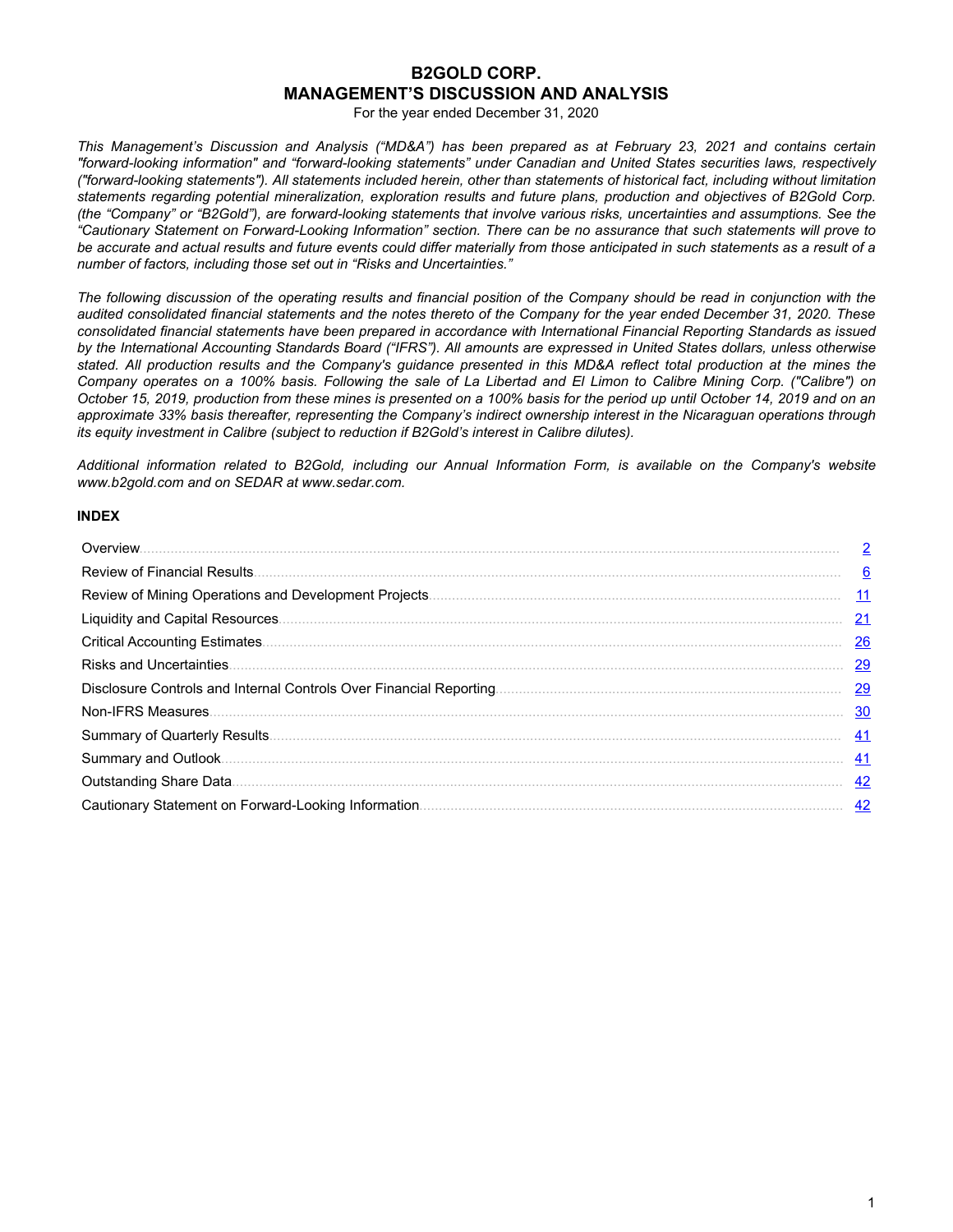# B2GOLD CORP.
# MANAGEMENT'S DISCUSSION AND ANALYSIS

For the year ended December 31, 2020

*This Management's Discussion and Analysis ("MD&A") has been prepared as at February 23, 2021 and contains certain "forward-looking information" and "forward-looking statements" under Canadian and United States securities laws, respectively ("forward-looking statements"). All statements included herein, other than statements of historical fact, including without limitation statements regarding potential mineralization, exploration results and future plans, production and objectives of B2Gold Corp. (the "Company" or "B2Gold"), are forward-looking statements that involve various risks, uncertainties and assumptions. See the "Cautionary Statement on Forward-Looking Information" section. There can be no assurance that such statements will prove to be accurate and actual results and future events could differ materially from those anticipated in such statements as a result of a number of factors, including those set out in "Risks and Uncertainties."*

*The following discussion of the operating results and financial position of the Company should be read in conjunction with the audited consolidated financial statements and the notes thereto of the Company for the year ended December 31, 2020. These consolidated financial statements have been prepared in accordance with International Financial Reporting Standards as issued by the International Accounting Standards Board ("IFRS"). All amounts are expressed in United States dollars, unless otherwise stated. All production results and the Company's guidance presented in this MD&A reflect total production at the mines the Company operates on a 100% basis. Following the sale of La Libertad and El Limon to Calibre Mining Corp. ("Calibre") on October 15, 2019, production from these mines is presented on a 100% basis for the period up until October 14, 2019 and on an approximate 33% basis thereafter, representing the Company's indirect ownership interest in the Nicaraguan operations through its equity investment in Calibre (subject to reduction if B2Gold's interest in Calibre dilutes).*

*Additional information related to B2Gold, including our Annual Information Form, is available on the Company's website www.b2gold.com and on SEDAR at www.sedar.com.*

**INDEX**

| Section | Page |
|---|---|
| Overview | 2 |
| Review of Financial Results | 6 |
| Review of Mining Operations and Development Projects | 11 |
| Liquidity and Capital Resources | 21 |
| Critical Accounting Estimates | 26 |
| Risks and Uncertainties | 29 |
| Disclosure Controls and Internal Controls Over Financial Reporting | 29 |
| Non-IFRS Measures | 30 |
| Summary of Quarterly Results | 41 |
| Summary and Outlook | 41 |
| Outstanding Share Data | 42 |
| Cautionary Statement on Forward-Looking Information | 42 |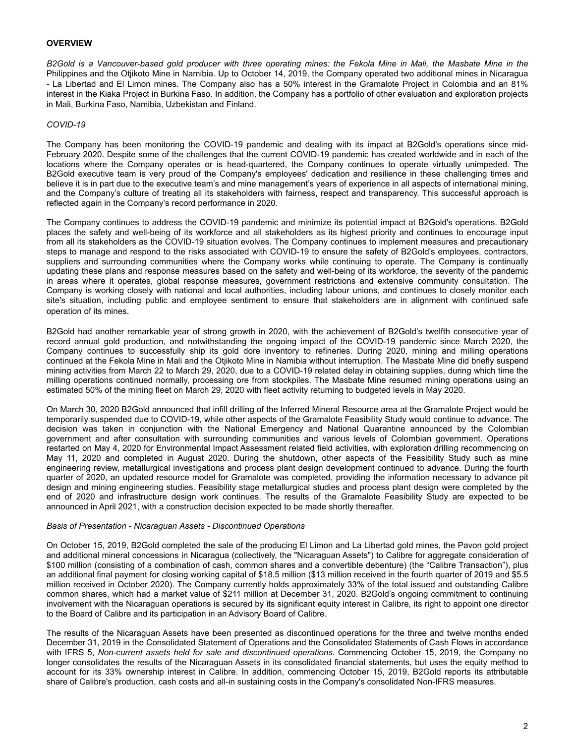**OVERVIEW**

*B2Gold is a Vancouver-based gold producer with three operating mines: the Fekola Mine in Mali, the Masbate Mine in the* Philippines and the Otjikoto Mine in Namibia. Up to October 14, 2019, the Company operated two additional mines in Nicaragua - La Libertad and El Limon mines. The Company also has a 50% interest in the Gramalote Project in Colombia and an 81% interest in the Kiaka Project in Burkina Faso. In addition, the Company has a portfolio of other evaluation and exploration projects in Mali, Burkina Faso, Namibia, Uzbekistan and Finland.

*COVID-19*

The Company has been monitoring the COVID-19 pandemic and dealing with its impact at B2Gold's operations since mid-February 2020. Despite some of the challenges that the current COVID-19 pandemic has created worldwide and in each of the locations where the Company operates or is head-quartered, the Company continues to operate virtually unimpeded. The B2Gold executive team is very proud of the Company's employees' dedication and resilience in these challenging times and believe it is in part due to the executive team's and mine management's years of experience in all aspects of international mining, and the Company's culture of treating all its stakeholders with fairness, respect and transparency. This successful approach is reflected again in the Company's record performance in 2020.

The Company continues to address the COVID-19 pandemic and minimize its potential impact at B2Gold's operations. B2Gold places the safety and well-being of its workforce and all stakeholders as its highest priority and continues to encourage input from all its stakeholders as the COVID-19 situation evolves. The Company continues to implement measures and precautionary steps to manage and respond to the risks associated with COVID-19 to ensure the safety of B2Gold's employees, contractors, suppliers and surrounding communities where the Company works while continuing to operate. The Company is continually updating these plans and response measures based on the safety and well-being of its workforce, the severity of the pandemic in areas where it operates, global response measures, government restrictions and extensive community consultation. The Company is working closely with national and local authorities, including labour unions, and continues to closely monitor each site's situation, including public and employee sentiment to ensure that stakeholders are in alignment with continued safe operation of its mines.

B2Gold had another remarkable year of strong growth in 2020, with the achievement of B2Gold's twelfth consecutive year of record annual gold production, and notwithstanding the ongoing impact of the COVID-19 pandemic since March 2020, the Company continues to successfully ship its gold dore inventory to refineries. During 2020, mining and milling operations continued at the Fekola Mine in Mali and the Otjikoto Mine in Namibia without interruption. The Masbate Mine did briefly suspend mining activities from March 22 to March 29, 2020, due to a COVID-19 related delay in obtaining supplies, during which time the milling operations continued normally, processing ore from stockpiles. The Masbate Mine resumed mining operations using an estimated 50% of the mining fleet on March 29, 2020 with fleet activity returning to budgeted levels in May 2020.

On March 30, 2020 B2Gold announced that infill drilling of the Inferred Mineral Resource area at the Gramalote Project would be temporarily suspended due to COVID-19, while other aspects of the Gramalote Feasibility Study would continue to advance. The decision was taken in conjunction with the National Emergency and National Quarantine announced by the Colombian government and after consultation with surrounding communities and various levels of Colombian government. Operations restarted on May 4, 2020 for Environmental Impact Assessment related field activities, with exploration drilling recommencing on May 11, 2020 and completed in August 2020. During the shutdown, other aspects of the Feasibility Study such as mine engineering review, metallurgical investigations and process plant design development continued to advance. During the fourth quarter of 2020, an updated resource model for Gramalote was completed, providing the information necessary to advance pit design and mining engineering studies. Feasibility stage metallurgical studies and process plant design were completed by the end of 2020 and infrastructure design work continues. The results of the Gramalote Feasibility Study are expected to be announced in April 2021, with a construction decision expected to be made shortly thereafter.

*Basis of Presentation - Nicaraguan Assets - Discontinued Operations*

On October 15, 2019, B2Gold completed the sale of the producing El Limon and La Libertad gold mines, the Pavon gold project and additional mineral concessions in Nicaragua (collectively, the "Nicaraguan Assets") to Calibre for aggregate consideration of $100 million (consisting of a combination of cash, common shares and a convertible debenture) (the "Calibre Transaction"), plus an additional final payment for closing working capital of $18.5 million ($13 million received in the fourth quarter of 2019 and $5.5 million received in October 2020). The Company currently holds approximately 33% of the total issued and outstanding Calibre common shares, which had a market value of $211 million at December 31, 2020. B2Gold's ongoing commitment to continuing involvement with the Nicaraguan operations is secured by its significant equity interest in Calibre, its right to appoint one director to the Board of Calibre and its participation in an Advisory Board of Calibre.

The results of the Nicaraguan Assets have been presented as discontinued operations for the three and twelve months ended December 31, 2019 in the Consolidated Statement of Operations and the Consolidated Statements of Cash Flows in accordance with IFRS 5, *Non-current assets held for sale and discontinued operations*. Commencing October 15, 2019, the Company no longer consolidates the results of the Nicaraguan Assets in its consolidated financial statements, but uses the equity method to account for its 33% ownership interest in Calibre. In addition, commencing October 15, 2019, B2Gold reports its attributable share of Calibre's production, cash costs and all-in sustaining costs in the Company's consolidated Non-IFRS measures.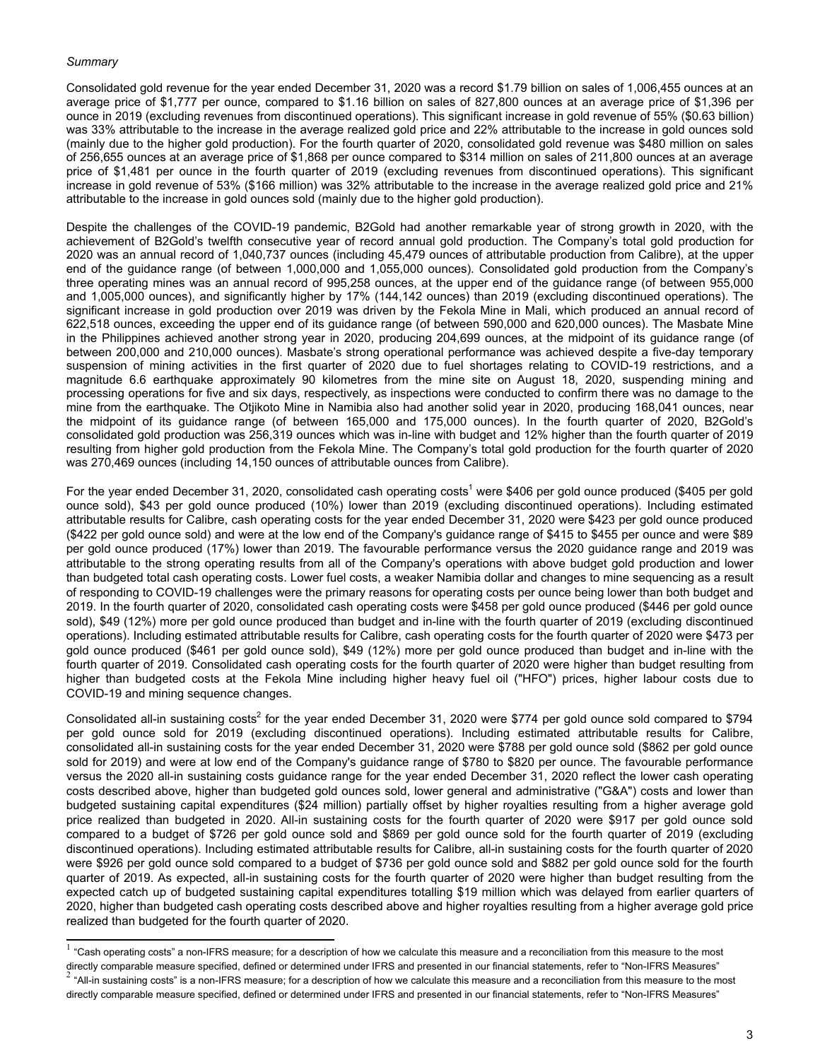*Summary*

Consolidated gold revenue for the year ended December 31, 2020 was a record $1.79 billion on sales of 1,006,455 ounces at an average price of $1,777 per ounce, compared to $1.16 billion on sales of 827,800 ounces at an average price of $1,396 per ounce in 2019 (excluding revenues from discontinued operations). This significant increase in gold revenue of 55% ($0.63 billion) was 33% attributable to the increase in the average realized gold price and 22% attributable to the increase in gold ounces sold (mainly due to the higher gold production). For the fourth quarter of 2020, consolidated gold revenue was $480 million on sales of 256,655 ounces at an average price of $1,868 per ounce compared to $314 million on sales of 211,800 ounces at an average price of $1,481 per ounce in the fourth quarter of 2019 (excluding revenues from discontinued operations). This significant increase in gold revenue of 53% ($166 million) was 32% attributable to the increase in the average realized gold price and 21% attributable to the increase in gold ounces sold (mainly due to the higher gold production).

Despite the challenges of the COVID-19 pandemic, B2Gold had another remarkable year of strong growth in 2020, with the achievement of B2Gold's twelfth consecutive year of record annual gold production. The Company's total gold production for 2020 was an annual record of 1,040,737 ounces (including 45,479 ounces of attributable production from Calibre), at the upper end of the guidance range (of between 1,000,000 and 1,055,000 ounces). Consolidated gold production from the Company's three operating mines was an annual record of 995,258 ounces, at the upper end of the guidance range (of between 955,000 and 1,005,000 ounces), and significantly higher by 17% (144,142 ounces) than 2019 (excluding discontinued operations). The significant increase in gold production over 2019 was driven by the Fekola Mine in Mali, which produced an annual record of 622,518 ounces, exceeding the upper end of its guidance range (of between 590,000 and 620,000 ounces). The Masbate Mine in the Philippines achieved another strong year in 2020, producing 204,699 ounces, at the midpoint of its guidance range (of between 200,000 and 210,000 ounces). Masbate's strong operational performance was achieved despite a five-day temporary suspension of mining activities in the first quarter of 2020 due to fuel shortages relating to COVID-19 restrictions, and a magnitude 6.6 earthquake approximately 90 kilometres from the mine site on August 18, 2020, suspending mining and processing operations for five and six days, respectively, as inspections were conducted to confirm there was no damage to the mine from the earthquake. The Otjikoto Mine in Namibia also had another solid year in 2020, producing 168,041 ounces, near the midpoint of its guidance range (of between 165,000 and 175,000 ounces). In the fourth quarter of 2020, B2Gold's consolidated gold production was 256,319 ounces which was in-line with budget and 12% higher than the fourth quarter of 2019 resulting from higher gold production from the Fekola Mine. The Company's total gold production for the fourth quarter of 2020 was 270,469 ounces (including 14,150 ounces of attributable ounces from Calibre).

For the year ended December 31, 2020, consolidated cash operating costs[1] were $406 per gold ounce produced ($405 per gold ounce sold), $43 per gold ounce produced (10%) lower than 2019 (excluding discontinued operations). Including estimated attributable results for Calibre, cash operating costs for the year ended December 31, 2020 were $423 per gold ounce produced ($422 per gold ounce sold) and were at the low end of the Company's guidance range of $415 to $455 per ounce and were $89 per gold ounce produced (17%) lower than 2019. The favourable performance versus the 2020 guidance range and 2019 was attributable to the strong operating results from all of the Company's operations with above budget gold production and lower than budgeted total cash operating costs. Lower fuel costs, a weaker Namibia dollar and changes to mine sequencing as a result of responding to COVID-19 challenges were the primary reasons for operating costs per ounce being lower than both budget and 2019. In the fourth quarter of 2020, consolidated cash operating costs were $458 per gold ounce produced ($446 per gold ounce sold), $49 (12%) more per gold ounce produced than budget and in-line with the fourth quarter of 2019 (excluding discontinued operations). Including estimated attributable results for Calibre, cash operating costs for the fourth quarter of 2020 were $473 per gold ounce produced ($461 per gold ounce sold), $49 (12%) more per gold ounce produced than budget and in-line with the fourth quarter of 2019. Consolidated cash operating costs for the fourth quarter of 2020 were higher than budget resulting from higher than budgeted costs at the Fekola Mine including higher heavy fuel oil ("HFO") prices, higher labour costs due to COVID-19 and mining sequence changes.

Consolidated all-in sustaining costs[2] for the year ended December 31, 2020 were $774 per gold ounce sold compared to $794 per gold ounce sold for 2019 (excluding discontinued operations). Including estimated attributable results for Calibre, consolidated all-in sustaining costs for the year ended December 31, 2020 were $788 per gold ounce sold ($862 per gold ounce sold for 2019) and were at low end of the Company's guidance range of $780 to $820 per ounce. The favourable performance versus the 2020 all-in sustaining costs guidance range for the year ended December 31, 2020 reflect the lower cash operating costs described above, higher than budgeted gold ounces sold, lower general and administrative ("G&A") costs and lower than budgeted sustaining capital expenditures ($24 million) partially offset by higher royalties resulting from a higher average gold price realized than budgeted in 2020. All-in sustaining costs for the fourth quarter of 2020 were $917 per gold ounce sold compared to a budget of $726 per gold ounce sold and $869 per gold ounce sold for the fourth quarter of 2019 (excluding discontinued operations). Including estimated attributable results for Calibre, all-in sustaining costs for the fourth quarter of 2020 were $926 per gold ounce sold compared to a budget of $736 per gold ounce sold and $882 per gold ounce sold for the fourth quarter of 2019. As expected, all-in sustaining costs for the fourth quarter of 2020 were higher than budget resulting from the expected catch up of budgeted sustaining capital expenditures totalling $19 million which was delayed from earlier quarters of 2020, higher than budgeted cash operating costs described above and higher royalties resulting from a higher average gold price realized than budgeted for the fourth quarter of 2020.

---

[1] "Cash operating costs" a non-IFRS measure; for a description of how we calculate this measure and a reconciliation from this measure to the most directly comparable measure specified, defined or determined under IFRS and presented in our financial statements, refer to "Non-IFRS Measures"

[2] "All-in sustaining costs" is a non-IFRS measure; for a description of how we calculate this measure and a reconciliation from this measure to the most directly comparable measure specified, defined or determined under IFRS and presented in our financial statements, refer to "Non-IFRS Measures"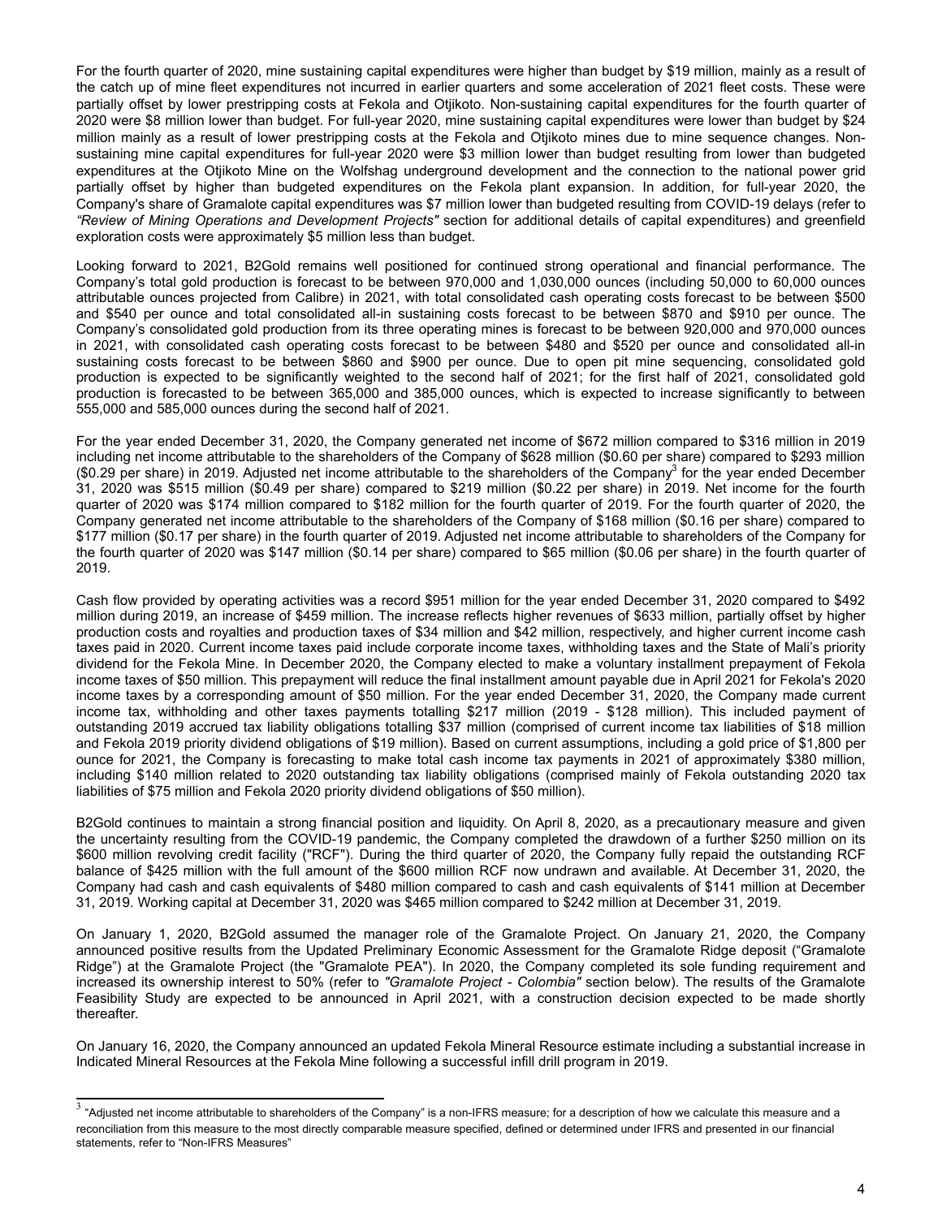For the fourth quarter of 2020, mine sustaining capital expenditures were higher than budget by $19 million, mainly as a result of the catch up of mine fleet expenditures not incurred in earlier quarters and some acceleration of 2021 fleet costs. These were partially offset by lower prestripping costs at Fekola and Otjikoto. Non-sustaining capital expenditures for the fourth quarter of 2020 were $8 million lower than budget. For full-year 2020, mine sustaining capital expenditures were lower than budget by $24 million mainly as a result of lower prestripping costs at the Fekola and Otjikoto mines due to mine sequence changes. Non-sustaining mine capital expenditures for full-year 2020 were $3 million lower than budget resulting from lower than budgeted expenditures at the Otjikoto Mine on the Wolfshag underground development and the connection to the national power grid partially offset by higher than budgeted expenditures on the Fekola plant expansion. In addition, for full-year 2020, the Company's share of Gramalote capital expenditures was $7 million lower than budgeted resulting from COVID-19 delays (refer to *"Review of Mining Operations and Development Projects"* section for additional details of capital expenditures) and greenfield exploration costs were approximately $5 million less than budget.

Looking forward to 2021, B2Gold remains well positioned for continued strong operational and financial performance. The Company's total gold production is forecast to be between 970,000 and 1,030,000 ounces (including 50,000 to 60,000 ounces attributable ounces projected from Calibre) in 2021, with total consolidated cash operating costs forecast to be between $500 and $540 per ounce and total consolidated all-in sustaining costs forecast to be between $870 and $910 per ounce. The Company's consolidated gold production from its three operating mines is forecast to be between 920,000 and 970,000 ounces in 2021, with consolidated cash operating costs forecast to be between $480 and $520 per ounce and consolidated all-in sustaining costs forecast to be between $860 and $900 per ounce. Due to open pit mine sequencing, consolidated gold production is expected to be significantly weighted to the second half of 2021; for the first half of 2021, consolidated gold production is forecasted to be between 365,000 and 385,000 ounces, which is expected to increase significantly to between 555,000 and 585,000 ounces during the second half of 2021.

For the year ended December 31, 2020, the Company generated net income of $672 million compared to $316 million in 2019 including net income attributable to the shareholders of the Company of $628 million ($0.60 per share) compared to $293 million ($0.29 per share) in 2019. Adjusted net income attributable to the shareholders of the Company[3] for the year ended December 31, 2020 was $515 million ($0.49 per share) compared to $219 million ($0.22 per share) in 2019. Net income for the fourth quarter of 2020 was $174 million compared to $182 million for the fourth quarter of 2019. For the fourth quarter of 2020, the Company generated net income attributable to the shareholders of the Company of $168 million ($0.16 per share) compared to $177 million ($0.17 per share) in the fourth quarter of 2019. Adjusted net income attributable to shareholders of the Company for the fourth quarter of 2020 was $147 million ($0.14 per share) compared to $65 million ($0.06 per share) in the fourth quarter of 2019.

Cash flow provided by operating activities was a record $951 million for the year ended December 31, 2020 compared to $492 million during 2019, an increase of $459 million. The increase reflects higher revenues of $633 million, partially offset by higher production costs and royalties and production taxes of $34 million and $42 million, respectively, and higher current income cash taxes paid in 2020. Current income taxes paid include corporate income taxes, withholding taxes and the State of Mali's priority dividend for the Fekola Mine. In December 2020, the Company elected to make a voluntary installment prepayment of Fekola income taxes of $50 million. This prepayment will reduce the final installment amount payable due in April 2021 for Fekola's 2020 income taxes by a corresponding amount of $50 million. For the year ended December 31, 2020, the Company made current income tax, withholding and other taxes payments totalling $217 million (2019 - $128 million). This included payment of outstanding 2019 accrued tax liability obligations totalling $37 million (comprised of current income tax liabilities of $18 million and Fekola 2019 priority dividend obligations of $19 million). Based on current assumptions, including a gold price of $1,800 per ounce for 2021, the Company is forecasting to make total cash income tax payments in 2021 of approximately $380 million, including $140 million related to 2020 outstanding tax liability obligations (comprised mainly of Fekola outstanding 2020 tax liabilities of $75 million and Fekola 2020 priority dividend obligations of $50 million).

B2Gold continues to maintain a strong financial position and liquidity. On April 8, 2020, as a precautionary measure and given the uncertainty resulting from the COVID-19 pandemic, the Company completed the drawdown of a further $250 million on its $600 million revolving credit facility ("RCF"). During the third quarter of 2020, the Company fully repaid the outstanding RCF balance of $425 million with the full amount of the $600 million RCF now undrawn and available. At December 31, 2020, the Company had cash and cash equivalents of $480 million compared to cash and cash equivalents of $141 million at December 31, 2019. Working capital at December 31, 2020 was $465 million compared to $242 million at December 31, 2019.

On January 1, 2020, B2Gold assumed the manager role of the Gramalote Project. On January 21, 2020, the Company announced positive results from the Updated Preliminary Economic Assessment for the Gramalote Ridge deposit ("Gramalote Ridge") at the Gramalote Project (the "Gramalote PEA"). In 2020, the Company completed its sole funding requirement and increased its ownership interest to 50% (refer to *"Gramalote Project - Colombia"* section below). The results of the Gramalote Feasibility Study are expected to be announced in April 2021, with a construction decision expected to be made shortly thereafter.

On January 16, 2020, the Company announced an updated Fekola Mineral Resource estimate including a substantial increase in Indicated Mineral Resources at the Fekola Mine following a successful infill drill program in 2019.

---

[3] "Adjusted net income attributable to shareholders of the Company" is a non-IFRS measure; for a description of how we calculate this measure and a reconciliation from this measure to the most directly comparable measure specified, defined or determined under IFRS and presented in our financial statements, refer to "Non-IFRS Measures"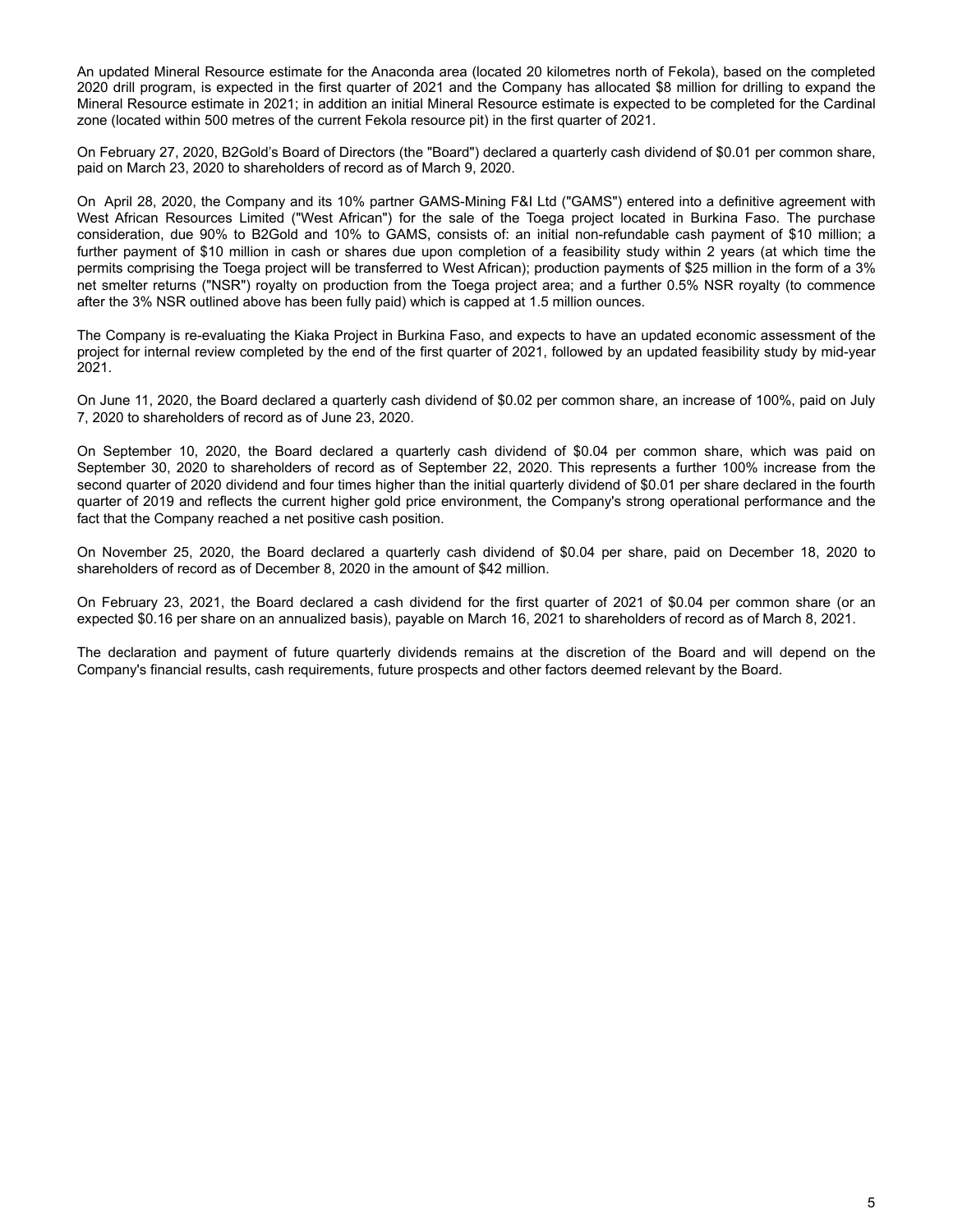An updated Mineral Resource estimate for the Anaconda area (located 20 kilometres north of Fekola), based on the completed 2020 drill program, is expected in the first quarter of 2021 and the Company has allocated $8 million for drilling to expand the Mineral Resource estimate in 2021; in addition an initial Mineral Resource estimate is expected to be completed for the Cardinal zone (located within 500 metres of the current Fekola resource pit) in the first quarter of 2021.

On February 27, 2020, B2Gold's Board of Directors (the "Board") declared a quarterly cash dividend of $0.01 per common share, paid on March 23, 2020 to shareholders of record as of March 9, 2020.

On April 28, 2020, the Company and its 10% partner GAMS-Mining F&I Ltd ("GAMS") entered into a definitive agreement with West African Resources Limited ("West African") for the sale of the Toega project located in Burkina Faso. The purchase consideration, due 90% to B2Gold and 10% to GAMS, consists of: an initial non-refundable cash payment of $10 million; a further payment of $10 million in cash or shares due upon completion of a feasibility study within 2 years (at which time the permits comprising the Toega project will be transferred to West African); production payments of $25 million in the form of a 3% net smelter returns ("NSR") royalty on production from the Toega project area; and a further 0.5% NSR royalty (to commence after the 3% NSR outlined above has been fully paid) which is capped at 1.5 million ounces.

The Company is re-evaluating the Kiaka Project in Burkina Faso, and expects to have an updated economic assessment of the project for internal review completed by the end of the first quarter of 2021, followed by an updated feasibility study by mid-year 2021.

On June 11, 2020, the Board declared a quarterly cash dividend of $0.02 per common share, an increase of 100%, paid on July 7, 2020 to shareholders of record as of June 23, 2020.

On September 10, 2020, the Board declared a quarterly cash dividend of $0.04 per common share, which was paid on September 30, 2020 to shareholders of record as of September 22, 2020. This represents a further 100% increase from the second quarter of 2020 dividend and four times higher than the initial quarterly dividend of $0.01 per share declared in the fourth quarter of 2019 and reflects the current higher gold price environment, the Company's strong operational performance and the fact that the Company reached a net positive cash position.

On November 25, 2020, the Board declared a quarterly cash dividend of $0.04 per share, paid on December 18, 2020 to shareholders of record as of December 8, 2020 in the amount of $42 million.

On February 23, 2021, the Board declared a cash dividend for the first quarter of 2021 of $0.04 per common share (or an expected $0.16 per share on an annualized basis), payable on March 16, 2021 to shareholders of record as of March 8, 2021.

The declaration and payment of future quarterly dividends remains at the discretion of the Board and will depend on the Company's financial results, cash requirements, future prospects and other factors deemed relevant by the Board.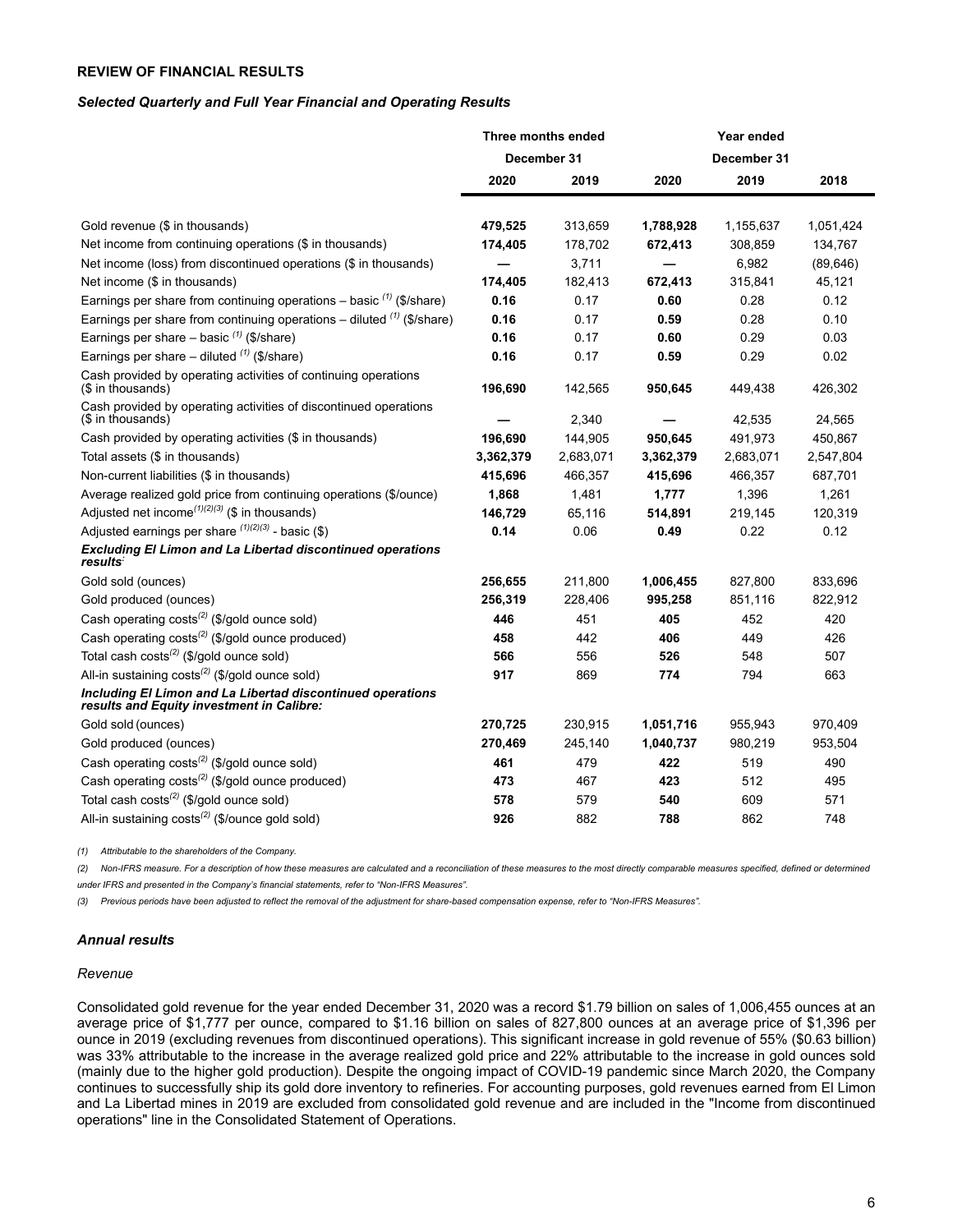**REVIEW OF FINANCIAL RESULTS**

***Selected Quarterly and Full Year Financial and Operating Results***

| | Three months ended | | Year ended | | |
|---|---|---|---|---|---|
| | December 31 | | December 31 | | |
| | **2020** | **2019** | **2020** | **2019** | **2018** |
| Gold revenue ($ in thousands) | **479,525** | 313,659 | **1,788,928** | 1,155,637 | 1,051,424 |
| Net income from continuing operations ($ in thousands) | **174,405** | 178,702 | **672,413** | 308,859 | 134,767 |
| Net income (loss) from discontinued operations ($ in thousands) | **—** | 3,711 | **—** | 6,982 | (89,646) |
| Net income ($ in thousands) | **174,405** | 182,413 | **672,413** | 315,841 | 45,121 |
| Earnings per share from continuing operations – basic [(1)] ($/share) | **0.16** | 0.17 | **0.60** | 0.28 | 0.12 |
| Earnings per share from continuing operations – diluted [(1)] ($/share) | **0.16** | 0.17 | **0.59** | 0.28 | 0.10 |
| Earnings per share – basic [(1)] ($/share) | **0.16** | 0.17 | **0.60** | 0.29 | 0.03 |
| Earnings per share – diluted [(1)] ($/share) | **0.16** | 0.17 | **0.59** | 0.29 | 0.02 |
| Cash provided by operating activities of continuing operations ($ in thousands) | **196,690** | 142,565 | **950,645** | 449,438 | 426,302 |
| Cash provided by operating activities of discontinued operations ($ in thousands) | **—** | 2,340 | **—** | 42,535 | 24,565 |
| Cash provided by operating activities ($ in thousands) | **196,690** | 144,905 | **950,645** | 491,973 | 450,867 |
| Total assets ($ in thousands) | **3,362,379** | 2,683,071 | **3,362,379** | 2,683,071 | 2,547,804 |
| Non-current liabilities ($ in thousands) | **415,696** | 466,357 | **415,696** | 466,357 | 687,701 |
| Average realized gold price from continuing operations ($/ounce) | **1,868** | 1,481 | **1,777** | 1,396 | 1,261 |
| Adjusted net income[(1)(2)(3)] ($ in thousands) | **146,729** | 65,116 | **514,891** | 219,145 | 120,319 |
| Adjusted earnings per share [(1)(2)(3)] - basic ($) | **0.14** | 0.06 | **0.49** | 0.22 | 0.12 |
| ***Excluding El Limon and La Libertad discontinued operations results:*** | | | | | |
| Gold sold (ounces) | **256,655** | 211,800 | **1,006,455** | 827,800 | 833,696 |
| Gold produced (ounces) | **256,319** | 228,406 | **995,258** | 851,116 | 822,912 |
| Cash operating costs[(2)] ($/gold ounce sold) | **446** | 451 | **405** | 452 | 420 |
| Cash operating costs[(2)] ($/gold ounce produced) | **458** | 442 | **406** | 449 | 426 |
| Total cash costs[(2)] ($/gold ounce sold) | **566** | 556 | **526** | 548 | 507 |
| All-in sustaining costs[(2)] ($/gold ounce sold) | **917** | 869 | **774** | 794 | 663 |
| ***Including El Limon and La Libertad discontinued operations results and Equity investment in Calibre:*** | | | | | |
| Gold sold (ounces) | **270,725** | 230,915 | **1,051,716** | 955,943 | 970,409 |
| Gold produced (ounces) | **270,469** | 245,140 | **1,040,737** | 980,219 | 953,504 |
| Cash operating costs[(2)] ($/gold ounce sold) | **461** | 479 | **422** | 519 | 490 |
| Cash operating costs[(2)] ($/gold ounce produced) | **473** | 467 | **423** | 512 | 495 |
| Total cash costs[(2)] ($/gold ounce sold) | **578** | 579 | **540** | 609 | 571 |
| All-in sustaining costs[(2)] ($/ounce gold sold) | **926** | 882 | **788** | 862 | 748 |

*(1) Attributable to the shareholders of the Company.*

*(2) Non-IFRS measure. For a description of how these measures are calculated and a reconciliation of these measures to the most directly comparable measures specified, defined or determined under IFRS and presented in the Company's financial statements, refer to "Non-IFRS Measures".*

*(3) Previous periods have been adjusted to reflect the removal of the adjustment for share-based compensation expense, refer to "Non-IFRS Measures".*

***Annual results***

*Revenue*

Consolidated gold revenue for the year ended December 31, 2020 was a record $1.79 billion on sales of 1,006,455 ounces at an average price of $1,777 per ounce, compared to $1.16 billion on sales of 827,800 ounces at an average price of $1,396 per ounce in 2019 (excluding revenues from discontinued operations). This significant increase in gold revenue of 55% ($0.63 billion) was 33% attributable to the increase in the average realized gold price and 22% attributable to the increase in gold ounces sold (mainly due to the higher gold production). Despite the ongoing impact of COVID-19 pandemic since March 2020, the Company continues to successfully ship its gold dore inventory to refineries. For accounting purposes, gold revenues earned from El Limon and La Libertad mines in 2019 are excluded from consolidated gold revenue and are included in the "Income from discontinued operations" line in the Consolidated Statement of Operations.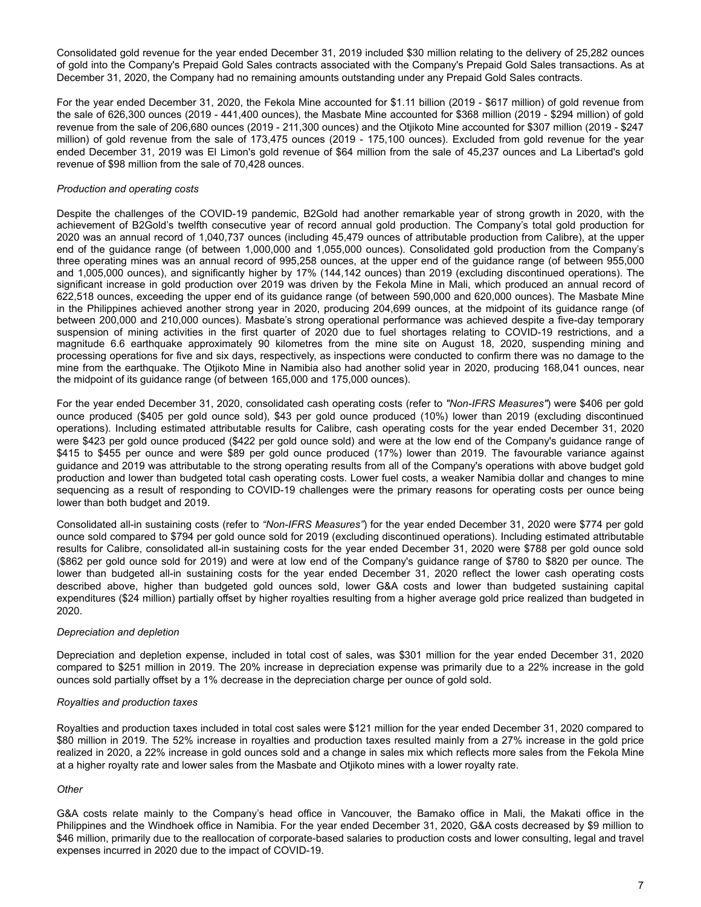Consolidated gold revenue for the year ended December 31, 2019 included $30 million relating to the delivery of 25,282 ounces of gold into the Company's Prepaid Gold Sales contracts associated with the Company's Prepaid Gold Sales transactions. As at December 31, 2020, the Company had no remaining amounts outstanding under any Prepaid Gold Sales contracts.

For the year ended December 31, 2020, the Fekola Mine accounted for $1.11 billion (2019 - $617 million) of gold revenue from the sale of 626,300 ounces (2019 - 441,400 ounces), the Masbate Mine accounted for $368 million (2019 - $294 million) of gold revenue from the sale of 206,680 ounces (2019 - 211,300 ounces) and the Otjikoto Mine accounted for $307 million (2019 - $247 million) of gold revenue from the sale of 173,475 ounces (2019 - 175,100 ounces). Excluded from gold revenue for the year ended December 31, 2019 was El Limon's gold revenue of $64 million from the sale of 45,237 ounces and La Libertad's gold revenue of $98 million from the sale of 70,428 ounces.

*Production and operating costs*

Despite the challenges of the COVID-19 pandemic, B2Gold had another remarkable year of strong growth in 2020, with the achievement of B2Gold's twelfth consecutive year of record annual gold production. The Company's total gold production for 2020 was an annual record of 1,040,737 ounces (including 45,479 ounces of attributable production from Calibre), at the upper end of the guidance range (of between 1,000,000 and 1,055,000 ounces). Consolidated gold production from the Company's three operating mines was an annual record of 995,258 ounces, at the upper end of the guidance range (of between 955,000 and 1,005,000 ounces), and significantly higher by 17% (144,142 ounces) than 2019 (excluding discontinued operations). The significant increase in gold production over 2019 was driven by the Fekola Mine in Mali, which produced an annual record of 622,518 ounces, exceeding the upper end of its guidance range (of between 590,000 and 620,000 ounces). The Masbate Mine in the Philippines achieved another strong year in 2020, producing 204,699 ounces, at the midpoint of its guidance range (of between 200,000 and 210,000 ounces). Masbate's strong operational performance was achieved despite a five-day temporary suspension of mining activities in the first quarter of 2020 due to fuel shortages relating to COVID-19 restrictions, and a magnitude 6.6 earthquake approximately 90 kilometres from the mine site on August 18, 2020, suspending mining and processing operations for five and six days, respectively, as inspections were conducted to confirm there was no damage to the mine from the earthquake. The Otjikoto Mine in Namibia also had another solid year in 2020, producing 168,041 ounces, near the midpoint of its guidance range (of between 165,000 and 175,000 ounces).

For the year ended December 31, 2020, consolidated cash operating costs (refer to *"Non-IFRS Measures"*) were $406 per gold ounce produced ($405 per gold ounce sold), $43 per gold ounce produced (10%) lower than 2019 (excluding discontinued operations). Including estimated attributable results for Calibre, cash operating costs for the year ended December 31, 2020 were $423 per gold ounce produced ($422 per gold ounce sold) and were at the low end of the Company's guidance range of $415 to $455 per ounce and were $89 per gold ounce produced (17%) lower than 2019. The favourable variance against guidance and 2019 was attributable to the strong operating results from all of the Company's operations with above budget gold production and lower than budgeted total cash operating costs. Lower fuel costs, a weaker Namibia dollar and changes to mine sequencing as a result of responding to COVID-19 challenges were the primary reasons for operating costs per ounce being lower than both budget and 2019.

Consolidated all-in sustaining costs (refer to *"Non-IFRS Measures"*) for the year ended December 31, 2020 were $774 per gold ounce sold compared to $794 per gold ounce sold for 2019 (excluding discontinued operations). Including estimated attributable results for Calibre, consolidated all-in sustaining costs for the year ended December 31, 2020 were $788 per gold ounce sold ($862 per gold ounce sold for 2019) and were at low end of the Company's guidance range of $780 to $820 per ounce. The lower than budgeted all-in sustaining costs for the year ended December 31, 2020 reflect the lower cash operating costs described above, higher than budgeted gold ounces sold, lower G&A costs and lower than budgeted sustaining capital expenditures ($24 million) partially offset by higher royalties resulting from a higher average gold price realized than budgeted in 2020.

*Depreciation and depletion*

Depreciation and depletion expense, included in total cost of sales, was $301 million for the year ended December 31, 2020 compared to $251 million in 2019. The 20% increase in depreciation expense was primarily due to a 22% increase in the gold ounces sold partially offset by a 1% decrease in the depreciation charge per ounce of gold sold.

*Royalties and production taxes*

Royalties and production taxes included in total cost sales were $121 million for the year ended December 31, 2020 compared to $80 million in 2019. The 52% increase in royalties and production taxes resulted mainly from a 27% increase in the gold price realized in 2020, a 22% increase in gold ounces sold and a change in sales mix which reflects more sales from the Fekola Mine at a higher royalty rate and lower sales from the Masbate and Otjikoto mines with a lower royalty rate.

*Other*

G&A costs relate mainly to the Company's head office in Vancouver, the Bamako office in Mali, the Makati office in the Philippines and the Windhoek office in Namibia. For the year ended December 31, 2020, G&A costs decreased by $9 million to $46 million, primarily due to the reallocation of corporate-based salaries to production costs and lower consulting, legal and travel expenses incurred in 2020 due to the impact of COVID-19.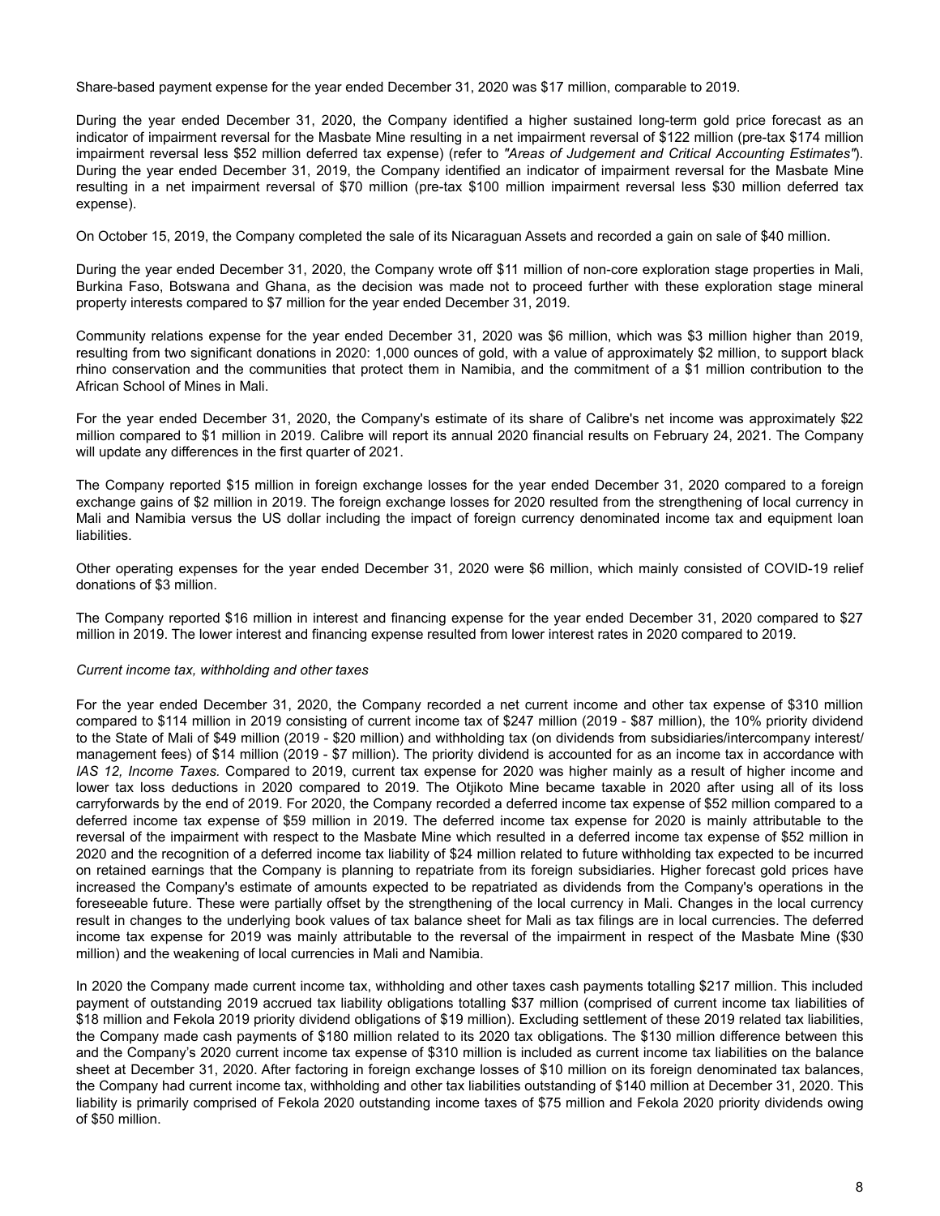Share-based payment expense for the year ended December 31, 2020 was $17 million, comparable to 2019.

During the year ended December 31, 2020, the Company identified a higher sustained long-term gold price forecast as an indicator of impairment reversal for the Masbate Mine resulting in a net impairment reversal of $122 million (pre-tax $174 million impairment reversal less $52 million deferred tax expense) (refer to *"Areas of Judgement and Critical Accounting Estimates"*). During the year ended December 31, 2019, the Company identified an indicator of impairment reversal for the Masbate Mine resulting in a net impairment reversal of $70 million (pre-tax $100 million impairment reversal less $30 million deferred tax expense).

On October 15, 2019, the Company completed the sale of its Nicaraguan Assets and recorded a gain on sale of $40 million.

During the year ended December 31, 2020, the Company wrote off $11 million of non-core exploration stage properties in Mali, Burkina Faso, Botswana and Ghana, as the decision was made not to proceed further with these exploration stage mineral property interests compared to $7 million for the year ended December 31, 2019.

Community relations expense for the year ended December 31, 2020 was $6 million, which was $3 million higher than 2019, resulting from two significant donations in 2020: 1,000 ounces of gold, with a value of approximately $2 million, to support black rhino conservation and the communities that protect them in Namibia, and the commitment of a $1 million contribution to the African School of Mines in Mali.

For the year ended December 31, 2020, the Company's estimate of its share of Calibre's net income was approximately $22 million compared to $1 million in 2019. Calibre will report its annual 2020 financial results on February 24, 2021. The Company will update any differences in the first quarter of 2021.

The Company reported $15 million in foreign exchange losses for the year ended December 31, 2020 compared to a foreign exchange gains of $2 million in 2019. The foreign exchange losses for 2020 resulted from the strengthening of local currency in Mali and Namibia versus the US dollar including the impact of foreign currency denominated income tax and equipment loan liabilities.

Other operating expenses for the year ended December 31, 2020 were $6 million, which mainly consisted of COVID-19 relief donations of $3 million.

The Company reported $16 million in interest and financing expense for the year ended December 31, 2020 compared to $27 million in 2019. The lower interest and financing expense resulted from lower interest rates in 2020 compared to 2019.

*Current income tax, withholding and other taxes*

For the year ended December 31, 2020, the Company recorded a net current income and other tax expense of $310 million compared to $114 million in 2019 consisting of current income tax of $247 million (2019 - $87 million), the 10% priority dividend to the State of Mali of $49 million (2019 - $20 million) and withholding tax (on dividends from subsidiaries/intercompany interest/management fees) of $14 million (2019 - $7 million). The priority dividend is accounted for as an income tax in accordance with *IAS 12, Income Taxes.* Compared to 2019, current tax expense for 2020 was higher mainly as a result of higher income and lower tax loss deductions in 2020 compared to 2019. The Otjikoto Mine became taxable in 2020 after using all of its loss carryforwards by the end of 2019. For 2020, the Company recorded a deferred income tax expense of $52 million compared to a deferred income tax expense of $59 million in 2019. The deferred income tax expense for 2020 is mainly attributable to the reversal of the impairment with respect to the Masbate Mine which resulted in a deferred income tax expense of $52 million in 2020 and the recognition of a deferred income tax liability of $24 million related to future withholding tax expected to be incurred on retained earnings that the Company is planning to repatriate from its foreign subsidiaries. Higher forecast gold prices have increased the Company's estimate of amounts expected to be repatriated as dividends from the Company's operations in the foreseeable future. These were partially offset by the strengthening of the local currency in Mali. Changes in the local currency result in changes to the underlying book values of tax balance sheet for Mali as tax filings are in local currencies. The deferred income tax expense for 2019 was mainly attributable to the reversal of the impairment in respect of the Masbate Mine ($30 million) and the weakening of local currencies in Mali and Namibia.

In 2020 the Company made current income tax, withholding and other taxes cash payments totalling $217 million. This included payment of outstanding 2019 accrued tax liability obligations totalling $37 million (comprised of current income tax liabilities of $18 million and Fekola 2019 priority dividend obligations of $19 million). Excluding settlement of these 2019 related tax liabilities, the Company made cash payments of $180 million related to its 2020 tax obligations. The $130 million difference between this and the Company's 2020 current income tax expense of $310 million is included as current income tax liabilities on the balance sheet at December 31, 2020. After factoring in foreign exchange losses of $10 million on its foreign denominated tax balances, the Company had current income tax, withholding and other tax liabilities outstanding of $140 million at December 31, 2020. This liability is primarily comprised of Fekola 2020 outstanding income taxes of $75 million and Fekola 2020 priority dividends owing of $50 million.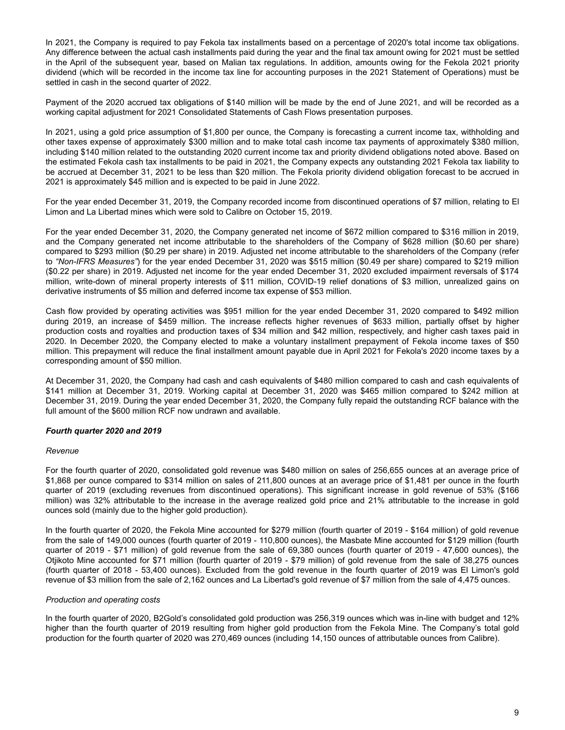In 2021, the Company is required to pay Fekola tax installments based on a percentage of 2020's total income tax obligations. Any difference between the actual cash installments paid during the year and the final tax amount owing for 2021 must be settled in the April of the subsequent year, based on Malian tax regulations. In addition, amounts owing for the Fekola 2021 priority dividend (which will be recorded in the income tax line for accounting purposes in the 2021 Statement of Operations) must be settled in cash in the second quarter of 2022.

Payment of the 2020 accrued tax obligations of $140 million will be made by the end of June 2021, and will be recorded as a working capital adjustment for 2021 Consolidated Statements of Cash Flows presentation purposes.

In 2021, using a gold price assumption of $1,800 per ounce, the Company is forecasting a current income tax, withholding and other taxes expense of approximately $300 million and to make total cash income tax payments of approximately $380 million, including $140 million related to the outstanding 2020 current income tax and priority dividend obligations noted above. Based on the estimated Fekola cash tax installments to be paid in 2021, the Company expects any outstanding 2021 Fekola tax liability to be accrued at December 31, 2021 to be less than $20 million. The Fekola priority dividend obligation forecast to be accrued in 2021 is approximately $45 million and is expected to be paid in June 2022.

For the year ended December 31, 2019, the Company recorded income from discontinued operations of $7 million, relating to El Limon and La Libertad mines which were sold to Calibre on October 15, 2019.

For the year ended December 31, 2020, the Company generated net income of $672 million compared to $316 million in 2019, and the Company generated net income attributable to the shareholders of the Company of $628 million ($0.60 per share) compared to $293 million ($0.29 per share) in 2019. Adjusted net income attributable to the shareholders of the Company (refer to *"Non-IFRS Measures"*) for the year ended December 31, 2020 was $515 million ($0.49 per share) compared to $219 million ($0.22 per share) in 2019. Adjusted net income for the year ended December 31, 2020 excluded impairment reversals of $174 million, write-down of mineral property interests of $11 million, COVID-19 relief donations of $3 million, unrealized gains on derivative instruments of $5 million and deferred income tax expense of $53 million.

Cash flow provided by operating activities was $951 million for the year ended December 31, 2020 compared to $492 million during 2019, an increase of $459 million. The increase reflects higher revenues of $633 million, partially offset by higher production costs and royalties and production taxes of $34 million and $42 million, respectively, and higher cash taxes paid in 2020. In December 2020, the Company elected to make a voluntary installment prepayment of Fekola income taxes of $50 million. This prepayment will reduce the final installment amount payable due in April 2021 for Fekola's 2020 income taxes by a corresponding amount of $50 million.

At December 31, 2020, the Company had cash and cash equivalents of $480 million compared to cash and cash equivalents of $141 million at December 31, 2019. Working capital at December 31, 2020 was $465 million compared to $242 million at December 31, 2019. During the year ended December 31, 2020, the Company fully repaid the outstanding RCF balance with the full amount of the $600 million RCF now undrawn and available.

***Fourth quarter 2020 and 2019***

*Revenue*

For the fourth quarter of 2020, consolidated gold revenue was $480 million on sales of 256,655 ounces at an average price of $1,868 per ounce compared to $314 million on sales of 211,800 ounces at an average price of $1,481 per ounce in the fourth quarter of 2019 (excluding revenues from discontinued operations). This significant increase in gold revenue of 53% ($166 million) was 32% attributable to the increase in the average realized gold price and 21% attributable to the increase in gold ounces sold (mainly due to the higher gold production).

In the fourth quarter of 2020, the Fekola Mine accounted for $279 million (fourth quarter of 2019 - $164 million) of gold revenue from the sale of 149,000 ounces (fourth quarter of 2019 - 110,800 ounces), the Masbate Mine accounted for $129 million (fourth quarter of 2019 - $71 million) of gold revenue from the sale of 69,380 ounces (fourth quarter of 2019 - 47,600 ounces), the Otjikoto Mine accounted for $71 million (fourth quarter of 2019 - $79 million) of gold revenue from the sale of 38,275 ounces (fourth quarter of 2018 - 53,400 ounces). Excluded from the gold revenue in the fourth quarter of 2019 was El Limon's gold revenue of $3 million from the sale of 2,162 ounces and La Libertad's gold revenue of $7 million from the sale of 4,475 ounces.

*Production and operating costs*

In the fourth quarter of 2020, B2Gold's consolidated gold production was 256,319 ounces which was in-line with budget and 12% higher than the fourth quarter of 2019 resulting from higher gold production from the Fekola Mine. The Company's total gold production for the fourth quarter of 2020 was 270,469 ounces (including 14,150 ounces of attributable ounces from Calibre).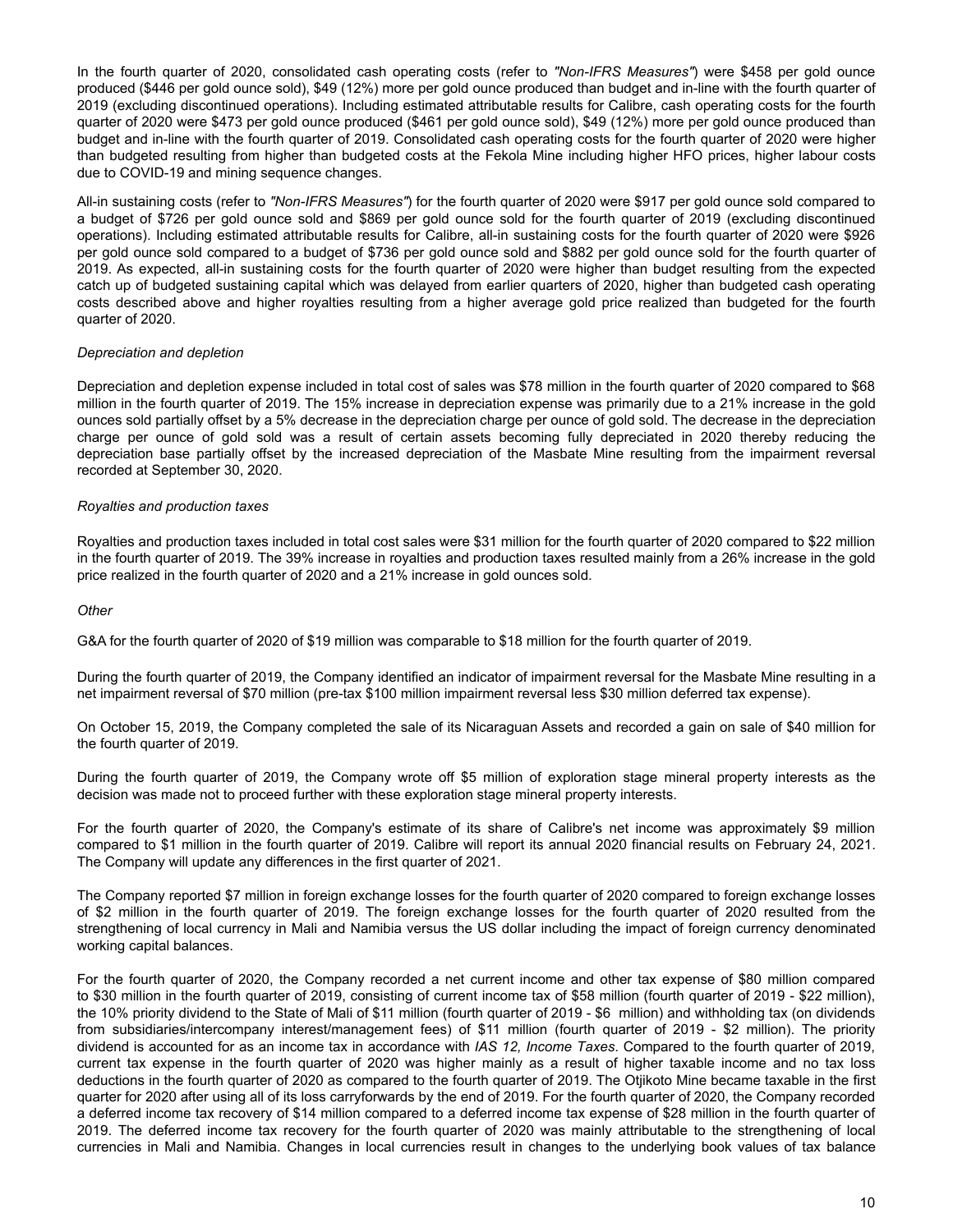In the fourth quarter of 2020, consolidated cash operating costs (refer to *"Non-IFRS Measures"*) were $458 per gold ounce produced ($446 per gold ounce sold), $49 (12%) more per gold ounce produced than budget and in-line with the fourth quarter of 2019 (excluding discontinued operations). Including estimated attributable results for Calibre, cash operating costs for the fourth quarter of 2020 were $473 per gold ounce produced ($461 per gold ounce sold), $49 (12%) more per gold ounce produced than budget and in-line with the fourth quarter of 2019. Consolidated cash operating costs for the fourth quarter of 2020 were higher than budgeted resulting from higher than budgeted costs at the Fekola Mine including higher HFO prices, higher labour costs due to COVID-19 and mining sequence changes.

All-in sustaining costs (refer to *"Non-IFRS Measures"*) for the fourth quarter of 2020 were $917 per gold ounce sold compared to a budget of $726 per gold ounce sold and $869 per gold ounce sold for the fourth quarter of 2019 (excluding discontinued operations). Including estimated attributable results for Calibre, all-in sustaining costs for the fourth quarter of 2020 were $926 per gold ounce sold compared to a budget of $736 per gold ounce sold and $882 per gold ounce sold for the fourth quarter of 2019. As expected, all-in sustaining costs for the fourth quarter of 2020 were higher than budget resulting from the expected catch up of budgeted sustaining capital which was delayed from earlier quarters of 2020, higher than budgeted cash operating costs described above and higher royalties resulting from a higher average gold price realized than budgeted for the fourth quarter of 2020.

*Depreciation and depletion*

Depreciation and depletion expense included in total cost of sales was $78 million in the fourth quarter of 2020 compared to $68 million in the fourth quarter of 2019. The 15% increase in depreciation expense was primarily due to a 21% increase in the gold ounces sold partially offset by a 5% decrease in the depreciation charge per ounce of gold sold. The decrease in the depreciation charge per ounce of gold sold was a result of certain assets becoming fully depreciated in 2020 thereby reducing the depreciation base partially offset by the increased depreciation of the Masbate Mine resulting from the impairment reversal recorded at September 30, 2020.

*Royalties and production taxes*

Royalties and production taxes included in total cost sales were $31 million for the fourth quarter of 2020 compared to $22 million in the fourth quarter of 2019. The 39% increase in royalties and production taxes resulted mainly from a 26% increase in the gold price realized in the fourth quarter of 2020 and a 21% increase in gold ounces sold.

*Other*

G&A for the fourth quarter of 2020 of $19 million was comparable to $18 million for the fourth quarter of 2019.

During the fourth quarter of 2019, the Company identified an indicator of impairment reversal for the Masbate Mine resulting in a net impairment reversal of $70 million (pre-tax $100 million impairment reversal less $30 million deferred tax expense).

On October 15, 2019, the Company completed the sale of its Nicaraguan Assets and recorded a gain on sale of $40 million for the fourth quarter of 2019.

During the fourth quarter of 2019, the Company wrote off $5 million of exploration stage mineral property interests as the decision was made not to proceed further with these exploration stage mineral property interests.

For the fourth quarter of 2020, the Company's estimate of its share of Calibre's net income was approximately $9 million compared to $1 million in the fourth quarter of 2019. Calibre will report its annual 2020 financial results on February 24, 2021. The Company will update any differences in the first quarter of 2021.

The Company reported $7 million in foreign exchange losses for the fourth quarter of 2020 compared to foreign exchange losses of $2 million in the fourth quarter of 2019. The foreign exchange losses for the fourth quarter of 2020 resulted from the strengthening of local currency in Mali and Namibia versus the US dollar including the impact of foreign currency denominated working capital balances.

For the fourth quarter of 2020, the Company recorded a net current income and other tax expense of $80 million compared to $30 million in the fourth quarter of 2019, consisting of current income tax of $58 million (fourth quarter of 2019 - $22 million), the 10% priority dividend to the State of Mali of $11 million (fourth quarter of 2019 - $6 million) and withholding tax (on dividends from subsidiaries/intercompany interest/management fees) of $11 million (fourth quarter of 2019 - $2 million). The priority dividend is accounted for as an income tax in accordance with *IAS 12, Income Taxes*. Compared to the fourth quarter of 2019, current tax expense in the fourth quarter of 2020 was higher mainly as a result of higher taxable income and no tax loss deductions in the fourth quarter of 2020 as compared to the fourth quarter of 2019. The Otjikoto Mine became taxable in the first quarter for 2020 after using all of its loss carryforwards by the end of 2019. For the fourth quarter of 2020, the Company recorded a deferred income tax recovery of $14 million compared to a deferred income tax expense of $28 million in the fourth quarter of 2019. The deferred income tax recovery for the fourth quarter of 2020 was mainly attributable to the strengthening of local currencies in Mali and Namibia. Changes in local currencies result in changes to the underlying book values of tax balance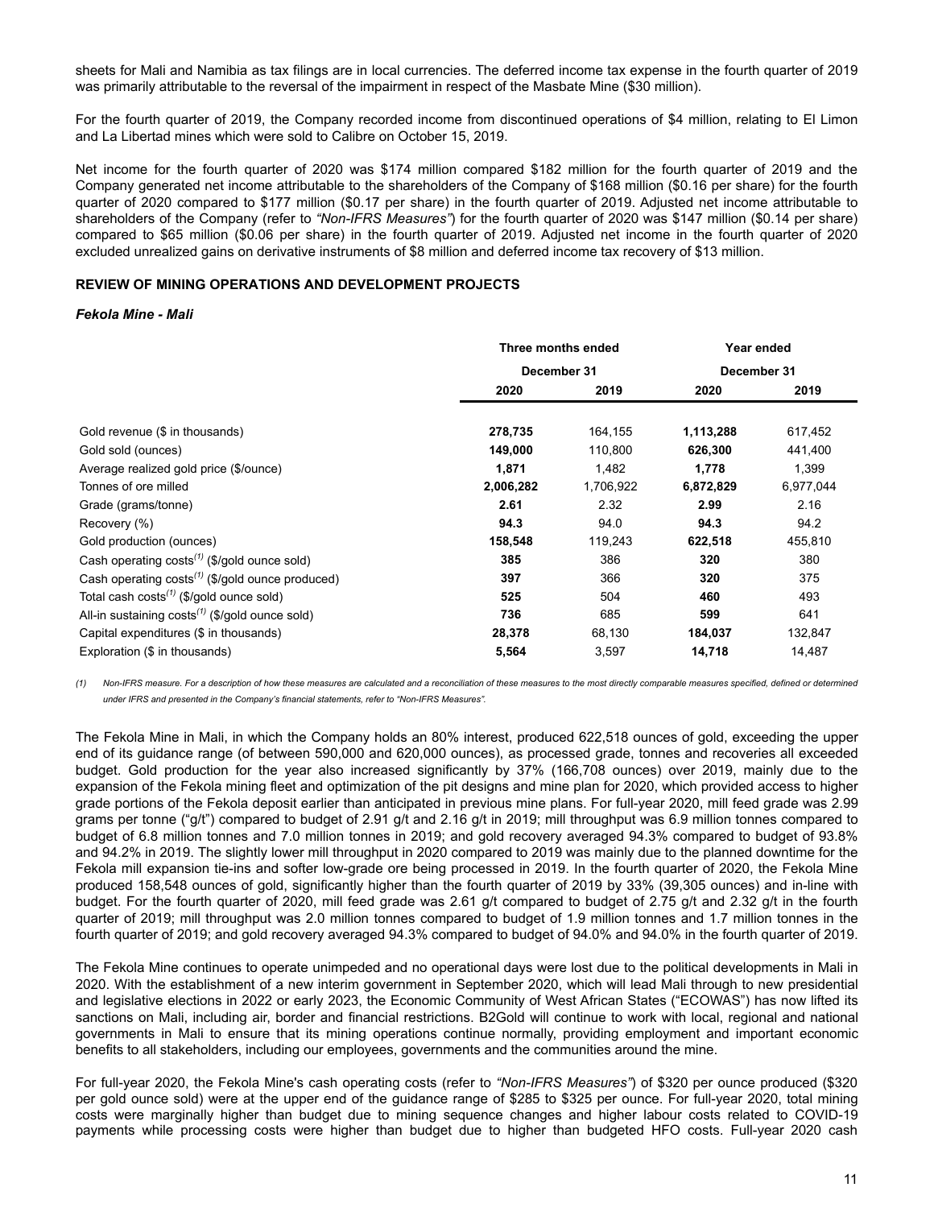sheets for Mali and Namibia as tax filings are in local currencies. The deferred income tax expense in the fourth quarter of 2019 was primarily attributable to the reversal of the impairment in respect of the Masbate Mine ($30 million).

For the fourth quarter of 2019, the Company recorded income from discontinued operations of $4 million, relating to El Limon and La Libertad mines which were sold to Calibre on October 15, 2019.

Net income for the fourth quarter of 2020 was $174 million compared $182 million for the fourth quarter of 2019 and the Company generated net income attributable to the shareholders of the Company of $168 million ($0.16 per share) for the fourth quarter of 2020 compared to $177 million ($0.17 per share) in the fourth quarter of 2019. Adjusted net income attributable to shareholders of the Company (refer to *"Non-IFRS Measures"*) for the fourth quarter of 2020 was $147 million ($0.14 per share) compared to $65 million ($0.06 per share) in the fourth quarter of 2019. Adjusted net income in the fourth quarter of 2020 excluded unrealized gains on derivative instruments of $8 million and deferred income tax recovery of $13 million.

## REVIEW OF MINING OPERATIONS AND DEVELOPMENT PROJECTS

### *Fekola Mine - Mali*

| | Three months ended | | Year ended | |
|---|---|---|---|---|
| | December 31 | | December 31 | |
| | **2020** | **2019** | **2020** | **2019** |
| Gold revenue ($ in thousands) | **278,735** | 164,155 | **1,113,288** | 617,452 |
| Gold sold (ounces) | **149,000** | 110,800 | **626,300** | 441,400 |
| Average realized gold price ($/ounce) | **1,871** | 1,482 | **1,778** | 1,399 |
| Tonnes of ore milled | **2,006,282** | 1,706,922 | **6,872,829** | 6,977,044 |
| Grade (grams/tonne) | **2.61** | 2.32 | **2.99** | 2.16 |
| Recovery (%) | **94.3** | 94.0 | **94.3** | 94.2 |
| Gold production (ounces) | **158,548** | 119,243 | **622,518** | 455,810 |
| Cash operating costs[(1)] ($/gold ounce sold) | **385** | 386 | **320** | 380 |
| Cash operating costs[(1)] ($/gold ounce produced) | **397** | 366 | **320** | 375 |
| Total cash costs[(1)] ($/gold ounce sold) | **525** | 504 | **460** | 493 |
| All-in sustaining costs[(1)] ($/gold ounce sold) | **736** | 685 | **599** | 641 |
| Capital expenditures ($ in thousands) | **28,378** | 68,130 | **184,037** | 132,847 |
| Exploration ($ in thousands) | **5,564** | 3,597 | **14,718** | 14,487 |

*(1) Non-IFRS measure. For a description of how these measures are calculated and a reconciliation of these measures to the most directly comparable measures specified, defined or determined under IFRS and presented in the Company's financial statements, refer to "Non-IFRS Measures".*

The Fekola Mine in Mali, in which the Company holds an 80% interest, produced 622,518 ounces of gold, exceeding the upper end of its guidance range (of between 590,000 and 620,000 ounces), as processed grade, tonnes and recoveries all exceeded budget. Gold production for the year also increased significantly by 37% (166,708 ounces) over 2019, mainly due to the expansion of the Fekola mining fleet and optimization of the pit designs and mine plan for 2020, which provided access to higher grade portions of the Fekola deposit earlier than anticipated in previous mine plans. For full-year 2020, mill feed grade was 2.99 grams per tonne ("g/t") compared to budget of 2.91 g/t and 2.16 g/t in 2019; mill throughput was 6.9 million tonnes compared to budget of 6.8 million tonnes and 7.0 million tonnes in 2019; and gold recovery averaged 94.3% compared to budget of 93.8% and 94.2% in 2019. The slightly lower mill throughput in 2020 compared to 2019 was mainly due to the planned downtime for the Fekola mill expansion tie-ins and softer low-grade ore being processed in 2019. In the fourth quarter of 2020, the Fekola Mine produced 158,548 ounces of gold, significantly higher than the fourth quarter of 2019 by 33% (39,305 ounces) and in-line with budget. For the fourth quarter of 2020, mill feed grade was 2.61 g/t compared to budget of 2.75 g/t and 2.32 g/t in the fourth quarter of 2019; mill throughput was 2.0 million tonnes compared to budget of 1.9 million tonnes and 1.7 million tonnes in the fourth quarter of 2019; and gold recovery averaged 94.3% compared to budget of 94.0% and 94.0% in the fourth quarter of 2019.

The Fekola Mine continues to operate unimpeded and no operational days were lost due to the political developments in Mali in 2020. With the establishment of a new interim government in September 2020, which will lead Mali through to new presidential and legislative elections in 2022 or early 2023, the Economic Community of West African States ("ECOWAS") has now lifted its sanctions on Mali, including air, border and financial restrictions. B2Gold will continue to work with local, regional and national governments in Mali to ensure that its mining operations continue normally, providing employment and important economic benefits to all stakeholders, including our employees, governments and the communities around the mine.

For full-year 2020, the Fekola Mine's cash operating costs (refer to *"Non-IFRS Measures"*) of $320 per ounce produced ($320 per gold ounce sold) were at the upper end of the guidance range of $285 to $325 per ounce. For full-year 2020, total mining costs were marginally higher than budget due to mining sequence changes and higher labour costs related to COVID-19 payments while processing costs were higher than budget due to higher than budgeted HFO costs. Full-year 2020 cash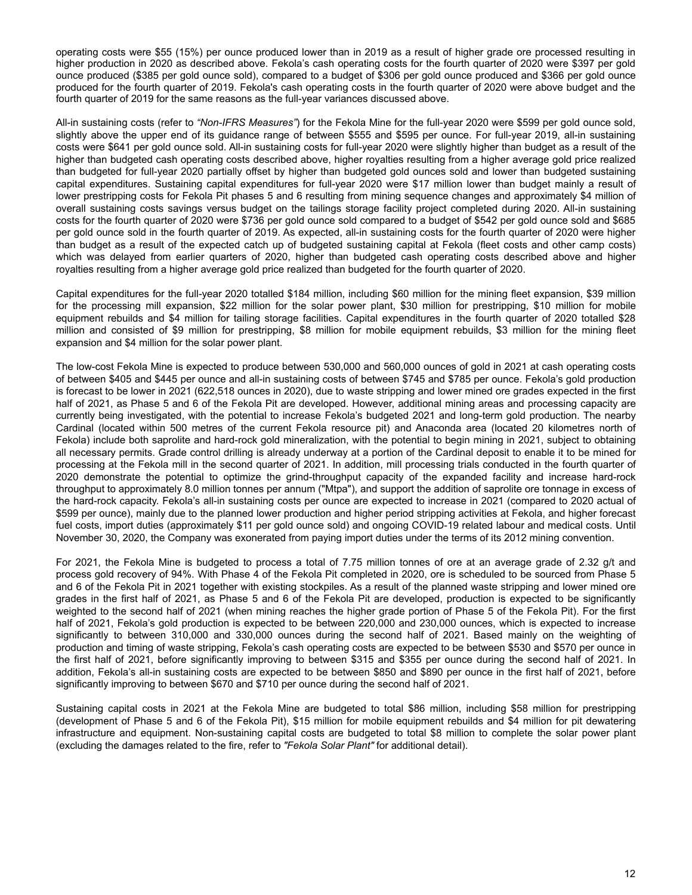operating costs were $55 (15%) per ounce produced lower than in 2019 as a result of higher grade ore processed resulting in higher production in 2020 as described above. Fekola's cash operating costs for the fourth quarter of 2020 were $397 per gold ounce produced ($385 per gold ounce sold), compared to a budget of $306 per gold ounce produced and $366 per gold ounce produced for the fourth quarter of 2019. Fekola's cash operating costs in the fourth quarter of 2020 were above budget and the fourth quarter of 2019 for the same reasons as the full-year variances discussed above.

All-in sustaining costs (refer to *"Non-IFRS Measures"*) for the Fekola Mine for the full-year 2020 were $599 per gold ounce sold, slightly above the upper end of its guidance range of between $555 and $595 per ounce. For full-year 2019, all-in sustaining costs were $641 per gold ounce sold. All-in sustaining costs for full-year 2020 were slightly higher than budget as a result of the higher than budgeted cash operating costs described above, higher royalties resulting from a higher average gold price realized than budgeted for full-year 2020 partially offset by higher than budgeted gold ounces sold and lower than budgeted sustaining capital expenditures. Sustaining capital expenditures for full-year 2020 were $17 million lower than budget mainly a result of lower prestripping costs for Fekola Pit phases 5 and 6 resulting from mining sequence changes and approximately $4 million of overall sustaining costs savings versus budget on the tailings storage facility project completed during 2020. All-in sustaining costs for the fourth quarter of 2020 were $736 per gold ounce sold compared to a budget of $542 per gold ounce sold and $685 per gold ounce sold in the fourth quarter of 2019. As expected, all-in sustaining costs for the fourth quarter of 2020 were higher than budget as a result of the expected catch up of budgeted sustaining capital at Fekola (fleet costs and other camp costs) which was delayed from earlier quarters of 2020, higher than budgeted cash operating costs described above and higher royalties resulting from a higher average gold price realized than budgeted for the fourth quarter of 2020.

Capital expenditures for the full-year 2020 totalled $184 million, including $60 million for the mining fleet expansion, $39 million for the processing mill expansion, $22 million for the solar power plant, $30 million for prestripping, $10 million for mobile equipment rebuilds and $4 million for tailing storage facilities. Capital expenditures in the fourth quarter of 2020 totalled $28 million and consisted of $9 million for prestripping, $8 million for mobile equipment rebuilds, $3 million for the mining fleet expansion and $4 million for the solar power plant.

The low-cost Fekola Mine is expected to produce between 530,000 and 560,000 ounces of gold in 2021 at cash operating costs of between $405 and $445 per ounce and all-in sustaining costs of between $745 and $785 per ounce. Fekola's gold production is forecast to be lower in 2021 (622,518 ounces in 2020), due to waste stripping and lower mined ore grades expected in the first half of 2021, as Phase 5 and 6 of the Fekola Pit are developed. However, additional mining areas and processing capacity are currently being investigated, with the potential to increase Fekola's budgeted 2021 and long-term gold production. The nearby Cardinal (located within 500 metres of the current Fekola resource pit) and Anaconda area (located 20 kilometres north of Fekola) include both saprolite and hard-rock gold mineralization, with the potential to begin mining in 2021, subject to obtaining all necessary permits. Grade control drilling is already underway at a portion of the Cardinal deposit to enable it to be mined for processing at the Fekola mill in the second quarter of 2021. In addition, mill processing trials conducted in the fourth quarter of 2020 demonstrate the potential to optimize the grind-throughput capacity of the expanded facility and increase hard-rock throughput to approximately 8.0 million tonnes per annum ("Mtpa"), and support the addition of saprolite ore tonnage in excess of the hard-rock capacity. Fekola's all-in sustaining costs per ounce are expected to increase in 2021 (compared to 2020 actual of $599 per ounce), mainly due to the planned lower production and higher period stripping activities at Fekola, and higher forecast fuel costs, import duties (approximately $11 per gold ounce sold) and ongoing COVID-19 related labour and medical costs. Until November 30, 2020, the Company was exonerated from paying import duties under the terms of its 2012 mining convention.

For 2021, the Fekola Mine is budgeted to process a total of 7.75 million tonnes of ore at an average grade of 2.32 g/t and process gold recovery of 94%. With Phase 4 of the Fekola Pit completed in 2020, ore is scheduled to be sourced from Phase 5 and 6 of the Fekola Pit in 2021 together with existing stockpiles. As a result of the planned waste stripping and lower mined ore grades in the first half of 2021, as Phase 5 and 6 of the Fekola Pit are developed, production is expected to be significantly weighted to the second half of 2021 (when mining reaches the higher grade portion of Phase 5 of the Fekola Pit). For the first half of 2021, Fekola's gold production is expected to be between 220,000 and 230,000 ounces, which is expected to increase significantly to between 310,000 and 330,000 ounces during the second half of 2021. Based mainly on the weighting of production and timing of waste stripping, Fekola's cash operating costs are expected to be between $530 and $570 per ounce in the first half of 2021, before significantly improving to between $315 and $355 per ounce during the second half of 2021. In addition, Fekola's all-in sustaining costs are expected to be between $850 and $890 per ounce in the first half of 2021, before significantly improving to between $670 and $710 per ounce during the second half of 2021.

Sustaining capital costs in 2021 at the Fekola Mine are budgeted to total $86 million, including $58 million for prestripping (development of Phase 5 and 6 of the Fekola Pit), $15 million for mobile equipment rebuilds and $4 million for pit dewatering infrastructure and equipment. Non-sustaining capital costs are budgeted to total $8 million to complete the solar power plant (excluding the damages related to the fire, refer to *"Fekola Solar Plant"* for additional detail).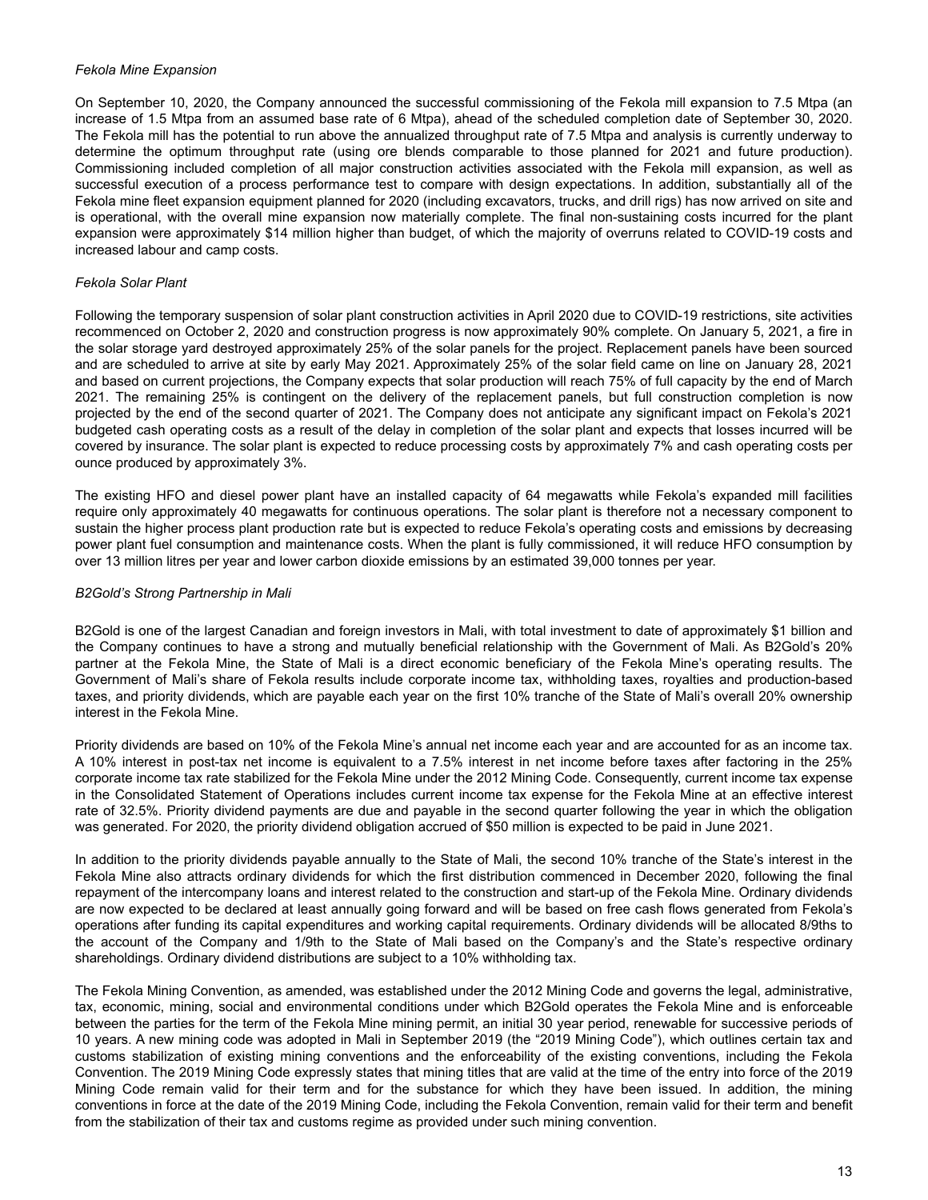*Fekola Mine Expansion*

On September 10, 2020, the Company announced the successful commissioning of the Fekola mill expansion to 7.5 Mtpa (an increase of 1.5 Mtpa from an assumed base rate of 6 Mtpa), ahead of the scheduled completion date of September 30, 2020. The Fekola mill has the potential to run above the annualized throughput rate of 7.5 Mtpa and analysis is currently underway to determine the optimum throughput rate (using ore blends comparable to those planned for 2021 and future production). Commissioning included completion of all major construction activities associated with the Fekola mill expansion, as well as successful execution of a process performance test to compare with design expectations. In addition, substantially all of the Fekola mine fleet expansion equipment planned for 2020 (including excavators, trucks, and drill rigs) has now arrived on site and is operational, with the overall mine expansion now materially complete. The final non-sustaining costs incurred for the plant expansion were approximately $14 million higher than budget, of which the majority of overruns related to COVID-19 costs and increased labour and camp costs.

*Fekola Solar Plant*

Following the temporary suspension of solar plant construction activities in April 2020 due to COVID-19 restrictions, site activities recommenced on October 2, 2020 and construction progress is now approximately 90% complete. On January 5, 2021, a fire in the solar storage yard destroyed approximately 25% of the solar panels for the project. Replacement panels have been sourced and are scheduled to arrive at site by early May 2021. Approximately 25% of the solar field came on line on January 28, 2021 and based on current projections, the Company expects that solar production will reach 75% of full capacity by the end of March 2021. The remaining 25% is contingent on the delivery of the replacement panels, but full construction completion is now projected by the end of the second quarter of 2021. The Company does not anticipate any significant impact on Fekola's 2021 budgeted cash operating costs as a result of the delay in completion of the solar plant and expects that losses incurred will be covered by insurance. The solar plant is expected to reduce processing costs by approximately 7% and cash operating costs per ounce produced by approximately 3%.

The existing HFO and diesel power plant have an installed capacity of 64 megawatts while Fekola's expanded mill facilities require only approximately 40 megawatts for continuous operations. The solar plant is therefore not a necessary component to sustain the higher process plant production rate but is expected to reduce Fekola's operating costs and emissions by decreasing power plant fuel consumption and maintenance costs. When the plant is fully commissioned, it will reduce HFO consumption by over 13 million litres per year and lower carbon dioxide emissions by an estimated 39,000 tonnes per year.

*B2Gold's Strong Partnership in Mali*

B2Gold is one of the largest Canadian and foreign investors in Mali, with total investment to date of approximately $1 billion and the Company continues to have a strong and mutually beneficial relationship with the Government of Mali. As B2Gold's 20% partner at the Fekola Mine, the State of Mali is a direct economic beneficiary of the Fekola Mine's operating results. The Government of Mali's share of Fekola results include corporate income tax, withholding taxes, royalties and production-based taxes, and priority dividends, which are payable each year on the first 10% tranche of the State of Mali's overall 20% ownership interest in the Fekola Mine.

Priority dividends are based on 10% of the Fekola Mine's annual net income each year and are accounted for as an income tax. A 10% interest in post-tax net income is equivalent to a 7.5% interest in net income before taxes after factoring in the 25% corporate income tax rate stabilized for the Fekola Mine under the 2012 Mining Code. Consequently, current income tax expense in the Consolidated Statement of Operations includes current income tax expense for the Fekola Mine at an effective interest rate of 32.5%. Priority dividend payments are due and payable in the second quarter following the year in which the obligation was generated. For 2020, the priority dividend obligation accrued of $50 million is expected to be paid in June 2021.

In addition to the priority dividends payable annually to the State of Mali, the second 10% tranche of the State's interest in the Fekola Mine also attracts ordinary dividends for which the first distribution commenced in December 2020, following the final repayment of the intercompany loans and interest related to the construction and start-up of the Fekola Mine. Ordinary dividends are now expected to be declared at least annually going forward and will be based on free cash flows generated from Fekola's operations after funding its capital expenditures and working capital requirements. Ordinary dividends will be allocated 8/9ths to the account of the Company and 1/9th to the State of Mali based on the Company's and the State's respective ordinary shareholdings. Ordinary dividend distributions are subject to a 10% withholding tax.

The Fekola Mining Convention, as amended, was established under the 2012 Mining Code and governs the legal, administrative, tax, economic, mining, social and environmental conditions under which B2Gold operates the Fekola Mine and is enforceable between the parties for the term of the Fekola Mine mining permit, an initial 30 year period, renewable for successive periods of 10 years. A new mining code was adopted in Mali in September 2019 (the "2019 Mining Code"), which outlines certain tax and customs stabilization of existing mining conventions and the enforceability of the existing conventions, including the Fekola Convention. The 2019 Mining Code expressly states that mining titles that are valid at the time of the entry into force of the 2019 Mining Code remain valid for their term and for the substance for which they have been issued. In addition, the mining conventions in force at the date of the 2019 Mining Code, including the Fekola Convention, remain valid for their term and benefit from the stabilization of their tax and customs regime as provided under such mining convention.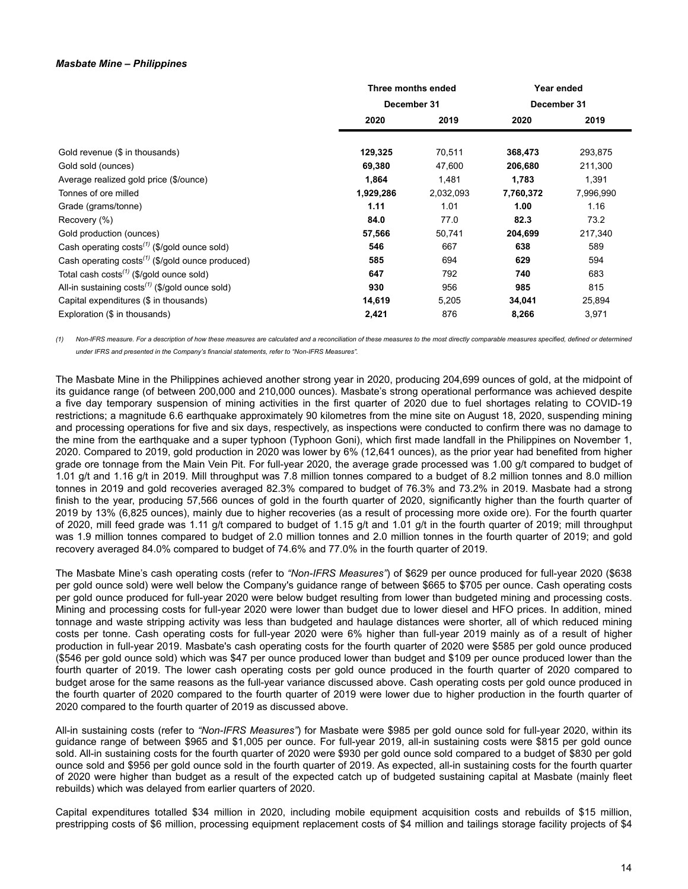***Masbate Mine – Philippines***

| | Three months ended December 31 | | Year ended December 31 | |
|---|---|---|---|---|
| | **2020** | **2019** | **2020** | **2019** |
| Gold revenue ($ in thousands) | **129,325** | 70,511 | **368,473** | 293,875 |
| Gold sold (ounces) | **69,380** | 47,600 | **206,680** | 211,300 |
| Average realized gold price ($/ounce) | **1,864** | 1,481 | **1,783** | 1,391 |
| Tonnes of ore milled | **1,929,286** | 2,032,093 | **7,760,372** | 7,996,990 |
| Grade (grams/tonne) | **1.11** | 1.01 | **1.00** | 1.16 |
| Recovery (%) | **84.0** | 77.0 | **82.3** | 73.2 |
| Gold production (ounces) | **57,566** | 50,741 | **204,699** | 217,340 |
| Cash operating costs[(1)] ($/gold ounce sold) | **546** | 667 | **638** | 589 |
| Cash operating costs[(1)] ($/gold ounce produced) | **585** | 694 | **629** | 594 |
| Total cash costs[(1)] ($/gold ounce sold) | **647** | 792 | **740** | 683 |
| All-in sustaining costs[(1)] ($/gold ounce sold) | **930** | 956 | **985** | 815 |
| Capital expenditures ($ in thousands) | **14,619** | 5,205 | **34,041** | 25,894 |
| Exploration ($ in thousands) | **2,421** | 876 | **8,266** | 3,971 |

*(1) Non-IFRS measure. For a description of how these measures are calculated and a reconciliation of these measures to the most directly comparable measures specified, defined or determined under IFRS and presented in the Company's financial statements, refer to "Non-IFRS Measures".*

The Masbate Mine in the Philippines achieved another strong year in 2020, producing 204,699 ounces of gold, at the midpoint of its guidance range (of between 200,000 and 210,000 ounces). Masbate's strong operational performance was achieved despite a five day temporary suspension of mining activities in the first quarter of 2020 due to fuel shortages relating to COVID-19 restrictions; a magnitude 6.6 earthquake approximately 90 kilometres from the mine site on August 18, 2020, suspending mining and processing operations for five and six days, respectively, as inspections were conducted to confirm there was no damage to the mine from the earthquake and a super typhoon (Typhoon Goni), which first made landfall in the Philippines on November 1, 2020. Compared to 2019, gold production in 2020 was lower by 6% (12,641 ounces), as the prior year had benefited from higher grade ore tonnage from the Main Vein Pit. For full-year 2020, the average grade processed was 1.00 g/t compared to budget of 1.01 g/t and 1.16 g/t in 2019. Mill throughput was 7.8 million tonnes compared to a budget of 8.2 million tonnes and 8.0 million tonnes in 2019 and gold recoveries averaged 82.3% compared to budget of 76.3% and 73.2% in 2019. Masbate had a strong finish to the year, producing 57,566 ounces of gold in the fourth quarter of 2020, significantly higher than the fourth quarter of 2019 by 13% (6,825 ounces), mainly due to higher recoveries (as a result of processing more oxide ore). For the fourth quarter of 2020, mill feed grade was 1.11 g/t compared to budget of 1.15 g/t and 1.01 g/t in the fourth quarter of 2019; mill throughput was 1.9 million tonnes compared to budget of 2.0 million tonnes and 2.0 million tonnes in the fourth quarter of 2019; and gold recovery averaged 84.0% compared to budget of 74.6% and 77.0% in the fourth quarter of 2019.

The Masbate Mine's cash operating costs (refer to *"Non-IFRS Measures"*) of $629 per ounce produced for full-year 2020 ($638 per gold ounce sold) were well below the Company's guidance range of between $665 to $705 per ounce. Cash operating costs per gold ounce produced for full-year 2020 were below budget resulting from lower than budgeted mining and processing costs. Mining and processing costs for full-year 2020 were lower than budget due to lower diesel and HFO prices. In addition, mined tonnage and waste stripping activity was less than budgeted and haulage distances were shorter, all of which reduced mining costs per tonne. Cash operating costs for full-year 2020 were 6% higher than full-year 2019 mainly as of a result of higher production in full-year 2019. Masbate's cash operating costs for the fourth quarter of 2020 were $585 per gold ounce produced ($546 per gold ounce sold) which was $47 per ounce produced lower than budget and $109 per ounce produced lower than the fourth quarter of 2019. The lower cash operating costs per gold ounce produced in the fourth quarter of 2020 compared to budget arose for the same reasons as the full-year variance discussed above. Cash operating costs per gold ounce produced in the fourth quarter of 2020 compared to the fourth quarter of 2019 were lower due to higher production in the fourth quarter of 2020 compared to the fourth quarter of 2019 as discussed above.

All-in sustaining costs (refer to *"Non-IFRS Measures"*) for Masbate were $985 per gold ounce sold for full-year 2020, within its guidance range of between $965 and $1,005 per ounce. For full-year 2019, all-in sustaining costs were $815 per gold ounce sold. All-in sustaining costs for the fourth quarter of 2020 were $930 per gold ounce sold compared to a budget of $830 per gold ounce sold and $956 per gold ounce sold in the fourth quarter of 2019. As expected, all-in sustaining costs for the fourth quarter of 2020 were higher than budget as a result of the expected catch up of budgeted sustaining capital at Masbate (mainly fleet rebuilds) which was delayed from earlier quarters of 2020.

Capital expenditures totalled $34 million in 2020, including mobile equipment acquisition costs and rebuilds of $15 million, prestripping costs of $6 million, processing equipment replacement costs of $4 million and tailings storage facility projects of $4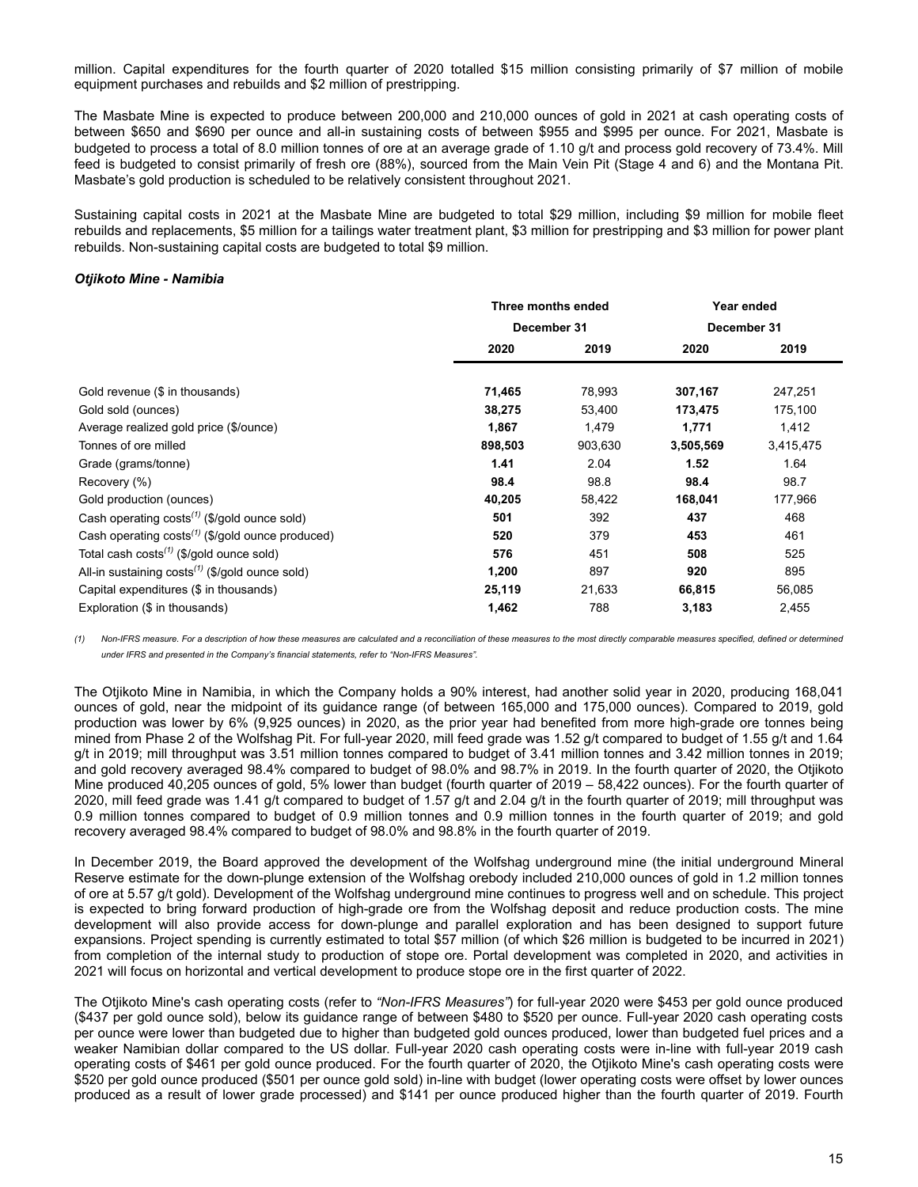million. Capital expenditures for the fourth quarter of 2020 totalled $15 million consisting primarily of $7 million of mobile equipment purchases and rebuilds and $2 million of prestripping.

The Masbate Mine is expected to produce between 200,000 and 210,000 ounces of gold in 2021 at cash operating costs of between $650 and $690 per ounce and all-in sustaining costs of between $955 and $995 per ounce. For 2021, Masbate is budgeted to process a total of 8.0 million tonnes of ore at an average grade of 1.10 g/t and process gold recovery of 73.4%. Mill feed is budgeted to consist primarily of fresh ore (88%), sourced from the Main Vein Pit (Stage 4 and 6) and the Montana Pit. Masbate's gold production is scheduled to be relatively consistent throughout 2021.

Sustaining capital costs in 2021 at the Masbate Mine are budgeted to total $29 million, including $9 million for mobile fleet rebuilds and replacements, $5 million for a tailings water treatment plant, $3 million for prestripping and $3 million for power plant rebuilds. Non-sustaining capital costs are budgeted to total $9 million.

***Otjikoto Mine - Namibia***

| | Three months ended December 31 | | Year ended December 31 | |
|---|---|---|---|---|
| | **2020** | 2019 | **2020** | 2019 |
| Gold revenue ($ in thousands) | **71,465** | 78,993 | **307,167** | 247,251 |
| Gold sold (ounces) | **38,275** | 53,400 | **173,475** | 175,100 |
| Average realized gold price ($/ounce) | **1,867** | 1,479 | **1,771** | 1,412 |
| Tonnes of ore milled | **898,503** | 903,630 | **3,505,569** | 3,415,475 |
| Grade (grams/tonne) | **1.41** | 2.04 | **1.52** | 1.64 |
| Recovery (%) | **98.4** | 98.8 | **98.4** | 98.7 |
| Gold production (ounces) | **40,205** | 58,422 | **168,041** | 177,966 |
| Cash operating costs[(1)] ($/gold ounce sold) | **501** | 392 | **437** | 468 |
| Cash operating costs[(1)] ($/gold ounce produced) | **520** | 379 | **453** | 461 |
| Total cash costs[(1)] ($/gold ounce sold) | **576** | 451 | **508** | 525 |
| All-in sustaining costs[(1)] ($/gold ounce sold) | **1,200** | 897 | **920** | 895 |
| Capital expenditures ($ in thousands) | **25,119** | 21,633 | **66,815** | 56,085 |
| Exploration ($ in thousands) | **1,462** | 788 | **3,183** | 2,455 |

*(1) Non-IFRS measure. For a description of how these measures are calculated and a reconciliation of these measures to the most directly comparable measures specified, defined or determined under IFRS and presented in the Company's financial statements, refer to "Non-IFRS Measures".*

The Otjikoto Mine in Namibia, in which the Company holds a 90% interest, had another solid year in 2020, producing 168,041 ounces of gold, near the midpoint of its guidance range (of between 165,000 and 175,000 ounces). Compared to 2019, gold production was lower by 6% (9,925 ounces) in 2020, as the prior year had benefited from more high-grade ore tonnes being mined from Phase 2 of the Wolfshag Pit. For full-year 2020, mill feed grade was 1.52 g/t compared to budget of 1.55 g/t and 1.64 g/t in 2019; mill throughput was 3.51 million tonnes compared to budget of 3.41 million tonnes and 3.42 million tonnes in 2019; and gold recovery averaged 98.4% compared to budget of 98.0% and 98.7% in 2019. In the fourth quarter of 2020, the Otjikoto Mine produced 40,205 ounces of gold, 5% lower than budget (fourth quarter of 2019 – 58,422 ounces). For the fourth quarter of 2020, mill feed grade was 1.41 g/t compared to budget of 1.57 g/t and 2.04 g/t in the fourth quarter of 2019; mill throughput was 0.9 million tonnes compared to budget of 0.9 million tonnes and 0.9 million tonnes in the fourth quarter of 2019; and gold recovery averaged 98.4% compared to budget of 98.0% and 98.8% in the fourth quarter of 2019.

In December 2019, the Board approved the development of the Wolfshag underground mine (the initial underground Mineral Reserve estimate for the down-plunge extension of the Wolfshag orebody included 210,000 ounces of gold in 1.2 million tonnes of ore at 5.57 g/t gold). Development of the Wolfshag underground mine continues to progress well and on schedule. This project is expected to bring forward production of high-grade ore from the Wolfshag deposit and reduce production costs. The mine development will also provide access for down-plunge and parallel exploration and has been designed to support future expansions. Project spending is currently estimated to total $57 million (of which $26 million is budgeted to be incurred in 2021) from completion of the internal study to production of stope ore. Portal development was completed in 2020, and activities in 2021 will focus on horizontal and vertical development to produce stope ore in the first quarter of 2022.

The Otjikoto Mine's cash operating costs (refer to *"Non-IFRS Measures"*) for full-year 2020 were $453 per gold ounce produced ($437 per gold ounce sold), below its guidance range of between $480 to $520 per ounce. Full-year 2020 cash operating costs per ounce were lower than budgeted due to higher than budgeted gold ounces produced, lower than budgeted fuel prices and a weaker Namibian dollar compared to the US dollar. Full-year 2020 cash operating costs were in-line with full-year 2019 cash operating costs of $461 per gold ounce produced. For the fourth quarter of 2020, the Otjikoto Mine's cash operating costs were $520 per gold ounce produced ($501 per ounce gold sold) in-line with budget (lower operating costs were offset by lower ounces produced as a result of lower grade processed) and $141 per ounce produced higher than the fourth quarter of 2019. Fourth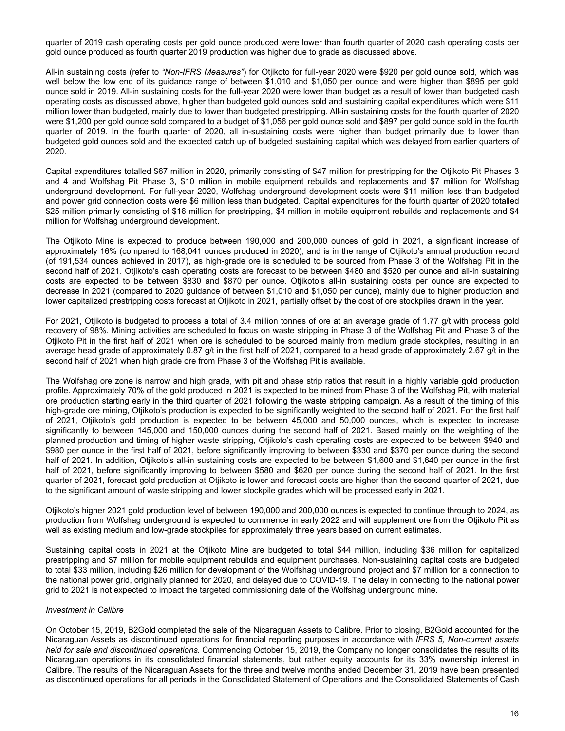quarter of 2019 cash operating costs per gold ounce produced were lower than fourth quarter of 2020 cash operating costs per gold ounce produced as fourth quarter 2019 production was higher due to grade as discussed above.

All-in sustaining costs (refer to *"Non-IFRS Measures"*) for Otjikoto for full-year 2020 were $920 per gold ounce sold, which was well below the low end of its guidance range of between $1,010 and $1,050 per ounce and were higher than $895 per gold ounce sold in 2019. All-in sustaining costs for the full-year 2020 were lower than budget as a result of lower than budgeted cash operating costs as discussed above, higher than budgeted gold ounces sold and sustaining capital expenditures which were $11 million lower than budgeted, mainly due to lower than budgeted prestripping. All-in sustaining costs for the fourth quarter of 2020 were $1,200 per gold ounce sold compared to a budget of $1,056 per gold ounce sold and $897 per gold ounce sold in the fourth quarter of 2019. In the fourth quarter of 2020, all in-sustaining costs were higher than budget primarily due to lower than budgeted gold ounces sold and the expected catch up of budgeted sustaining capital which was delayed from earlier quarters of 2020.

Capital expenditures totalled $67 million in 2020, primarily consisting of $47 million for prestripping for the Otjikoto Pit Phases 3 and 4 and Wolfshag Pit Phase 3, $10 million in mobile equipment rebuilds and replacements and $7 million for Wolfshag underground development. For full-year 2020, Wolfshag underground development costs were $11 million less than budgeted and power grid connection costs were $6 million less than budgeted. Capital expenditures for the fourth quarter of 2020 totalled $25 million primarily consisting of $16 million for prestripping, $4 million in mobile equipment rebuilds and replacements and $4 million for Wolfshag underground development.

The Otjikoto Mine is expected to produce between 190,000 and 200,000 ounces of gold in 2021, a significant increase of approximately 16% (compared to 168,041 ounces produced in 2020), and is in the range of Otjikoto's annual production record (of 191,534 ounces achieved in 2017), as high-grade ore is scheduled to be sourced from Phase 3 of the Wolfshag Pit in the second half of 2021. Otjikoto's cash operating costs are forecast to be between $480 and $520 per ounce and all-in sustaining costs are expected to be between $830 and $870 per ounce. Otjikoto's all-in sustaining costs per ounce are expected to decrease in 2021 (compared to 2020 guidance of between $1,010 and $1,050 per ounce), mainly due to higher production and lower capitalized prestripping costs forecast at Otjikoto in 2021, partially offset by the cost of ore stockpiles drawn in the year.

For 2021, Otjikoto is budgeted to process a total of 3.4 million tonnes of ore at an average grade of 1.77 g/t with process gold recovery of 98%. Mining activities are scheduled to focus on waste stripping in Phase 3 of the Wolfshag Pit and Phase 3 of the Otjikoto Pit in the first half of 2021 when ore is scheduled to be sourced mainly from medium grade stockpiles, resulting in an average head grade of approximately 0.87 g/t in the first half of 2021, compared to a head grade of approximately 2.67 g/t in the second half of 2021 when high grade ore from Phase 3 of the Wolfshag Pit is available.

The Wolfshag ore zone is narrow and high grade, with pit and phase strip ratios that result in a highly variable gold production profile. Approximately 70% of the gold produced in 2021 is expected to be mined from Phase 3 of the Wolfshag Pit, with material ore production starting early in the third quarter of 2021 following the waste stripping campaign. As a result of the timing of this high-grade ore mining, Otjikoto's production is expected to be significantly weighted to the second half of 2021. For the first half of 2021, Otjikoto's gold production is expected to be between 45,000 and 50,000 ounces, which is expected to increase significantly to between 145,000 and 150,000 ounces during the second half of 2021. Based mainly on the weighting of the planned production and timing of higher waste stripping, Otjikoto's cash operating costs are expected to be between $940 and $980 per ounce in the first half of 2021, before significantly improving to between $330 and $370 per ounce during the second half of 2021. In addition, Otjikoto's all-in sustaining costs are expected to be between $1,600 and $1,640 per ounce in the first half of 2021, before significantly improving to between $580 and $620 per ounce during the second half of 2021. In the first quarter of 2021, forecast gold production at Otjikoto is lower and forecast costs are higher than the second quarter of 2021, due to the significant amount of waste stripping and lower stockpile grades which will be processed early in 2021.

Otjikoto's higher 2021 gold production level of between 190,000 and 200,000 ounces is expected to continue through to 2024, as production from Wolfshag underground is expected to commence in early 2022 and will supplement ore from the Otjikoto Pit as well as existing medium and low-grade stockpiles for approximately three years based on current estimates.

Sustaining capital costs in 2021 at the Otjikoto Mine are budgeted to total $44 million, including $36 million for capitalized prestripping and $7 million for mobile equipment rebuilds and equipment purchases. Non-sustaining capital costs are budgeted to total $33 million, including $26 million for development of the Wolfshag underground project and $7 million for a connection to the national power grid, originally planned for 2020, and delayed due to COVID-19. The delay in connecting to the national power grid to 2021 is not expected to impact the targeted commissioning date of the Wolfshag underground mine.

*Investment in Calibre*

On October 15, 2019, B2Gold completed the sale of the Nicaraguan Assets to Calibre. Prior to closing, B2Gold accounted for the Nicaraguan Assets as discontinued operations for financial reporting purposes in accordance with *IFRS 5, Non-current assets held for sale and discontinued operations*. Commencing October 15, 2019, the Company no longer consolidates the results of its Nicaraguan operations in its consolidated financial statements, but rather equity accounts for its 33% ownership interest in Calibre. The results of the Nicaraguan Assets for the three and twelve months ended December 31, 2019 have been presented as discontinued operations for all periods in the Consolidated Statement of Operations and the Consolidated Statements of Cash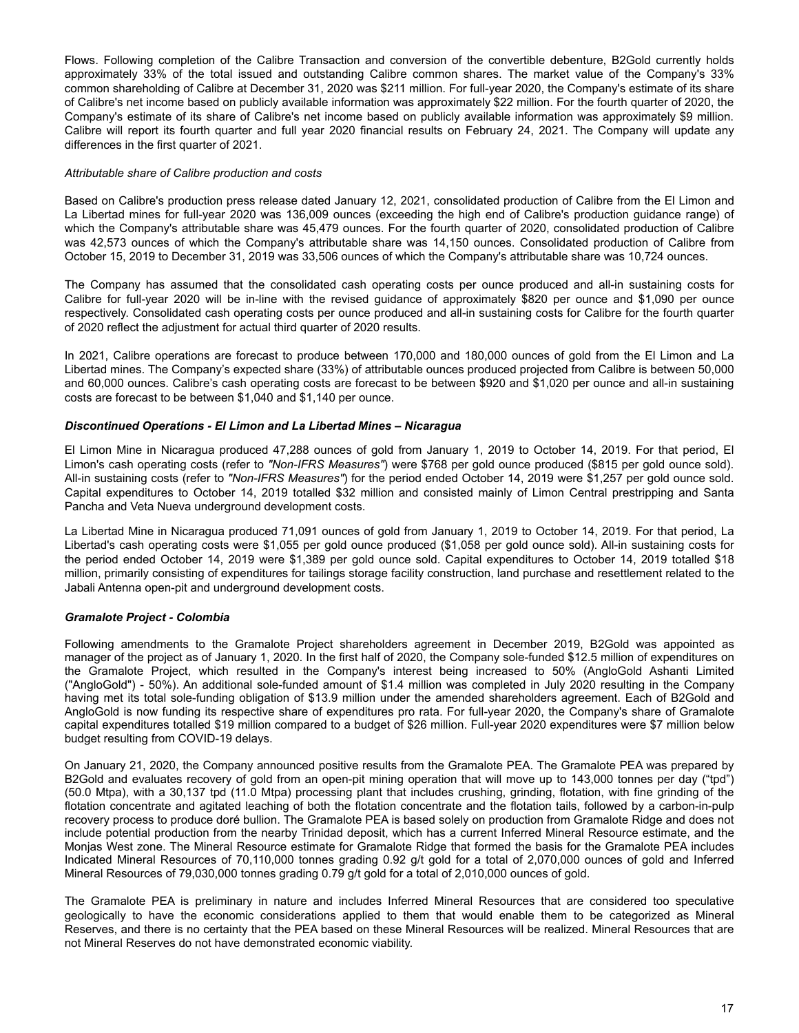Flows. Following completion of the Calibre Transaction and conversion of the convertible debenture, B2Gold currently holds approximately 33% of the total issued and outstanding Calibre common shares. The market value of the Company's 33% common shareholding of Calibre at December 31, 2020 was $211 million. For full-year 2020, the Company's estimate of its share of Calibre's net income based on publicly available information was approximately $22 million. For the fourth quarter of 2020, the Company's estimate of its share of Calibre's net income based on publicly available information was approximately $9 million. Calibre will report its fourth quarter and full year 2020 financial results on February 24, 2021. The Company will update any differences in the first quarter of 2021.

*Attributable share of Calibre production and costs*

Based on Calibre's production press release dated January 12, 2021, consolidated production of Calibre from the El Limon and La Libertad mines for full-year 2020 was 136,009 ounces (exceeding the high end of Calibre's production guidance range) of which the Company's attributable share was 45,479 ounces. For the fourth quarter of 2020, consolidated production of Calibre was 42,573 ounces of which the Company's attributable share was 14,150 ounces. Consolidated production of Calibre from October 15, 2019 to December 31, 2019 was 33,506 ounces of which the Company's attributable share was 10,724 ounces.

The Company has assumed that the consolidated cash operating costs per ounce produced and all-in sustaining costs for Calibre for full-year 2020 will be in-line with the revised guidance of approximately $820 per ounce and $1,090 per ounce respectively. Consolidated cash operating costs per ounce produced and all-in sustaining costs for Calibre for the fourth quarter of 2020 reflect the adjustment for actual third quarter of 2020 results.

In 2021, Calibre operations are forecast to produce between 170,000 and 180,000 ounces of gold from the El Limon and La Libertad mines. The Company's expected share (33%) of attributable ounces produced projected from Calibre is between 50,000 and 60,000 ounces. Calibre's cash operating costs are forecast to be between $920 and $1,020 per ounce and all-in sustaining costs are forecast to be between $1,040 and $1,140 per ounce.

***Discontinued Operations - El Limon and La Libertad Mines – Nicaragua***

El Limon Mine in Nicaragua produced 47,288 ounces of gold from January 1, 2019 to October 14, 2019. For that period, El Limon's cash operating costs (refer to *"Non-IFRS Measures"*) were $768 per gold ounce produced ($815 per gold ounce sold). All-in sustaining costs (refer to *"Non-IFRS Measures"*) for the period ended October 14, 2019 were $1,257 per gold ounce sold. Capital expenditures to October 14, 2019 totalled $32 million and consisted mainly of Limon Central prestripping and Santa Pancha and Veta Nueva underground development costs.

La Libertad Mine in Nicaragua produced 71,091 ounces of gold from January 1, 2019 to October 14, 2019. For that period, La Libertad's cash operating costs were $1,055 per gold ounce produced ($1,058 per gold ounce sold). All-in sustaining costs for the period ended October 14, 2019 were $1,389 per gold ounce sold. Capital expenditures to October 14, 2019 totalled $18 million, primarily consisting of expenditures for tailings storage facility construction, land purchase and resettlement related to the Jabali Antenna open-pit and underground development costs.

***Gramalote Project - Colombia***

Following amendments to the Gramalote Project shareholders agreement in December 2019, B2Gold was appointed as manager of the project as of January 1, 2020. In the first half of 2020, the Company sole-funded $12.5 million of expenditures on the Gramalote Project, which resulted in the Company's interest being increased to 50% (AngloGold Ashanti Limited ("AngloGold") - 50%). An additional sole-funded amount of $1.4 million was completed in July 2020 resulting in the Company having met its total sole-funding obligation of $13.9 million under the amended shareholders agreement. Each of B2Gold and AngloGold is now funding its respective share of expenditures pro rata. For full-year 2020, the Company's share of Gramalote capital expenditures totalled $19 million compared to a budget of $26 million. Full-year 2020 expenditures were $7 million below budget resulting from COVID-19 delays.

On January 21, 2020, the Company announced positive results from the Gramalote PEA. The Gramalote PEA was prepared by B2Gold and evaluates recovery of gold from an open-pit mining operation that will move up to 143,000 tonnes per day ("tpd") (50.0 Mtpa), with a 30,137 tpd (11.0 Mtpa) processing plant that includes crushing, grinding, flotation, with fine grinding of the flotation concentrate and agitated leaching of both the flotation concentrate and the flotation tails, followed by a carbon-in-pulp recovery process to produce doré bullion. The Gramalote PEA is based solely on production from Gramalote Ridge and does not include potential production from the nearby Trinidad deposit, which has a current Inferred Mineral Resource estimate, and the Monjas West zone. The Mineral Resource estimate for Gramalote Ridge that formed the basis for the Gramalote PEA includes Indicated Mineral Resources of 70,110,000 tonnes grading 0.92 g/t gold for a total of 2,070,000 ounces of gold and Inferred Mineral Resources of 79,030,000 tonnes grading 0.79 g/t gold for a total of 2,010,000 ounces of gold.

The Gramalote PEA is preliminary in nature and includes Inferred Mineral Resources that are considered too speculative geologically to have the economic considerations applied to them that would enable them to be categorized as Mineral Reserves, and there is no certainty that the PEA based on these Mineral Resources will be realized. Mineral Resources that are not Mineral Reserves do not have demonstrated economic viability.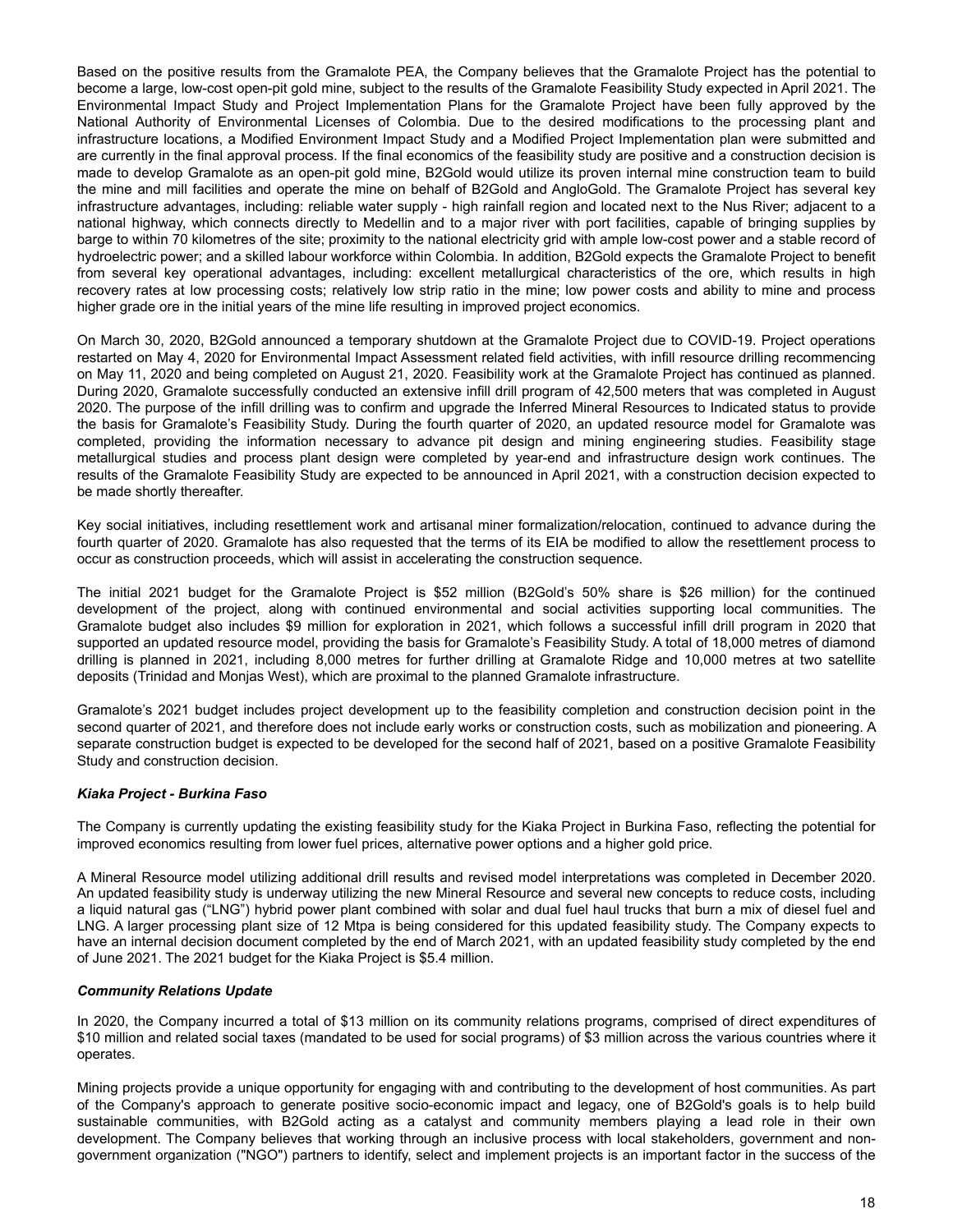Based on the positive results from the Gramalote PEA, the Company believes that the Gramalote Project has the potential to become a large, low-cost open-pit gold mine, subject to the results of the Gramalote Feasibility Study expected in April 2021. The Environmental Impact Study and Project Implementation Plans for the Gramalote Project have been fully approved by the National Authority of Environmental Licenses of Colombia. Due to the desired modifications to the processing plant and infrastructure locations, a Modified Environment Impact Study and a Modified Project Implementation plan were submitted and are currently in the final approval process. If the final economics of the feasibility study are positive and a construction decision is made to develop Gramalote as an open-pit gold mine, B2Gold would utilize its proven internal mine construction team to build the mine and mill facilities and operate the mine on behalf of B2Gold and AngloGold. The Gramalote Project has several key infrastructure advantages, including: reliable water supply - high rainfall region and located next to the Nus River; adjacent to a national highway, which connects directly to Medellin and to a major river with port facilities, capable of bringing supplies by barge to within 70 kilometres of the site; proximity to the national electricity grid with ample low-cost power and a stable record of hydroelectric power; and a skilled labour workforce within Colombia. In addition, B2Gold expects the Gramalote Project to benefit from several key operational advantages, including: excellent metallurgical characteristics of the ore, which results in high recovery rates at low processing costs; relatively low strip ratio in the mine; low power costs and ability to mine and process higher grade ore in the initial years of the mine life resulting in improved project economics.

On March 30, 2020, B2Gold announced a temporary shutdown at the Gramalote Project due to COVID-19. Project operations restarted on May 4, 2020 for Environmental Impact Assessment related field activities, with infill resource drilling recommencing on May 11, 2020 and being completed on August 21, 2020. Feasibility work at the Gramalote Project has continued as planned. During 2020, Gramalote successfully conducted an extensive infill drill program of 42,500 meters that was completed in August 2020. The purpose of the infill drilling was to confirm and upgrade the Inferred Mineral Resources to Indicated status to provide the basis for Gramalote's Feasibility Study. During the fourth quarter of 2020, an updated resource model for Gramalote was completed, providing the information necessary to advance pit design and mining engineering studies. Feasibility stage metallurgical studies and process plant design were completed by year-end and infrastructure design work continues. The results of the Gramalote Feasibility Study are expected to be announced in April 2021, with a construction decision expected to be made shortly thereafter.

Key social initiatives, including resettlement work and artisanal miner formalization/relocation, continued to advance during the fourth quarter of 2020. Gramalote has also requested that the terms of its EIA be modified to allow the resettlement process to occur as construction proceeds, which will assist in accelerating the construction sequence.

The initial 2021 budget for the Gramalote Project is $52 million (B2Gold's 50% share is $26 million) for the continued development of the project, along with continued environmental and social activities supporting local communities. The Gramalote budget also includes $9 million for exploration in 2021, which follows a successful infill drill program in 2020 that supported an updated resource model, providing the basis for Gramalote's Feasibility Study. A total of 18,000 metres of diamond drilling is planned in 2021, including 8,000 metres for further drilling at Gramalote Ridge and 10,000 metres at two satellite deposits (Trinidad and Monjas West), which are proximal to the planned Gramalote infrastructure.

Gramalote's 2021 budget includes project development up to the feasibility completion and construction decision point in the second quarter of 2021, and therefore does not include early works or construction costs, such as mobilization and pioneering. A separate construction budget is expected to be developed for the second half of 2021, based on a positive Gramalote Feasibility Study and construction decision.

***Kiaka Project - Burkina Faso***

The Company is currently updating the existing feasibility study for the Kiaka Project in Burkina Faso, reflecting the potential for improved economics resulting from lower fuel prices, alternative power options and a higher gold price.

A Mineral Resource model utilizing additional drill results and revised model interpretations was completed in December 2020. An updated feasibility study is underway utilizing the new Mineral Resource and several new concepts to reduce costs, including a liquid natural gas ("LNG") hybrid power plant combined with solar and dual fuel haul trucks that burn a mix of diesel fuel and LNG. A larger processing plant size of 12 Mtpa is being considered for this updated feasibility study. The Company expects to have an internal decision document completed by the end of March 2021, with an updated feasibility study completed by the end of June 2021. The 2021 budget for the Kiaka Project is $5.4 million.

***Community Relations Update***

In 2020, the Company incurred a total of $13 million on its community relations programs, comprised of direct expenditures of $10 million and related social taxes (mandated to be used for social programs) of $3 million across the various countries where it operates.

Mining projects provide a unique opportunity for engaging with and contributing to the development of host communities. As part of the Company's approach to generate positive socio-economic impact and legacy, one of B2Gold's goals is to help build sustainable communities, with B2Gold acting as a catalyst and community members playing a lead role in their own development. The Company believes that working through an inclusive process with local stakeholders, government and non-government organization ("NGO") partners to identify, select and implement projects is an important factor in the success of the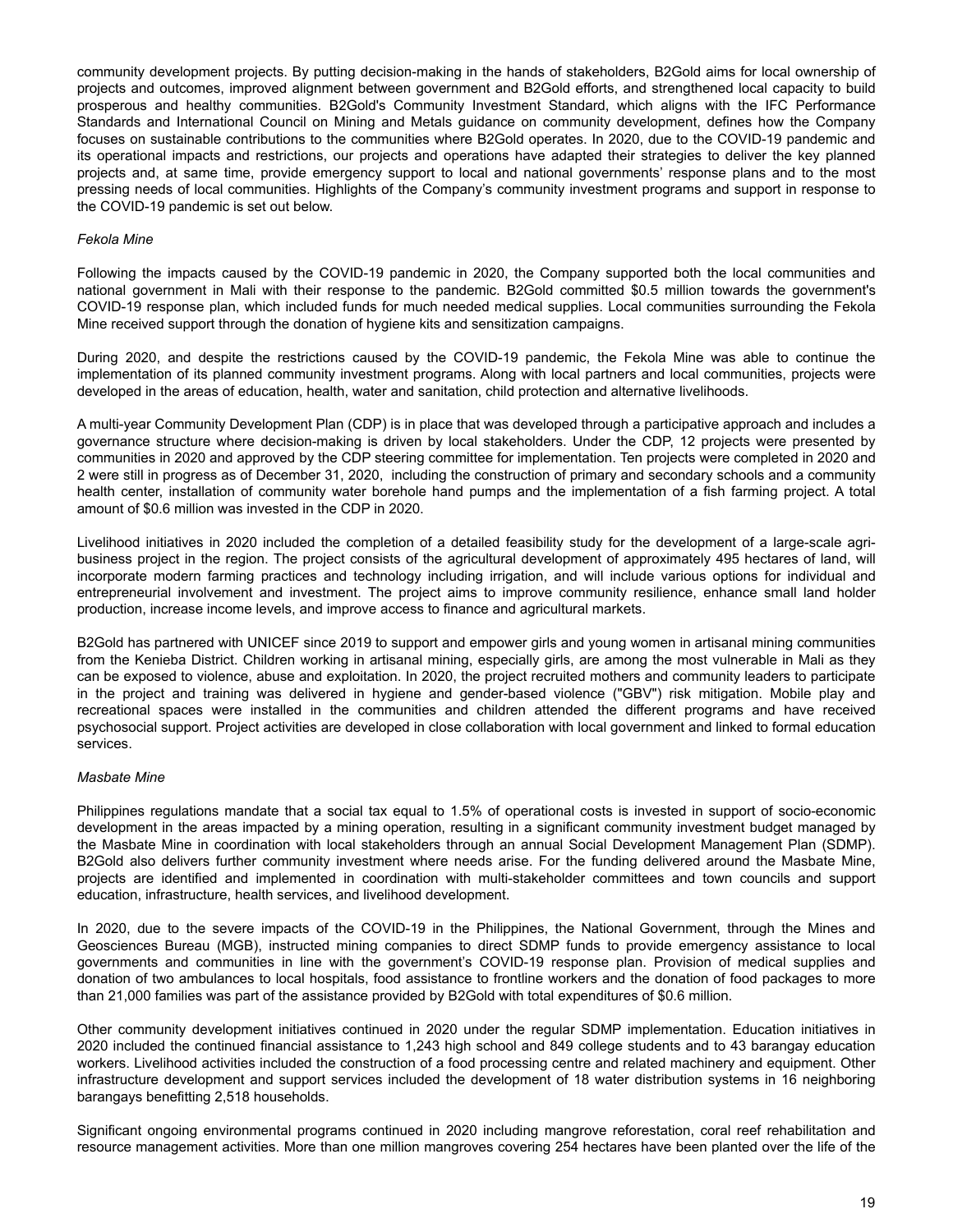community development projects. By putting decision-making in the hands of stakeholders, B2Gold aims for local ownership of projects and outcomes, improved alignment between government and B2Gold efforts, and strengthened local capacity to build prosperous and healthy communities. B2Gold's Community Investment Standard, which aligns with the IFC Performance Standards and International Council on Mining and Metals guidance on community development, defines how the Company focuses on sustainable contributions to the communities where B2Gold operates. In 2020, due to the COVID-19 pandemic and its operational impacts and restrictions, our projects and operations have adapted their strategies to deliver the key planned projects and, at same time, provide emergency support to local and national governments' response plans and to the most pressing needs of local communities. Highlights of the Company's community investment programs and support in response to the COVID-19 pandemic is set out below.

*Fekola Mine*

Following the impacts caused by the COVID-19 pandemic in 2020, the Company supported both the local communities and national government in Mali with their response to the pandemic. B2Gold committed $0.5 million towards the government's COVID-19 response plan, which included funds for much needed medical supplies. Local communities surrounding the Fekola Mine received support through the donation of hygiene kits and sensitization campaigns.

During 2020, and despite the restrictions caused by the COVID-19 pandemic, the Fekola Mine was able to continue the implementation of its planned community investment programs. Along with local partners and local communities, projects were developed in the areas of education, health, water and sanitation, child protection and alternative livelihoods.

A multi-year Community Development Plan (CDP) is in place that was developed through a participative approach and includes a governance structure where decision-making is driven by local stakeholders. Under the CDP, 12 projects were presented by communities in 2020 and approved by the CDP steering committee for implementation. Ten projects were completed in 2020 and 2 were still in progress as of December 31, 2020, including the construction of primary and secondary schools and a community health center, installation of community water borehole hand pumps and the implementation of a fish farming project. A total amount of $0.6 million was invested in the CDP in 2020.

Livelihood initiatives in 2020 included the completion of a detailed feasibility study for the development of a large-scale agri-business project in the region. The project consists of the agricultural development of approximately 495 hectares of land, will incorporate modern farming practices and technology including irrigation, and will include various options for individual and entrepreneurial involvement and investment. The project aims to improve community resilience, enhance small land holder production, increase income levels, and improve access to finance and agricultural markets.

B2Gold has partnered with UNICEF since 2019 to support and empower girls and young women in artisanal mining communities from the Kenieba District. Children working in artisanal mining, especially girls, are among the most vulnerable in Mali as they can be exposed to violence, abuse and exploitation. In 2020, the project recruited mothers and community leaders to participate in the project and training was delivered in hygiene and gender-based violence ("GBV") risk mitigation. Mobile play and recreational spaces were installed in the communities and children attended the different programs and have received psychosocial support. Project activities are developed in close collaboration with local government and linked to formal education services.

*Masbate Mine*

Philippines regulations mandate that a social tax equal to 1.5% of operational costs is invested in support of socio-economic development in the areas impacted by a mining operation, resulting in a significant community investment budget managed by the Masbate Mine in coordination with local stakeholders through an annual Social Development Management Plan (SDMP). B2Gold also delivers further community investment where needs arise. For the funding delivered around the Masbate Mine, projects are identified and implemented in coordination with multi-stakeholder committees and town councils and support education, infrastructure, health services, and livelihood development.

In 2020, due to the severe impacts of the COVID-19 in the Philippines, the National Government, through the Mines and Geosciences Bureau (MGB), instructed mining companies to direct SDMP funds to provide emergency assistance to local governments and communities in line with the government's COVID-19 response plan. Provision of medical supplies and donation of two ambulances to local hospitals, food assistance to frontline workers and the donation of food packages to more than 21,000 families was part of the assistance provided by B2Gold with total expenditures of $0.6 million.

Other community development initiatives continued in 2020 under the regular SDMP implementation. Education initiatives in 2020 included the continued financial assistance to 1,243 high school and 849 college students and to 43 barangay education workers. Livelihood activities included the construction of a food processing centre and related machinery and equipment. Other infrastructure development and support services included the development of 18 water distribution systems in 16 neighboring barangays benefitting 2,518 households.

Significant ongoing environmental programs continued in 2020 including mangrove reforestation, coral reef rehabilitation and resource management activities. More than one million mangroves covering 254 hectares have been planted over the life of the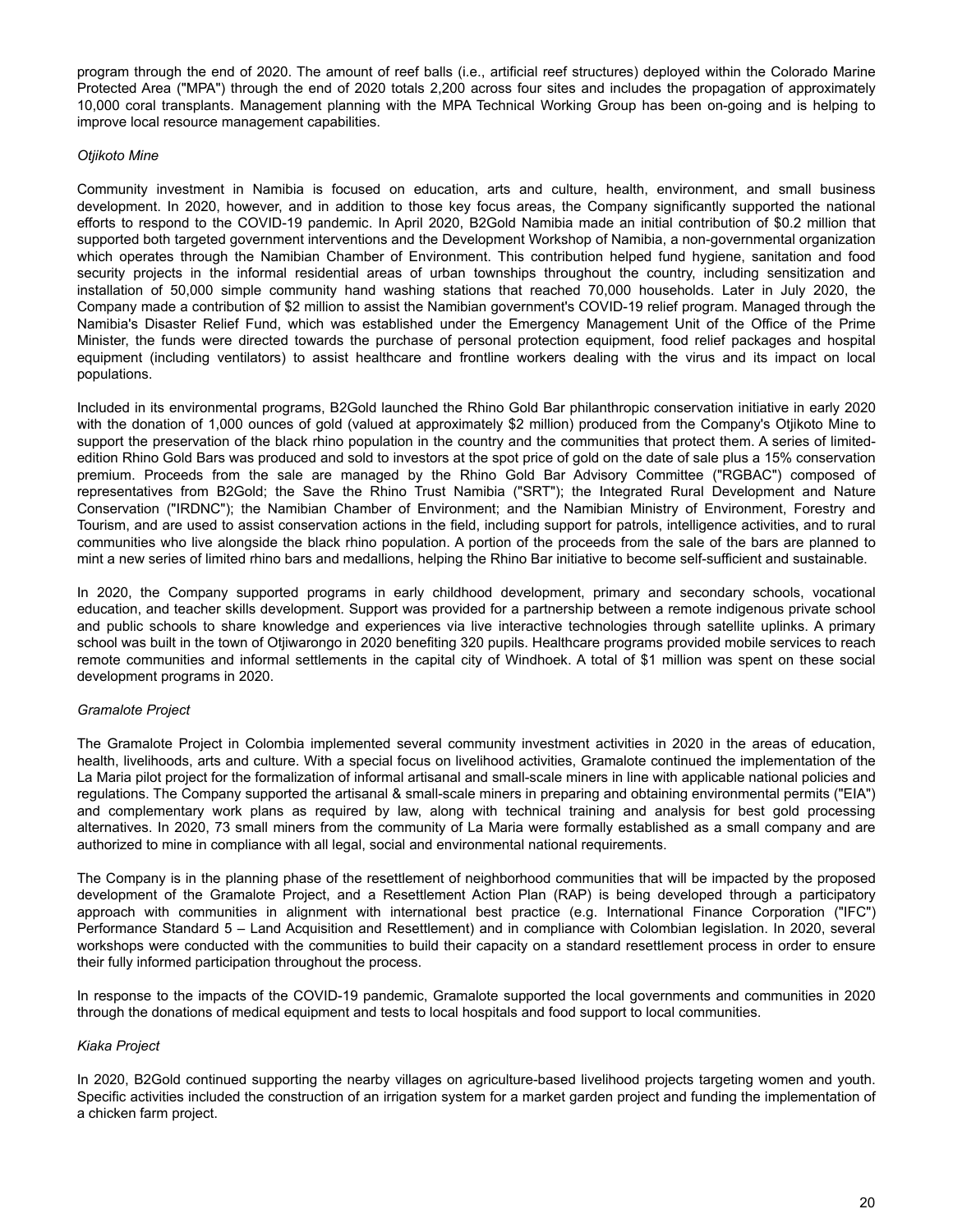program through the end of 2020. The amount of reef balls (i.e., artificial reef structures) deployed within the Colorado Marine Protected Area ("MPA") through the end of 2020 totals 2,200 across four sites and includes the propagation of approximately 10,000 coral transplants. Management planning with the MPA Technical Working Group has been on-going and is helping to improve local resource management capabilities.

*Otjikoto Mine*

Community investment in Namibia is focused on education, arts and culture, health, environment, and small business development. In 2020, however, and in addition to those key focus areas, the Company significantly supported the national efforts to respond to the COVID-19 pandemic. In April 2020, B2Gold Namibia made an initial contribution of $0.2 million that supported both targeted government interventions and the Development Workshop of Namibia, a non-governmental organization which operates through the Namibian Chamber of Environment. This contribution helped fund hygiene, sanitation and food security projects in the informal residential areas of urban townships throughout the country, including sensitization and installation of 50,000 simple community hand washing stations that reached 70,000 households. Later in July 2020, the Company made a contribution of $2 million to assist the Namibian government's COVID-19 relief program. Managed through the Namibia's Disaster Relief Fund, which was established under the Emergency Management Unit of the Office of the Prime Minister, the funds were directed towards the purchase of personal protection equipment, food relief packages and hospital equipment (including ventilators) to assist healthcare and frontline workers dealing with the virus and its impact on local populations.

Included in its environmental programs, B2Gold launched the Rhino Gold Bar philanthropic conservation initiative in early 2020 with the donation of 1,000 ounces of gold (valued at approximately $2 million) produced from the Company's Otjikoto Mine to support the preservation of the black rhino population in the country and the communities that protect them. A series of limited-edition Rhino Gold Bars was produced and sold to investors at the spot price of gold on the date of sale plus a 15% conservation premium. Proceeds from the sale are managed by the Rhino Gold Bar Advisory Committee ("RGBAC") composed of representatives from B2Gold; the Save the Rhino Trust Namibia ("SRT"); the Integrated Rural Development and Nature Conservation ("IRDNC"); the Namibian Chamber of Environment; and the Namibian Ministry of Environment, Forestry and Tourism, and are used to assist conservation actions in the field, including support for patrols, intelligence activities, and to rural communities who live alongside the black rhino population. A portion of the proceeds from the sale of the bars are planned to mint a new series of limited rhino bars and medallions, helping the Rhino Bar initiative to become self-sufficient and sustainable.

In 2020, the Company supported programs in early childhood development, primary and secondary schools, vocational education, and teacher skills development. Support was provided for a partnership between a remote indigenous private school and public schools to share knowledge and experiences via live interactive technologies through satellite uplinks. A primary school was built in the town of Otjiwarongo in 2020 benefiting 320 pupils. Healthcare programs provided mobile services to reach remote communities and informal settlements in the capital city of Windhoek. A total of $1 million was spent on these social development programs in 2020.

*Gramalote Project*

The Gramalote Project in Colombia implemented several community investment activities in 2020 in the areas of education, health, livelihoods, arts and culture. With a special focus on livelihood activities, Gramalote continued the implementation of the La Maria pilot project for the formalization of informal artisanal and small-scale miners in line with applicable national policies and regulations. The Company supported the artisanal & small-scale miners in preparing and obtaining environmental permits ("EIA") and complementary work plans as required by law, along with technical training and analysis for best gold processing alternatives. In 2020, 73 small miners from the community of La Maria were formally established as a small company and are authorized to mine in compliance with all legal, social and environmental national requirements.

The Company is in the planning phase of the resettlement of neighborhood communities that will be impacted by the proposed development of the Gramalote Project, and a Resettlement Action Plan (RAP) is being developed through a participatory approach with communities in alignment with international best practice (e.g. International Finance Corporation ("IFC") Performance Standard 5 – Land Acquisition and Resettlement) and in compliance with Colombian legislation. In 2020, several workshops were conducted with the communities to build their capacity on a standard resettlement process in order to ensure their fully informed participation throughout the process.

In response to the impacts of the COVID-19 pandemic, Gramalote supported the local governments and communities in 2020 through the donations of medical equipment and tests to local hospitals and food support to local communities.

*Kiaka Project*

In 2020, B2Gold continued supporting the nearby villages on agriculture-based livelihood projects targeting women and youth. Specific activities included the construction of an irrigation system for a market garden project and funding the implementation of a chicken farm project.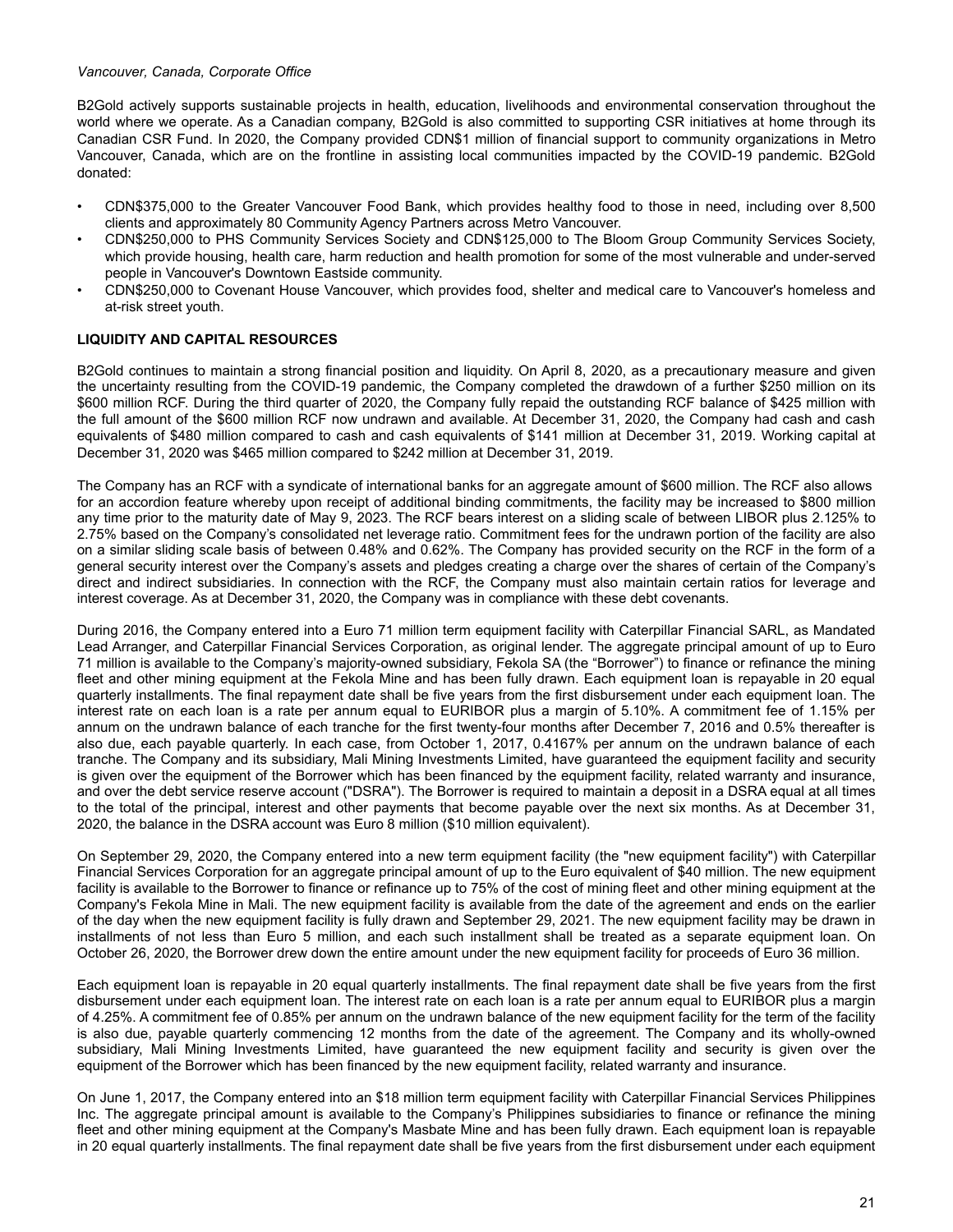*Vancouver, Canada, Corporate Office*

B2Gold actively supports sustainable projects in health, education, livelihoods and environmental conservation throughout the world where we operate. As a Canadian company, B2Gold is also committed to supporting CSR initiatives at home through its Canadian CSR Fund. In 2020, the Company provided CDN$1 million of financial support to community organizations in Metro Vancouver, Canada, which are on the frontline in assisting local communities impacted by the COVID-19 pandemic. B2Gold donated:

- CDN$375,000 to the Greater Vancouver Food Bank, which provides healthy food to those in need, including over 8,500 clients and approximately 80 Community Agency Partners across Metro Vancouver.
- CDN$250,000 to PHS Community Services Society and CDN$125,000 to The Bloom Group Community Services Society, which provide housing, health care, harm reduction and health promotion for some of the most vulnerable and under-served people in Vancouver's Downtown Eastside community.
- CDN$250,000 to Covenant House Vancouver, which provides food, shelter and medical care to Vancouver's homeless and at-risk street youth.

## LIQUIDITY AND CAPITAL RESOURCES

B2Gold continues to maintain a strong financial position and liquidity. On April 8, 2020, as a precautionary measure and given the uncertainty resulting from the COVID-19 pandemic, the Company completed the drawdown of a further $250 million on its $600 million RCF. During the third quarter of 2020, the Company fully repaid the outstanding RCF balance of $425 million with the full amount of the $600 million RCF now undrawn and available. At December 31, 2020, the Company had cash and cash equivalents of $480 million compared to cash and cash equivalents of $141 million at December 31, 2019. Working capital at December 31, 2020 was $465 million compared to $242 million at December 31, 2019.

The Company has an RCF with a syndicate of international banks for an aggregate amount of $600 million. The RCF also allows for an accordion feature whereby upon receipt of additional binding commitments, the facility may be increased to $800 million any time prior to the maturity date of May 9, 2023. The RCF bears interest on a sliding scale of between LIBOR plus 2.125% to 2.75% based on the Company's consolidated net leverage ratio. Commitment fees for the undrawn portion of the facility are also on a similar sliding scale basis of between 0.48% and 0.62%. The Company has provided security on the RCF in the form of a general security interest over the Company's assets and pledges creating a charge over the shares of certain of the Company's direct and indirect subsidiaries. In connection with the RCF, the Company must also maintain certain ratios for leverage and interest coverage. As at December 31, 2020, the Company was in compliance with these debt covenants.

During 2016, the Company entered into a Euro 71 million term equipment facility with Caterpillar Financial SARL, as Mandated Lead Arranger, and Caterpillar Financial Services Corporation, as original lender. The aggregate principal amount of up to Euro 71 million is available to the Company's majority-owned subsidiary, Fekola SA (the "Borrower") to finance or refinance the mining fleet and other mining equipment at the Fekola Mine and has been fully drawn. Each equipment loan is repayable in 20 equal quarterly installments. The final repayment date shall be five years from the first disbursement under each equipment loan. The interest rate on each loan is a rate per annum equal to EURIBOR plus a margin of 5.10%. A commitment fee of 1.15% per annum on the undrawn balance of each tranche for the first twenty-four months after December 7, 2016 and 0.5% thereafter is also due, each payable quarterly. In each case, from October 1, 2017, 0.4167% per annum on the undrawn balance of each tranche. The Company and its subsidiary, Mali Mining Investments Limited, have guaranteed the equipment facility and security is given over the equipment of the Borrower which has been financed by the equipment facility, related warranty and insurance, and over the debt service reserve account ("DSRA"). The Borrower is required to maintain a deposit in a DSRA equal at all times to the total of the principal, interest and other payments that become payable over the next six months. As at December 31, 2020, the balance in the DSRA account was Euro 8 million ($10 million equivalent).

On September 29, 2020, the Company entered into a new term equipment facility (the "new equipment facility") with Caterpillar Financial Services Corporation for an aggregate principal amount of up to the Euro equivalent of $40 million. The new equipment facility is available to the Borrower to finance or refinance up to 75% of the cost of mining fleet and other mining equipment at the Company's Fekola Mine in Mali. The new equipment facility is available from the date of the agreement and ends on the earlier of the day when the new equipment facility is fully drawn and September 29, 2021. The new equipment facility may be drawn in installments of not less than Euro 5 million, and each such installment shall be treated as a separate equipment loan. On October 26, 2020, the Borrower drew down the entire amount under the new equipment facility for proceeds of Euro 36 million.

Each equipment loan is repayable in 20 equal quarterly installments. The final repayment date shall be five years from the first disbursement under each equipment loan. The interest rate on each loan is a rate per annum equal to EURIBOR plus a margin of 4.25%. A commitment fee of 0.85% per annum on the undrawn balance of the new equipment facility for the term of the facility is also due, payable quarterly commencing 12 months from the date of the agreement. The Company and its wholly-owned subsidiary, Mali Mining Investments Limited, have guaranteed the new equipment facility and security is given over the equipment of the Borrower which has been financed by the new equipment facility, related warranty and insurance.

On June 1, 2017, the Company entered into an $18 million term equipment facility with Caterpillar Financial Services Philippines Inc. The aggregate principal amount is available to the Company's Philippines subsidiaries to finance or refinance the mining fleet and other mining equipment at the Company's Masbate Mine and has been fully drawn. Each equipment loan is repayable in 20 equal quarterly installments. The final repayment date shall be five years from the first disbursement under each equipment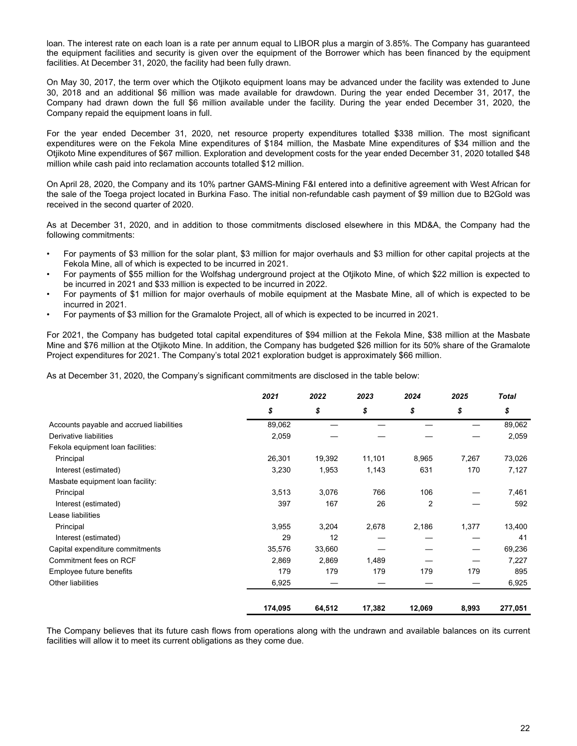loan. The interest rate on each loan is a rate per annum equal to LIBOR plus a margin of 3.85%. The Company has guaranteed the equipment facilities and security is given over the equipment of the Borrower which has been financed by the equipment facilities. At December 31, 2020, the facility had been fully drawn.

On May 30, 2017, the term over which the Otjikoto equipment loans may be advanced under the facility was extended to June 30, 2018 and an additional $6 million was made available for drawdown. During the year ended December 31, 2017, the Company had drawn down the full $6 million available under the facility. During the year ended December 31, 2020, the Company repaid the equipment loans in full.

For the year ended December 31, 2020, net resource property expenditures totalled $338 million. The most significant expenditures were on the Fekola Mine expenditures of $184 million, the Masbate Mine expenditures of $34 million and the Otjikoto Mine expenditures of $67 million. Exploration and development costs for the year ended December 31, 2020 totalled $48 million while cash paid into reclamation accounts totalled $12 million.

On April 28, 2020, the Company and its 10% partner GAMS-Mining F&I entered into a definitive agreement with West African for the sale of the Toega project located in Burkina Faso. The initial non-refundable cash payment of $9 million due to B2Gold was received in the second quarter of 2020.

As at December 31, 2020, and in addition to those commitments disclosed elsewhere in this MD&A, the Company had the following commitments:

- For payments of $3 million for the solar plant, $3 million for major overhauls and $3 million for other capital projects at the Fekola Mine, all of which is expected to be incurred in 2021.
- For payments of $55 million for the Wolfshag underground project at the Otjikoto Mine, of which $22 million is expected to be incurred in 2021 and $33 million is expected to be incurred in 2022.
- For payments of $1 million for major overhauls of mobile equipment at the Masbate Mine, all of which is expected to be incurred in 2021.
- For payments of $3 million for the Gramalote Project, all of which is expected to be incurred in 2021.

For 2021, the Company has budgeted total capital expenditures of $94 million at the Fekola Mine, $38 million at the Masbate Mine and $76 million at the Otjikoto Mine. In addition, the Company has budgeted $26 million for its 50% share of the Gramalote Project expenditures for 2021. The Company's total 2021 exploration budget is approximately $66 million.

As at December 31, 2020, the Company's significant commitments are disclosed in the table below:

| | *2021* | *2022* | *2023* | *2024* | *2025* | *Total* |
|---|---|---|---|---|---|---|
| | *$* | *$* | *$* | *$* | *$* | *$* |
| Accounts payable and accrued liabilities | 89,062 | — | — | — | — | 89,062 |
| Derivative liabilities | 2,059 | — | — | — | — | 2,059 |
| Fekola equipment loan facilities: | | | | | | |
| Principal | 26,301 | 19,392 | 11,101 | 8,965 | 7,267 | 73,026 |
| Interest (estimated) | 3,230 | 1,953 | 1,143 | 631 | 170 | 7,127 |
| Masbate equipment loan facility: | | | | | | |
| Principal | 3,513 | 3,076 | 766 | 106 | — | 7,461 |
| Interest (estimated) | 397 | 167 | 26 | 2 | — | 592 |
| Lease liabilities | | | | | | |
| Principal | 3,955 | 3,204 | 2,678 | 2,186 | 1,377 | 13,400 |
| Interest (estimated) | 29 | 12 | — | — | — | 41 |
| Capital expenditure commitments | 35,576 | 33,660 | — | — | — | 69,236 |
| Commitment fees on RCF | 2,869 | 2,869 | 1,489 | — | — | 7,227 |
| Employee future benefits | 179 | 179 | 179 | 179 | 179 | 895 |
| Other liabilities | 6,925 | — | — | — | — | 6,925 |
| | **174,095** | **64,512** | **17,382** | **12,069** | **8,993** | **277,051** |

The Company believes that its future cash flows from operations along with the undrawn and available balances on its current facilities will allow it to meet its current obligations as they come due.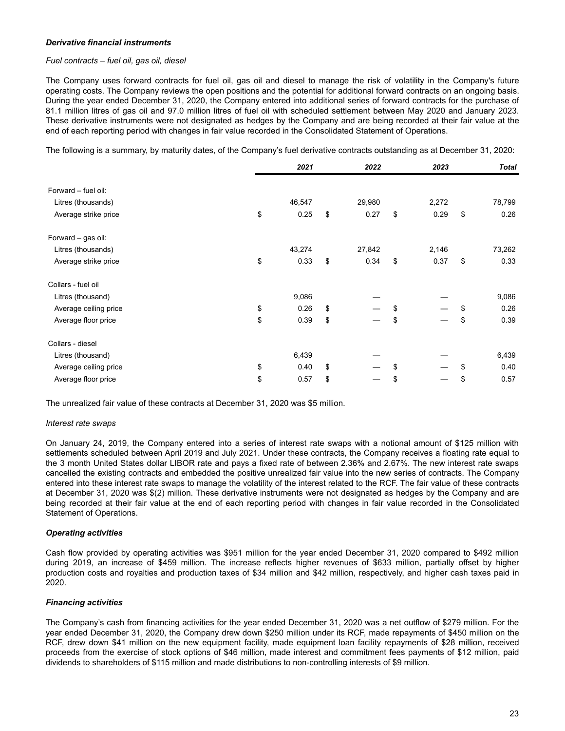***Derivative financial instruments***

*Fuel contracts – fuel oil, gas oil, diesel*

The Company uses forward contracts for fuel oil, gas oil and diesel to manage the risk of volatility in the Company's future operating costs. The Company reviews the open positions and the potential for additional forward contracts on an ongoing basis. During the year ended December 31, 2020, the Company entered into additional series of forward contracts for the purchase of 81.1 million litres of gas oil and 97.0 million litres of fuel oil with scheduled settlement between May 2020 and January 2023. These derivative instruments were not designated as hedges by the Company and are being recorded at their fair value at the end of each reporting period with changes in fair value recorded in the Consolidated Statement of Operations.

The following is a summary, by maturity dates, of the Company's fuel derivative contracts outstanding as at December 31, 2020:

| | *2021* | *2022* | *2023* | *Total* |
|---|---|---|---|---|
| Forward – fuel oil: | | | | |
| Litres (thousands) | 46,547 | 29,980 | 2,272 | 78,799 |
| Average strike price | $ 0.25 | $ 0.27 | $ 0.29 | $ 0.26 |
| Forward – gas oil: | | | | |
| Litres (thousands) | 43,274 | 27,842 | 2,146 | 73,262 |
| Average strike price | $ 0.33 | $ 0.34 | $ 0.37 | $ 0.33 |
| Collars - fuel oil | | | | |
| Litres (thousand) | 9,086 | — | — | 9,086 |
| Average ceiling price | $ 0.26 | $ — | $ — | $ 0.26 |
| Average floor price | $ 0.39 | $ — | $ — | $ 0.39 |
| Collars - diesel | | | | |
| Litres (thousand) | 6,439 | — | — | 6,439 |
| Average ceiling price | $ 0.40 | $ — | $ — | $ 0.40 |
| Average floor price | $ 0.57 | $ — | $ — | $ 0.57 |

The unrealized fair value of these contracts at December 31, 2020 was $5 million.

*Interest rate swaps*

On January 24, 2019, the Company entered into a series of interest rate swaps with a notional amount of $125 million with settlements scheduled between April 2019 and July 2021. Under these contracts, the Company receives a floating rate equal to the 3 month United States dollar LIBOR rate and pays a fixed rate of between 2.36% and 2.67%. The new interest rate swaps cancelled the existing contracts and embedded the positive unrealized fair value into the new series of contracts. The Company entered into these interest rate swaps to manage the volatility of the interest related to the RCF. The fair value of these contracts at December 31, 2020 was $(2) million. These derivative instruments were not designated as hedges by the Company and are being recorded at their fair value at the end of each reporting period with changes in fair value recorded in the Consolidated Statement of Operations.

***Operating activities***

Cash flow provided by operating activities was $951 million for the year ended December 31, 2020 compared to $492 million during 2019, an increase of $459 million. The increase reflects higher revenues of $633 million, partially offset by higher production costs and royalties and production taxes of $34 million and $42 million, respectively, and higher cash taxes paid in 2020.

***Financing activities***

The Company's cash from financing activities for the year ended December 31, 2020 was a net outflow of $279 million. For the year ended December 31, 2020, the Company drew down $250 million under its RCF, made repayments of $450 million on the RCF, drew down $41 million on the new equipment facility, made equipment loan facility repayments of $28 million, received proceeds from the exercise of stock options of $46 million, made interest and commitment fees payments of $12 million, paid dividends to shareholders of $115 million and made distributions to non-controlling interests of $9 million.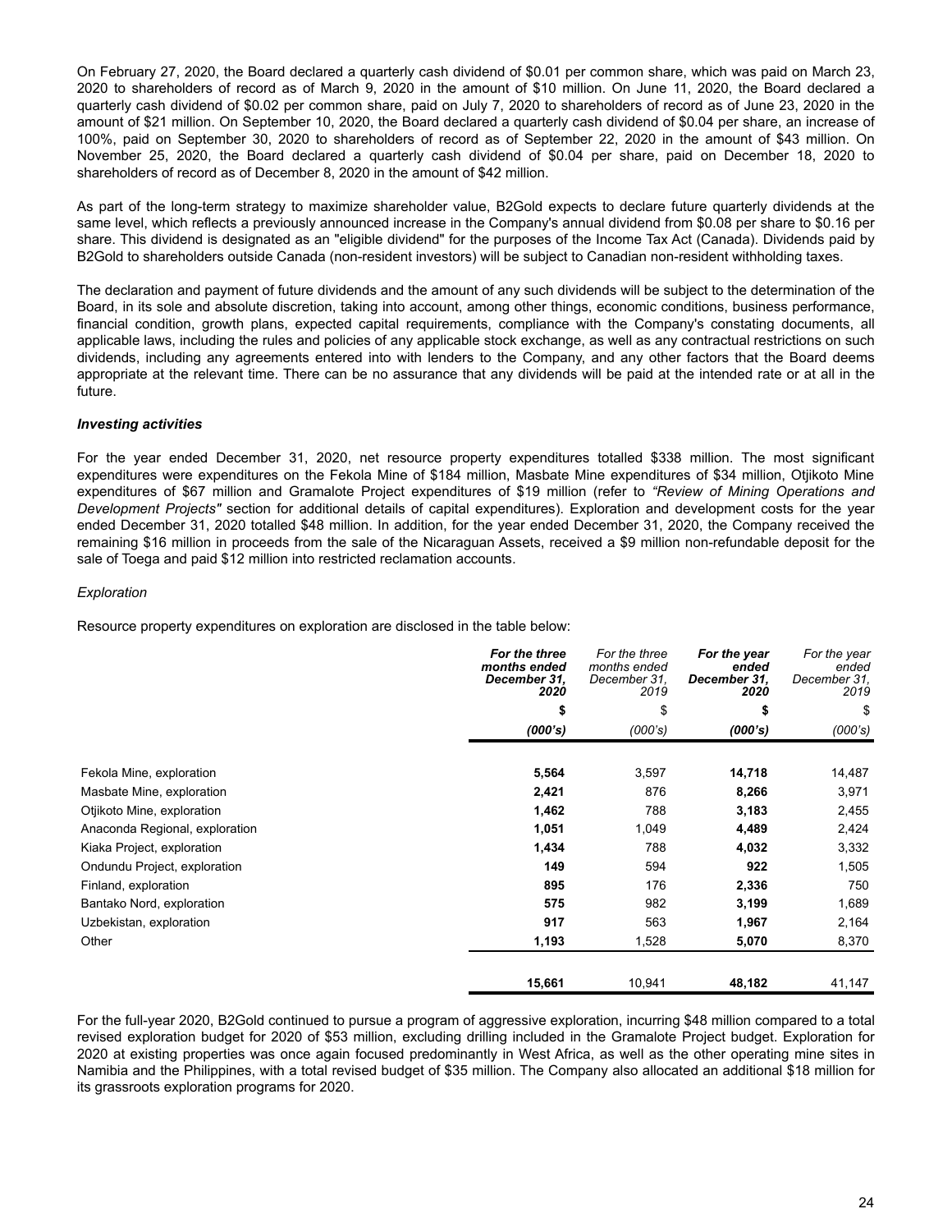On February 27, 2020, the Board declared a quarterly cash dividend of $0.01 per common share, which was paid on March 23, 2020 to shareholders of record as of March 9, 2020 in the amount of $10 million. On June 11, 2020, the Board declared a quarterly cash dividend of $0.02 per common share, paid on July 7, 2020 to shareholders of record as of June 23, 2020 in the amount of $21 million. On September 10, 2020, the Board declared a quarterly cash dividend of $0.04 per share, an increase of 100%, paid on September 30, 2020 to shareholders of record as of September 22, 2020 in the amount of $43 million. On November 25, 2020, the Board declared a quarterly cash dividend of $0.04 per share, paid on December 18, 2020 to shareholders of record as of December 8, 2020 in the amount of $42 million.

As part of the long-term strategy to maximize shareholder value, B2Gold expects to declare future quarterly dividends at the same level, which reflects a previously announced increase in the Company's annual dividend from $0.08 per share to $0.16 per share. This dividend is designated as an "eligible dividend" for the purposes of the Income Tax Act (Canada). Dividends paid by B2Gold to shareholders outside Canada (non-resident investors) will be subject to Canadian non-resident withholding taxes.

The declaration and payment of future dividends and the amount of any such dividends will be subject to the determination of the Board, in its sole and absolute discretion, taking into account, among other things, economic conditions, business performance, financial condition, growth plans, expected capital requirements, compliance with the Company's constating documents, all applicable laws, including the rules and policies of any applicable stock exchange, as well as any contractual restrictions on such dividends, including any agreements entered into with lenders to the Company, and any other factors that the Board deems appropriate at the relevant time. There can be no assurance that any dividends will be paid at the intended rate or at all in the future.

***Investing activities***

For the year ended December 31, 2020, net resource property expenditures totalled $338 million. The most significant expenditures were expenditures on the Fekola Mine of $184 million, Masbate Mine expenditures of $34 million, Otjikoto Mine expenditures of $67 million and Gramalote Project expenditures of $19 million (refer to *"Review of Mining Operations and Development Projects"* section for additional details of capital expenditures). Exploration and development costs for the year ended December 31, 2020 totalled $48 million. In addition, for the year ended December 31, 2020, the Company received the remaining $16 million in proceeds from the sale of the Nicaraguan Assets, received a $9 million non-refundable deposit for the sale of Toega and paid $12 million into restricted reclamation accounts.

*Exploration*

Resource property expenditures on exploration are disclosed in the table below:

| | ***For the three months ended December 31, 2020*** | *For the three months ended December 31, 2019* | ***For the year ended December 31, 2020*** | *For the year ended December 31, 2019* |
|---|---|---|---|---|
| | **$** | $ | **$** | $ |
| | ***(000's)*** | *(000's)* | ***(000's)*** | *(000's)* |
| Fekola Mine, exploration | **5,564** | 3,597 | **14,718** | 14,487 |
| Masbate Mine, exploration | **2,421** | 876 | **8,266** | 3,971 |
| Otjikoto Mine, exploration | **1,462** | 788 | **3,183** | 2,455 |
| Anaconda Regional, exploration | **1,051** | 1,049 | **4,489** | 2,424 |
| Kiaka Project, exploration | **1,434** | 788 | **4,032** | 3,332 |
| Ondundu Project, exploration | **149** | 594 | **922** | 1,505 |
| Finland, exploration | **895** | 176 | **2,336** | 750 |
| Bantako Nord, exploration | **575** | 982 | **3,199** | 1,689 |
| Uzbekistan, exploration | **917** | 563 | **1,967** | 2,164 |
| Other | **1,193** | 1,528 | **5,070** | 8,370 |
| | **15,661** | 10,941 | **48,182** | 41,147 |

For the full-year 2020, B2Gold continued to pursue a program of aggressive exploration, incurring $48 million compared to a total revised exploration budget for 2020 of $53 million, excluding drilling included in the Gramalote Project budget. Exploration for 2020 at existing properties was once again focused predominantly in West Africa, as well as the other operating mine sites in Namibia and the Philippines, with a total revised budget of $35 million. The Company also allocated an additional $18 million for its grassroots exploration programs for 2020.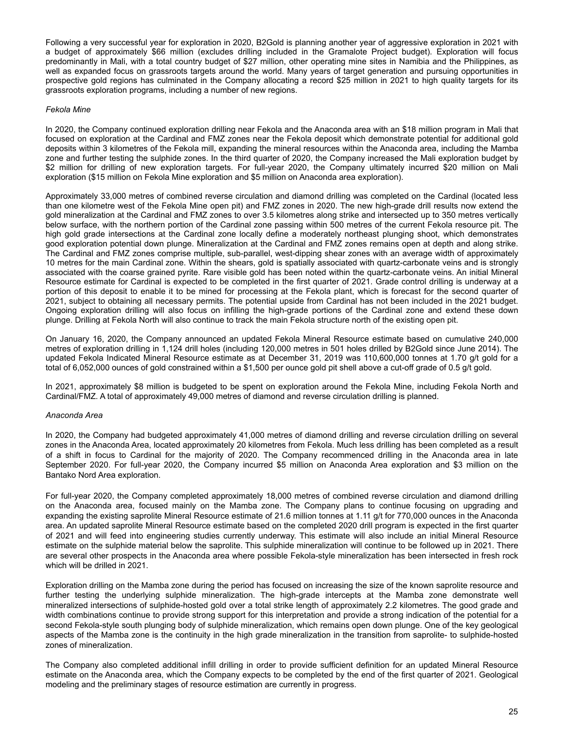Following a very successful year for exploration in 2020, B2Gold is planning another year of aggressive exploration in 2021 with a budget of approximately $66 million (excludes drilling included in the Gramalote Project budget). Exploration will focus predominantly in Mali, with a total country budget of $27 million, other operating mine sites in Namibia and the Philippines, as well as expanded focus on grassroots targets around the world. Many years of target generation and pursuing opportunities in prospective gold regions has culminated in the Company allocating a record $25 million in 2021 to high quality targets for its grassroots exploration programs, including a number of new regions.

*Fekola Mine*

In 2020, the Company continued exploration drilling near Fekola and the Anaconda area with an $18 million program in Mali that focused on exploration at the Cardinal and FMZ zones near the Fekola deposit which demonstrate potential for additional gold deposits within 3 kilometres of the Fekola mill, expanding the mineral resources within the Anaconda area, including the Mamba zone and further testing the sulphide zones. In the third quarter of 2020, the Company increased the Mali exploration budget by $2 million for drilling of new exploration targets. For full-year 2020, the Company ultimately incurred $20 million on Mali exploration ($15 million on Fekola Mine exploration and $5 million on Anaconda area exploration).

Approximately 33,000 metres of combined reverse circulation and diamond drilling was completed on the Cardinal (located less than one kilometre west of the Fekola Mine open pit) and FMZ zones in 2020. The new high-grade drill results now extend the gold mineralization at the Cardinal and FMZ zones to over 3.5 kilometres along strike and intersected up to 350 metres vertically below surface, with the northern portion of the Cardinal zone passing within 500 metres of the current Fekola resource pit. The high gold grade intersections at the Cardinal zone locally define a moderately northeast plunging shoot, which demonstrates good exploration potential down plunge. Mineralization at the Cardinal and FMZ zones remains open at depth and along strike. The Cardinal and FMZ zones comprise multiple, sub-parallel, west-dipping shear zones with an average width of approximately 10 metres for the main Cardinal zone. Within the shears, gold is spatially associated with quartz-carbonate veins and is strongly associated with the coarse grained pyrite. Rare visible gold has been noted within the quartz-carbonate veins. An initial Mineral Resource estimate for Cardinal is expected to be completed in the first quarter of 2021. Grade control drilling is underway at a portion of this deposit to enable it to be mined for processing at the Fekola plant, which is forecast for the second quarter of 2021, subject to obtaining all necessary permits. The potential upside from Cardinal has not been included in the 2021 budget. Ongoing exploration drilling will also focus on infilling the high-grade portions of the Cardinal zone and extend these down plunge. Drilling at Fekola North will also continue to track the main Fekola structure north of the existing open pit.

On January 16, 2020, the Company announced an updated Fekola Mineral Resource estimate based on cumulative 240,000 metres of exploration drilling in 1,124 drill holes (including 120,000 metres in 501 holes drilled by B2Gold since June 2014). The updated Fekola Indicated Mineral Resource estimate as at December 31, 2019 was 110,600,000 tonnes at 1.70 g/t gold for a total of 6,052,000 ounces of gold constrained within a $1,500 per ounce gold pit shell above a cut-off grade of 0.5 g/t gold.

In 2021, approximately $8 million is budgeted to be spent on exploration around the Fekola Mine, including Fekola North and Cardinal/FMZ. A total of approximately 49,000 metres of diamond and reverse circulation drilling is planned.

*Anaconda Area*

In 2020, the Company had budgeted approximately 41,000 metres of diamond drilling and reverse circulation drilling on several zones in the Anaconda Area, located approximately 20 kilometres from Fekola. Much less drilling has been completed as a result of a shift in focus to Cardinal for the majority of 2020. The Company recommenced drilling in the Anaconda area in late September 2020. For full-year 2020, the Company incurred $5 million on Anaconda Area exploration and $3 million on the Bantako Nord Area exploration.

For full-year 2020, the Company completed approximately 18,000 metres of combined reverse circulation and diamond drilling on the Anaconda area, focused mainly on the Mamba zone. The Company plans to continue focusing on upgrading and expanding the existing saprolite Mineral Resource estimate of 21.6 million tonnes at 1.11 g/t for 770,000 ounces in the Anaconda area. An updated saprolite Mineral Resource estimate based on the completed 2020 drill program is expected in the first quarter of 2021 and will feed into engineering studies currently underway. This estimate will also include an initial Mineral Resource estimate on the sulphide material below the saprolite. This sulphide mineralization will continue to be followed up in 2021. There are several other prospects in the Anaconda area where possible Fekola-style mineralization has been intersected in fresh rock which will be drilled in 2021.

Exploration drilling on the Mamba zone during the period has focused on increasing the size of the known saprolite resource and further testing the underlying sulphide mineralization. The high-grade intercepts at the Mamba zone demonstrate well mineralized intersections of sulphide-hosted gold over a total strike length of approximately 2.2 kilometres. The good grade and width combinations continue to provide strong support for this interpretation and provide a strong indication of the potential for a second Fekola-style south plunging body of sulphide mineralization, which remains open down plunge. One of the key geological aspects of the Mamba zone is the continuity in the high grade mineralization in the transition from saprolite- to sulphide-hosted zones of mineralization.

The Company also completed additional infill drilling in order to provide sufficient definition for an updated Mineral Resource estimate on the Anaconda area, which the Company expects to be completed by the end of the first quarter of 2021. Geological modeling and the preliminary stages of resource estimation are currently in progress.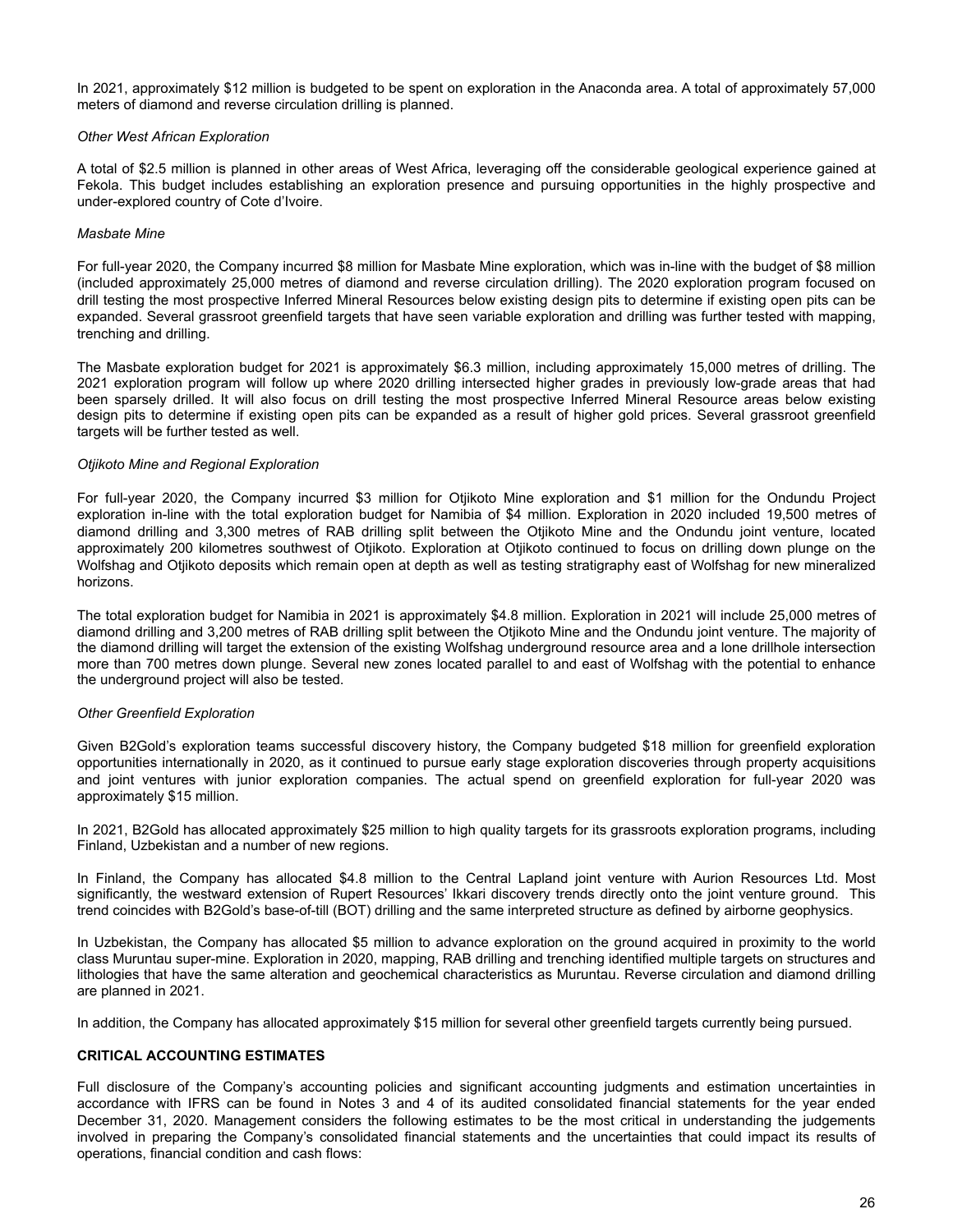In 2021, approximately $12 million is budgeted to be spent on exploration in the Anaconda area. A total of approximately 57,000 meters of diamond and reverse circulation drilling is planned.

*Other West African Exploration*

A total of $2.5 million is planned in other areas of West Africa, leveraging off the considerable geological experience gained at Fekola. This budget includes establishing an exploration presence and pursuing opportunities in the highly prospective and under-explored country of Cote d'Ivoire.

*Masbate Mine*

For full-year 2020, the Company incurred $8 million for Masbate Mine exploration, which was in-line with the budget of $8 million (included approximately 25,000 metres of diamond and reverse circulation drilling). The 2020 exploration program focused on drill testing the most prospective Inferred Mineral Resources below existing design pits to determine if existing open pits can be expanded. Several grassroot greenfield targets that have seen variable exploration and drilling was further tested with mapping, trenching and drilling.

The Masbate exploration budget for 2021 is approximately $6.3 million, including approximately 15,000 metres of drilling. The 2021 exploration program will follow up where 2020 drilling intersected higher grades in previously low-grade areas that had been sparsely drilled. It will also focus on drill testing the most prospective Inferred Mineral Resource areas below existing design pits to determine if existing open pits can be expanded as a result of higher gold prices. Several grassroot greenfield targets will be further tested as well.

*Otjikoto Mine and Regional Exploration*

For full-year 2020, the Company incurred $3 million for Otjikoto Mine exploration and $1 million for the Ondundu Project exploration in-line with the total exploration budget for Namibia of $4 million. Exploration in 2020 included 19,500 metres of diamond drilling and 3,300 metres of RAB drilling split between the Otjikoto Mine and the Ondundu joint venture, located approximately 200 kilometres southwest of Otjikoto. Exploration at Otjikoto continued to focus on drilling down plunge on the Wolfshag and Otjikoto deposits which remain open at depth as well as testing stratigraphy east of Wolfshag for new mineralized horizons.

The total exploration budget for Namibia in 2021 is approximately $4.8 million. Exploration in 2021 will include 25,000 metres of diamond drilling and 3,200 metres of RAB drilling split between the Otjikoto Mine and the Ondundu joint venture. The majority of the diamond drilling will target the extension of the existing Wolfshag underground resource area and a lone drillhole intersection more than 700 metres down plunge. Several new zones located parallel to and east of Wolfshag with the potential to enhance the underground project will also be tested.

*Other Greenfield Exploration*

Given B2Gold's exploration teams successful discovery history, the Company budgeted $18 million for greenfield exploration opportunities internationally in 2020, as it continued to pursue early stage exploration discoveries through property acquisitions and joint ventures with junior exploration companies. The actual spend on greenfield exploration for full-year 2020 was approximately $15 million.

In 2021, B2Gold has allocated approximately $25 million to high quality targets for its grassroots exploration programs, including Finland, Uzbekistan and a number of new regions.

In Finland, the Company has allocated $4.8 million to the Central Lapland joint venture with Aurion Resources Ltd. Most significantly, the westward extension of Rupert Resources' Ikkari discovery trends directly onto the joint venture ground. This trend coincides with B2Gold's base-of-till (BOT) drilling and the same interpreted structure as defined by airborne geophysics.

In Uzbekistan, the Company has allocated $5 million to advance exploration on the ground acquired in proximity to the world class Muruntau super-mine. Exploration in 2020, mapping, RAB drilling and trenching identified multiple targets on structures and lithologies that have the same alteration and geochemical characteristics as Muruntau. Reverse circulation and diamond drilling are planned in 2021.

In addition, the Company has allocated approximately $15 million for several other greenfield targets currently being pursued.

## CRITICAL ACCOUNTING ESTIMATES

Full disclosure of the Company's accounting policies and significant accounting judgments and estimation uncertainties in accordance with IFRS can be found in Notes 3 and 4 of its audited consolidated financial statements for the year ended December 31, 2020. Management considers the following estimates to be the most critical in understanding the judgements involved in preparing the Company's consolidated financial statements and the uncertainties that could impact its results of operations, financial condition and cash flows: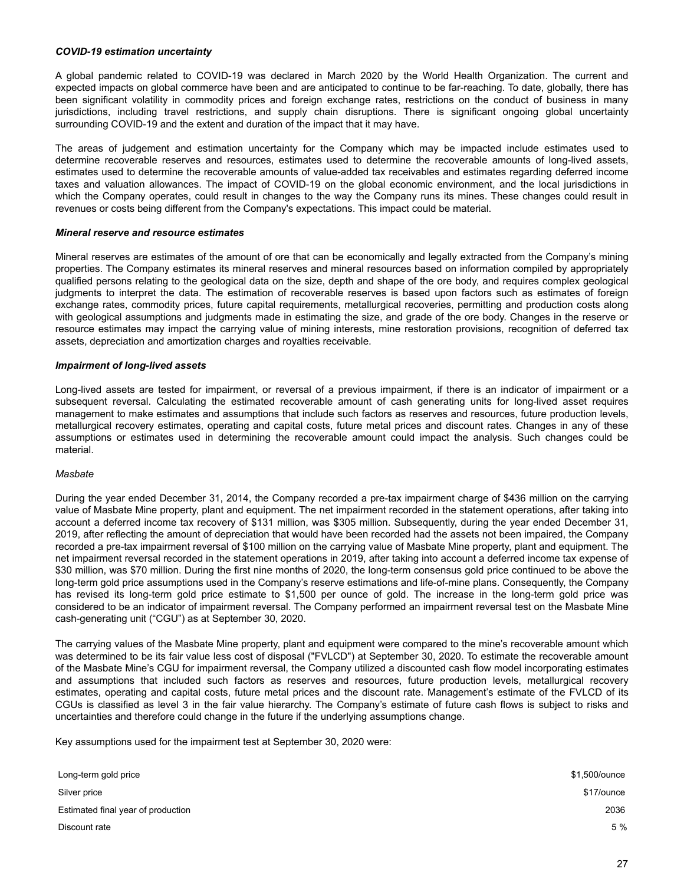***COVID-19 estimation uncertainty***

A global pandemic related to COVID-19 was declared in March 2020 by the World Health Organization. The current and expected impacts on global commerce have been and are anticipated to continue to be far-reaching. To date, globally, there has been significant volatility in commodity prices and foreign exchange rates, restrictions on the conduct of business in many jurisdictions, including travel restrictions, and supply chain disruptions. There is significant ongoing global uncertainty surrounding COVID-19 and the extent and duration of the impact that it may have.

The areas of judgement and estimation uncertainty for the Company which may be impacted include estimates used to determine recoverable reserves and resources, estimates used to determine the recoverable amounts of long-lived assets, estimates used to determine the recoverable amounts of value-added tax receivables and estimates regarding deferred income taxes and valuation allowances. The impact of COVID-19 on the global economic environment, and the local jurisdictions in which the Company operates, could result in changes to the way the Company runs its mines. These changes could result in revenues or costs being different from the Company's expectations. This impact could be material.

***Mineral reserve and resource estimates***

Mineral reserves are estimates of the amount of ore that can be economically and legally extracted from the Company's mining properties. The Company estimates its mineral reserves and mineral resources based on information compiled by appropriately qualified persons relating to the geological data on the size, depth and shape of the ore body, and requires complex geological judgments to interpret the data. The estimation of recoverable reserves is based upon factors such as estimates of foreign exchange rates, commodity prices, future capital requirements, metallurgical recoveries, permitting and production costs along with geological assumptions and judgments made in estimating the size, and grade of the ore body. Changes in the reserve or resource estimates may impact the carrying value of mining interests, mine restoration provisions, recognition of deferred tax assets, depreciation and amortization charges and royalties receivable.

***Impairment of long-lived assets***

Long-lived assets are tested for impairment, or reversal of a previous impairment, if there is an indicator of impairment or a subsequent reversal. Calculating the estimated recoverable amount of cash generating units for long-lived asset requires management to make estimates and assumptions that include such factors as reserves and resources, future production levels, metallurgical recovery estimates, operating and capital costs, future metal prices and discount rates. Changes in any of these assumptions or estimates used in determining the recoverable amount could impact the analysis. Such changes could be material.

*Masbate*

During the year ended December 31, 2014, the Company recorded a pre-tax impairment charge of $436 million on the carrying value of Masbate Mine property, plant and equipment. The net impairment recorded in the statement operations, after taking into account a deferred income tax recovery of $131 million, was $305 million. Subsequently, during the year ended December 31, 2019, after reflecting the amount of depreciation that would have been recorded had the assets not been impaired, the Company recorded a pre-tax impairment reversal of $100 million on the carrying value of Masbate Mine property, plant and equipment. The net impairment reversal recorded in the statement operations in 2019, after taking into account a deferred income tax expense of $30 million, was $70 million. During the first nine months of 2020, the long-term consensus gold price continued to be above the long-term gold price assumptions used in the Company's reserve estimations and life-of-mine plans. Consequently, the Company has revised its long-term gold price estimate to $1,500 per ounce of gold. The increase in the long-term gold price was considered to be an indicator of impairment reversal. The Company performed an impairment reversal test on the Masbate Mine cash-generating unit ("CGU") as at September 30, 2020.

The carrying values of the Masbate Mine property, plant and equipment were compared to the mine's recoverable amount which was determined to be its fair value less cost of disposal ("FVLCD") at September 30, 2020. To estimate the recoverable amount of the Masbate Mine's CGU for impairment reversal, the Company utilized a discounted cash flow model incorporating estimates and assumptions that included such factors as reserves and resources, future production levels, metallurgical recovery estimates, operating and capital costs, future metal prices and the discount rate. Management's estimate of the FVLCD of its CGUs is classified as level 3 in the fair value hierarchy. The Company's estimate of future cash flows is subject to risks and uncertainties and therefore could change in the future if the underlying assumptions change.

Key assumptions used for the impairment test at September 30, 2020 were:

| | |
|---|---|
| Long-term gold price | $1,500/ounce |
| Silver price | $17/ounce |
| Estimated final year of production | 2036 |
| Discount rate | 5 % |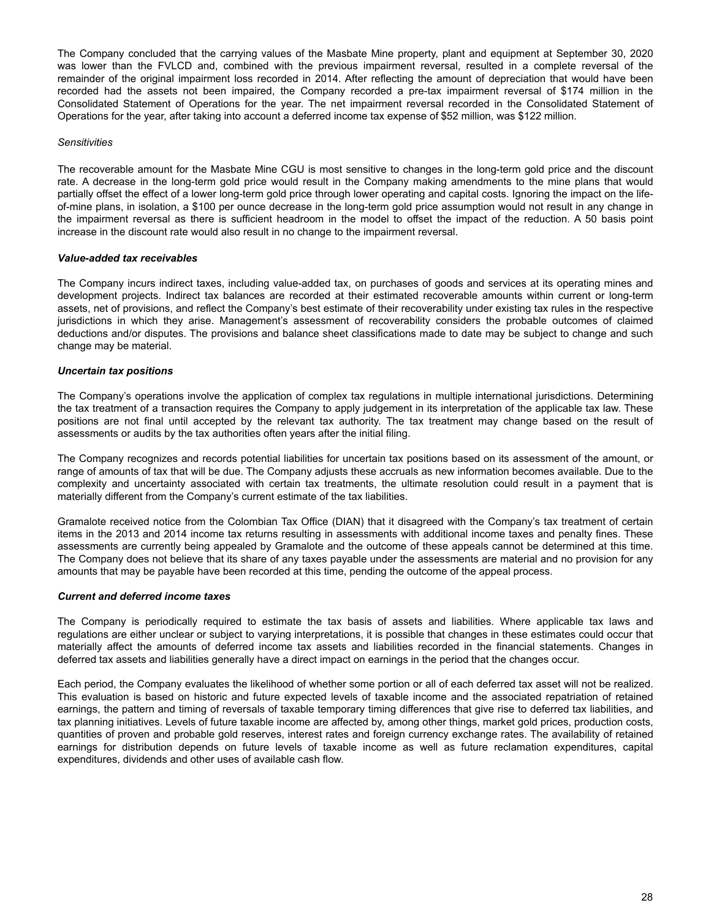The Company concluded that the carrying values of the Masbate Mine property, plant and equipment at September 30, 2020 was lower than the FVLCD and, combined with the previous impairment reversal, resulted in a complete reversal of the remainder of the original impairment loss recorded in 2014. After reflecting the amount of depreciation that would have been recorded had the assets not been impaired, the Company recorded a pre-tax impairment reversal of $174 million in the Consolidated Statement of Operations for the year. The net impairment reversal recorded in the Consolidated Statement of Operations for the year, after taking into account a deferred income tax expense of $52 million, was $122 million.

*Sensitivities*

The recoverable amount for the Masbate Mine CGU is most sensitive to changes in the long-term gold price and the discount rate. A decrease in the long-term gold price would result in the Company making amendments to the mine plans that would partially offset the effect of a lower long-term gold price through lower operating and capital costs. Ignoring the impact on the life-of-mine plans, in isolation, a $100 per ounce decrease in the long-term gold price assumption would not result in any change in the impairment reversal as there is sufficient headroom in the model to offset the impact of the reduction. A 50 basis point increase in the discount rate would also result in no change to the impairment reversal.

***Value-added tax receivables***

The Company incurs indirect taxes, including value-added tax, on purchases of goods and services at its operating mines and development projects. Indirect tax balances are recorded at their estimated recoverable amounts within current or long-term assets, net of provisions, and reflect the Company's best estimate of their recoverability under existing tax rules in the respective jurisdictions in which they arise. Management's assessment of recoverability considers the probable outcomes of claimed deductions and/or disputes. The provisions and balance sheet classifications made to date may be subject to change and such change may be material.

***Uncertain tax positions***

The Company's operations involve the application of complex tax regulations in multiple international jurisdictions. Determining the tax treatment of a transaction requires the Company to apply judgement in its interpretation of the applicable tax law. These positions are not final until accepted by the relevant tax authority. The tax treatment may change based on the result of assessments or audits by the tax authorities often years after the initial filing.

The Company recognizes and records potential liabilities for uncertain tax positions based on its assessment of the amount, or range of amounts of tax that will be due. The Company adjusts these accruals as new information becomes available. Due to the complexity and uncertainty associated with certain tax treatments, the ultimate resolution could result in a payment that is materially different from the Company's current estimate of the tax liabilities.

Gramalote received notice from the Colombian Tax Office (DIAN) that it disagreed with the Company's tax treatment of certain items in the 2013 and 2014 income tax returns resulting in assessments with additional income taxes and penalty fines. These assessments are currently being appealed by Gramalote and the outcome of these appeals cannot be determined at this time. The Company does not believe that its share of any taxes payable under the assessments are material and no provision for any amounts that may be payable have been recorded at this time, pending the outcome of the appeal process.

***Current and deferred income taxes***

The Company is periodically required to estimate the tax basis of assets and liabilities. Where applicable tax laws and regulations are either unclear or subject to varying interpretations, it is possible that changes in these estimates could occur that materially affect the amounts of deferred income tax assets and liabilities recorded in the financial statements. Changes in deferred tax assets and liabilities generally have a direct impact on earnings in the period that the changes occur.

Each period, the Company evaluates the likelihood of whether some portion or all of each deferred tax asset will not be realized. This evaluation is based on historic and future expected levels of taxable income and the associated repatriation of retained earnings, the pattern and timing of reversals of taxable temporary timing differences that give rise to deferred tax liabilities, and tax planning initiatives. Levels of future taxable income are affected by, among other things, market gold prices, production costs, quantities of proven and probable gold reserves, interest rates and foreign currency exchange rates. The availability of retained earnings for distribution depends on future levels of taxable income as well as future reclamation expenditures, capital expenditures, dividends and other uses of available cash flow.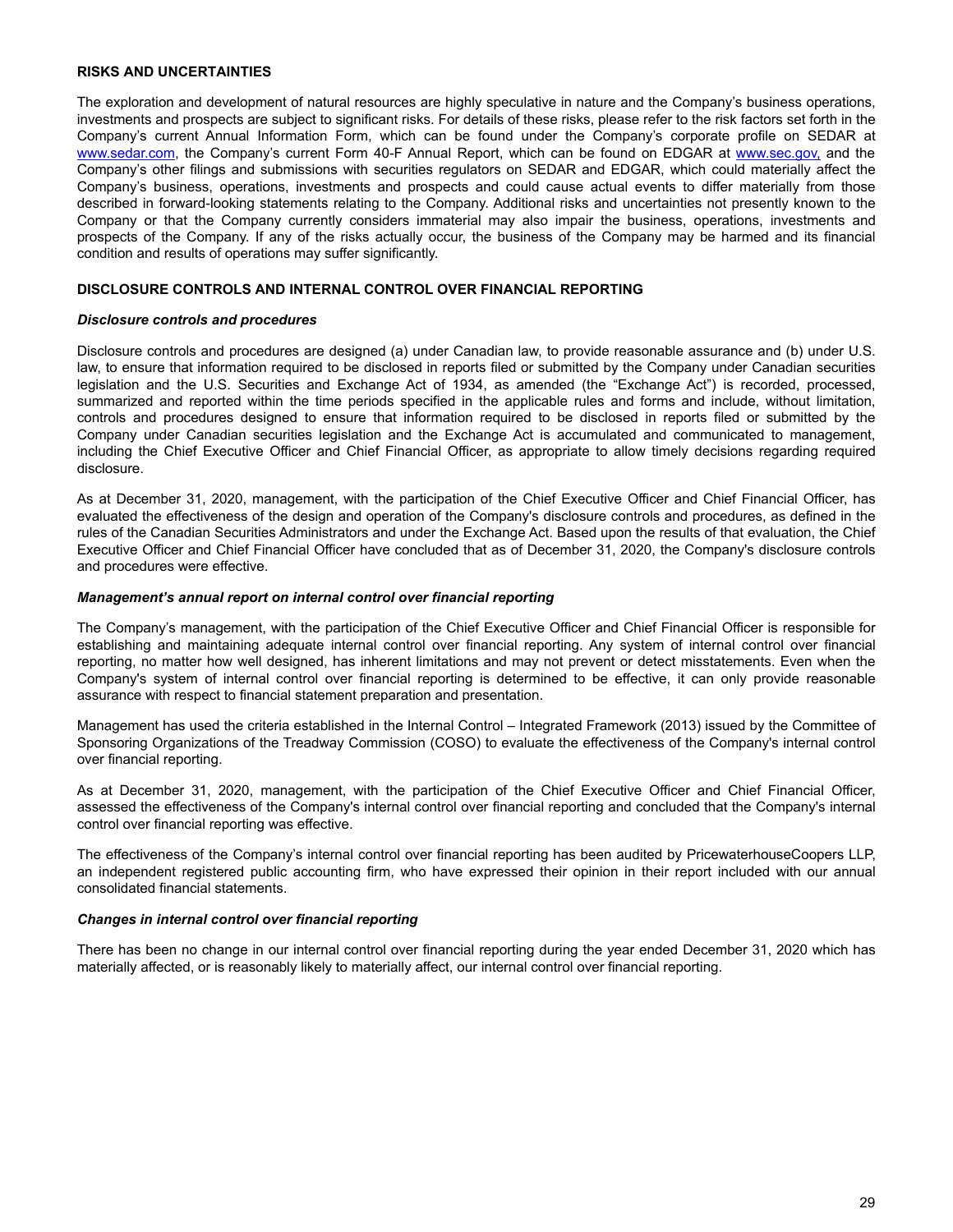## RISKS AND UNCERTAINTIES

The exploration and development of natural resources are highly speculative in nature and the Company's business operations, investments and prospects are subject to significant risks. For details of these risks, please refer to the risk factors set forth in the Company's current Annual Information Form, which can be found under the Company's corporate profile on SEDAR at www.sedar.com, the Company's current Form 40-F Annual Report, which can be found on EDGAR at www.sec.gov, and the Company's other filings and submissions with securities regulators on SEDAR and EDGAR, which could materially affect the Company's business, operations, investments and prospects and could cause actual events to differ materially from those described in forward-looking statements relating to the Company. Additional risks and uncertainties not presently known to the Company or that the Company currently considers immaterial may also impair the business, operations, investments and prospects of the Company. If any of the risks actually occur, the business of the Company may be harmed and its financial condition and results of operations may suffer significantly.

## DISCLOSURE CONTROLS AND INTERNAL CONTROL OVER FINANCIAL REPORTING

### *Disclosure controls and procedures*

Disclosure controls and procedures are designed (a) under Canadian law, to provide reasonable assurance and (b) under U.S. law, to ensure that information required to be disclosed in reports filed or submitted by the Company under Canadian securities legislation and the U.S. Securities and Exchange Act of 1934, as amended (the "Exchange Act") is recorded, processed, summarized and reported within the time periods specified in the applicable rules and forms and include, without limitation, controls and procedures designed to ensure that information required to be disclosed in reports filed or submitted by the Company under Canadian securities legislation and the Exchange Act is accumulated and communicated to management, including the Chief Executive Officer and Chief Financial Officer, as appropriate to allow timely decisions regarding required disclosure.

As at December 31, 2020, management, with the participation of the Chief Executive Officer and Chief Financial Officer, has evaluated the effectiveness of the design and operation of the Company's disclosure controls and procedures, as defined in the rules of the Canadian Securities Administrators and under the Exchange Act. Based upon the results of that evaluation, the Chief Executive Officer and Chief Financial Officer have concluded that as of December 31, 2020, the Company's disclosure controls and procedures were effective.

### *Management's annual report on internal control over financial reporting*

The Company's management, with the participation of the Chief Executive Officer and Chief Financial Officer is responsible for establishing and maintaining adequate internal control over financial reporting. Any system of internal control over financial reporting, no matter how well designed, has inherent limitations and may not prevent or detect misstatements. Even when the Company's system of internal control over financial reporting is determined to be effective, it can only provide reasonable assurance with respect to financial statement preparation and presentation.

Management has used the criteria established in the Internal Control – Integrated Framework (2013) issued by the Committee of Sponsoring Organizations of the Treadway Commission (COSO) to evaluate the effectiveness of the Company's internal control over financial reporting.

As at December 31, 2020, management, with the participation of the Chief Executive Officer and Chief Financial Officer, assessed the effectiveness of the Company's internal control over financial reporting and concluded that the Company's internal control over financial reporting was effective.

The effectiveness of the Company's internal control over financial reporting has been audited by PricewaterhouseCoopers LLP, an independent registered public accounting firm, who have expressed their opinion in their report included with our annual consolidated financial statements.

### *Changes in internal control over financial reporting*

There has been no change in our internal control over financial reporting during the year ended December 31, 2020 which has materially affected, or is reasonably likely to materially affect, our internal control over financial reporting.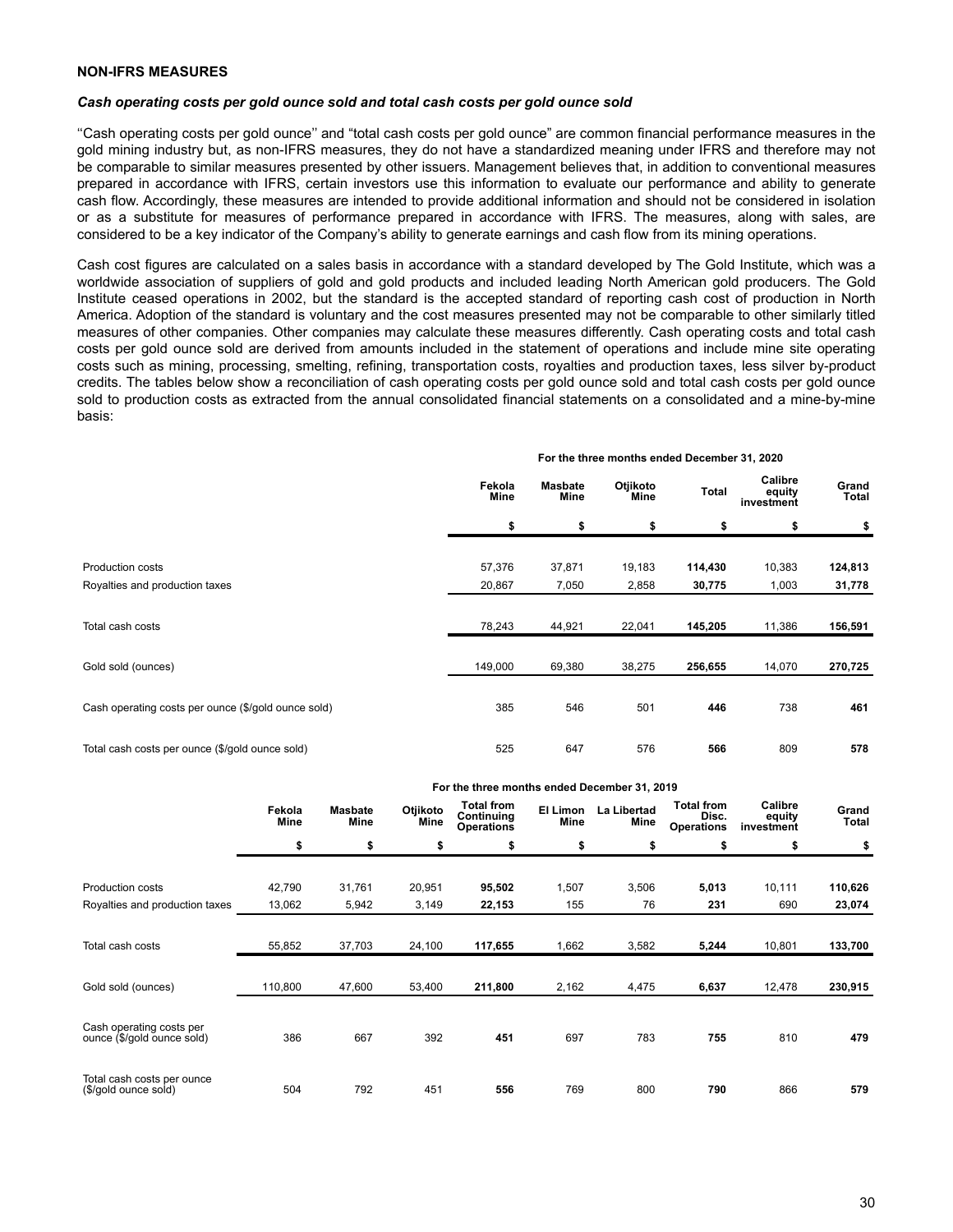**NON-IFRS MEASURES**

***Cash operating costs per gold ounce sold and total cash costs per gold ounce sold***

''Cash operating costs per gold ounce'' and "total cash costs per gold ounce" are common financial performance measures in the gold mining industry but, as non-IFRS measures, they do not have a standardized meaning under IFRS and therefore may not be comparable to similar measures presented by other issuers. Management believes that, in addition to conventional measures prepared in accordance with IFRS, certain investors use this information to evaluate our performance and ability to generate cash flow. Accordingly, these measures are intended to provide additional information and should not be considered in isolation or as a substitute for measures of performance prepared in accordance with IFRS. The measures, along with sales, are considered to be a key indicator of the Company's ability to generate earnings and cash flow from its mining operations.

Cash cost figures are calculated on a sales basis in accordance with a standard developed by The Gold Institute, which was a worldwide association of suppliers of gold and gold products and included leading North American gold producers. The Gold Institute ceased operations in 2002, but the standard is the accepted standard of reporting cash cost of production in North America. Adoption of the standard is voluntary and the cost measures presented may not be comparable to other similarly titled measures of other companies. Other companies may calculate these measures differently. Cash operating costs and total cash costs per gold ounce sold are derived from amounts included in the statement of operations and include mine site operating costs such as mining, processing, smelting, refining, transportation costs, royalties and production taxes, less silver by-product credits. The tables below show a reconciliation of cash operating costs per gold ounce sold and total cash costs per gold ounce sold to production costs as extracted from the annual consolidated financial statements on a consolidated and a mine-by-mine basis:

| | For the three months ended December 31, 2020 | | | | | |
|---|---|---|---|---|---|---|
| | Fekola Mine | Masbate Mine | Otjikoto Mine | Total | Calibre equity investment | Grand Total |
| | $ | $ | $ | $ | $ | $ |
| Production costs | 57,376 | 37,871 | 19,183 | **114,430** | 10,383 | **124,813** |
| Royalties and production taxes | 20,867 | 7,050 | 2,858 | **30,775** | 1,003 | **31,778** |
| Total cash costs | 78,243 | 44,921 | 22,041 | **145,205** | 11,386 | **156,591** |
| Gold sold (ounces) | 149,000 | 69,380 | 38,275 | **256,655** | 14,070 | **270,725** |
| Cash operating costs per ounce ($/gold ounce sold) | 385 | 546 | 501 | **446** | 738 | **461** |
| Total cash costs per ounce ($/gold ounce sold) | 525 | 647 | 576 | **566** | 809 | **578** |

| | For the three months ended December 31, 2019 | | | | | | | | |
|---|---|---|---|---|---|---|---|---|---|
| | Fekola Mine | Masbate Mine | Otjikoto Mine | Total from Continuing Operations | El Limon Mine | La Libertad Mine | Total from Disc. Operations | Calibre equity investment | Grand Total |
| | $ | $ | $ | $ | $ | $ | $ | $ | $ |
| Production costs | 42,790 | 31,761 | 20,951 | **95,502** | 1,507 | 3,506 | **5,013** | 10,111 | **110,626** |
| Royalties and production taxes | 13,062 | 5,942 | 3,149 | **22,153** | 155 | 76 | **231** | 690 | **23,074** |
| Total cash costs | 55,852 | 37,703 | 24,100 | **117,655** | 1,662 | 3,582 | **5,244** | 10,801 | **133,700** |
| Gold sold (ounces) | 110,800 | 47,600 | 53,400 | **211,800** | 2,162 | 4,475 | **6,637** | 12,478 | **230,915** |
| Cash operating costs per ounce ($/gold ounce sold) | 386 | 667 | 392 | **451** | 697 | 783 | **755** | 810 | **479** |
| Total cash costs per ounce ($/gold ounce sold) | 504 | 792 | 451 | **556** | 769 | 800 | **790** | 866 | **579** |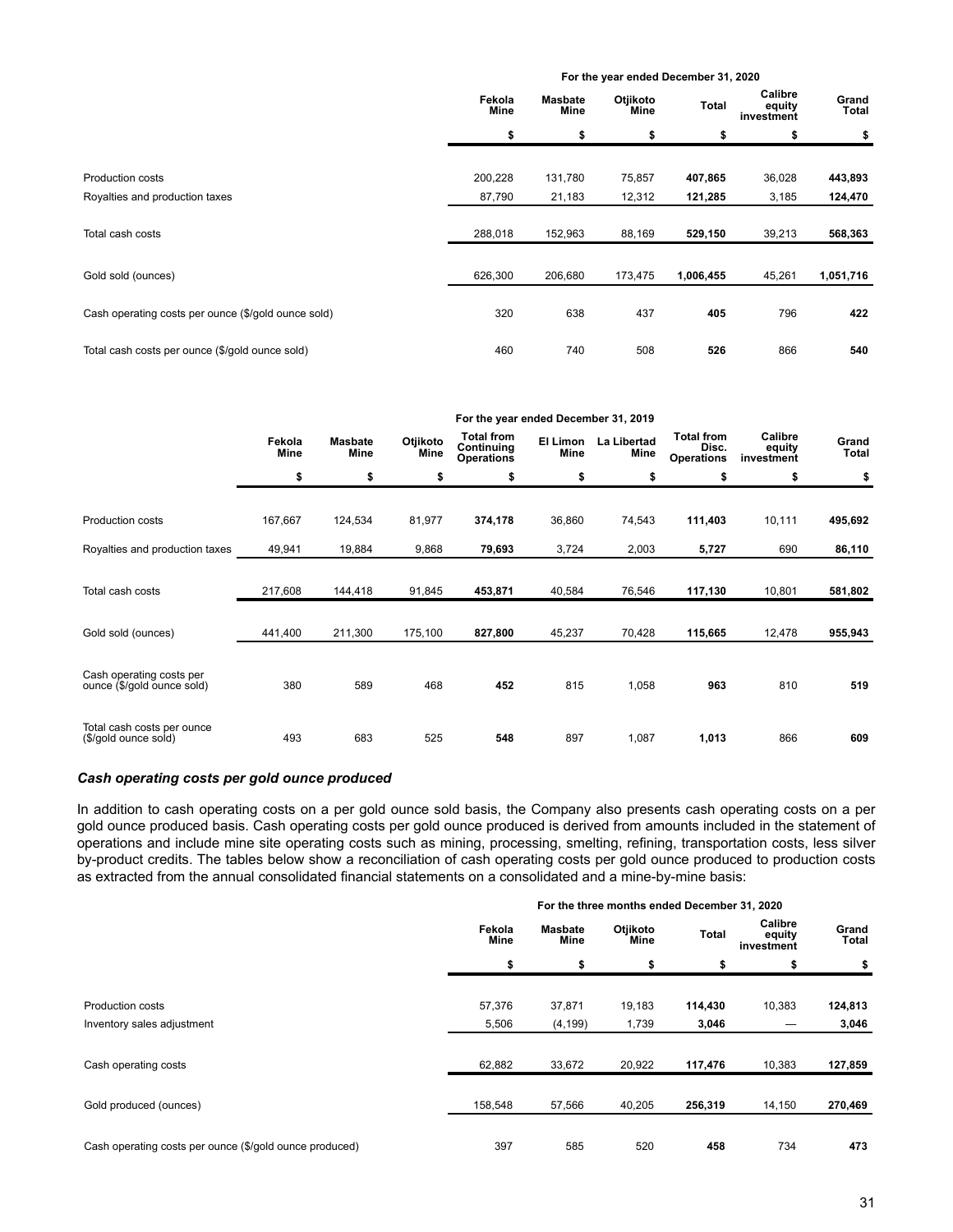| | For the year ended December 31, 2020 | | | | | |
|---|---|---|---|---|---|---|
| | Fekola Mine | Masbate Mine | Otjikoto Mine | Total | Calibre equity investment | Grand Total |
| | $ | $ | $ | $ | $ | $ |
| Production costs | 200,228 | 131,780 | 75,857 | **407,865** | 36,028 | **443,893** |
| Royalties and production taxes | 87,790 | 21,183 | 12,312 | **121,285** | 3,185 | **124,470** |
| Total cash costs | 288,018 | 152,963 | 88,169 | **529,150** | 39,213 | **568,363** |
| Gold sold (ounces) | 626,300 | 206,680 | 173,475 | **1,006,455** | 45,261 | **1,051,716** |
| Cash operating costs per ounce ($/gold ounce sold) | 320 | 638 | 437 | **405** | 796 | **422** |
| Total cash costs per ounce ($/gold ounce sold) | 460 | 740 | 508 | **526** | 866 | **540** |

| | For the year ended December 31, 2019 | | | | | | | | |
|---|---|---|---|---|---|---|---|---|---|
| | Fekola Mine | Masbate Mine | Otjikoto Mine | Total from Continuing Operations | El Limon Mine | La Libertad Mine | Total from Disc. Operations | Calibre equity investment | Grand Total |
| | $ | $ | $ | $ | $ | $ | $ | $ | $ |
| Production costs | 167,667 | 124,534 | 81,977 | **374,178** | 36,860 | 74,543 | **111,403** | 10,111 | **495,692** |
| Royalties and production taxes | 49,941 | 19,884 | 9,868 | **79,693** | 3,724 | 2,003 | **5,727** | 690 | **86,110** |
| Total cash costs | 217,608 | 144,418 | 91,845 | **453,871** | 40,584 | 76,546 | **117,130** | 10,801 | **581,802** |
| Gold sold (ounces) | 441,400 | 211,300 | 175,100 | **827,800** | 45,237 | 70,428 | **115,665** | 12,478 | **955,943** |
| Cash operating costs per ounce ($/gold ounce sold) | 380 | 589 | 468 | **452** | 815 | 1,058 | **963** | 810 | **519** |
| Total cash costs per ounce ($/gold ounce sold) | 493 | 683 | 525 | **548** | 897 | 1,087 | **1,013** | 866 | **609** |

***Cash operating costs per gold ounce produced***

In addition to cash operating costs on a per gold ounce sold basis, the Company also presents cash operating costs on a per gold ounce produced basis. Cash operating costs per gold ounce produced is derived from amounts included in the statement of operations and include mine site operating costs such as mining, processing, smelting, refining, transportation costs, less silver by-product credits. The tables below show a reconciliation of cash operating costs per gold ounce produced to production costs as extracted from the annual consolidated financial statements on a consolidated and a mine-by-mine basis:

| | For the three months ended December 31, 2020 | | | | | |
|---|---|---|---|---|---|---|
| | Fekola Mine | Masbate Mine | Otjikoto Mine | Total | Calibre equity investment | Grand Total |
| | $ | $ | $ | $ | $ | $ |
| Production costs | 57,376 | 37,871 | 19,183 | **114,430** | 10,383 | **124,813** |
| Inventory sales adjustment | 5,506 | (4,199) | 1,739 | **3,046** | — | **3,046** |
| Cash operating costs | 62,882 | 33,672 | 20,922 | **117,476** | 10,383 | **127,859** |
| Gold produced (ounces) | 158,548 | 57,566 | 40,205 | **256,319** | 14,150 | **270,469** |
| Cash operating costs per ounce ($/gold ounce produced) | 397 | 585 | 520 | **458** | 734 | **473** |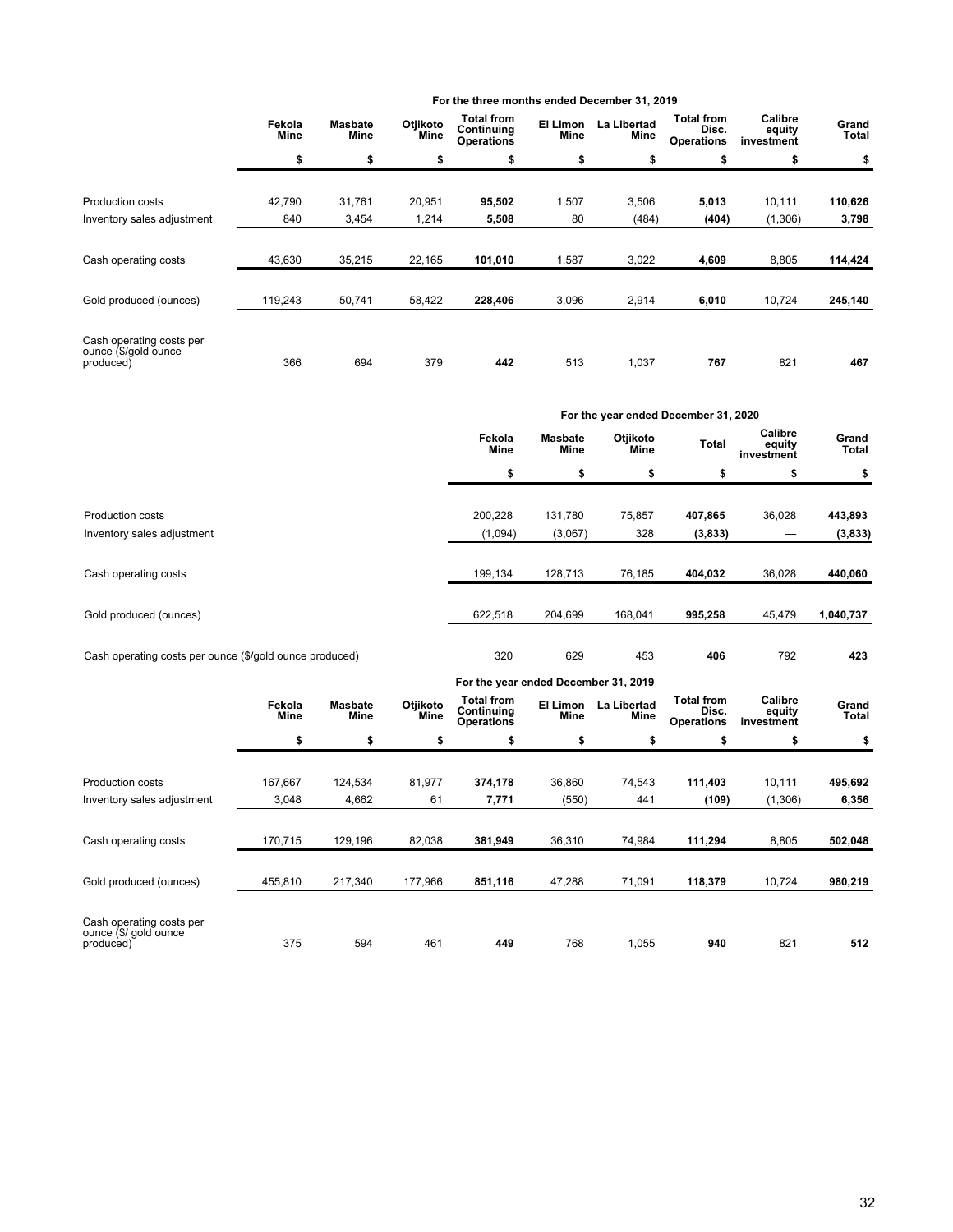| | For the three months ended December 31, 2019 | | | | | | | | |
|---|---|---|---|---|---|---|---|---|---|
| | Fekola Mine | Masbate Mine | Otjikoto Mine | Total from Continuing Operations | El Limon Mine | La Libertad Mine | Total from Disc. Operations | Calibre equity investment | Grand Total |
| | $ | $ | $ | $ | $ | $ | $ | $ | $ |
| Production costs | 42,790 | 31,761 | 20,951 | **95,502** | 1,507 | 3,506 | **5,013** | 10,111 | **110,626** |
| Inventory sales adjustment | 840 | 3,454 | 1,214 | **5,508** | 80 | (484) | **(404)** | (1,306) | **3,798** |
| Cash operating costs | 43,630 | 35,215 | 22,165 | **101,010** | 1,587 | 3,022 | **4,609** | 8,805 | **114,424** |
| Gold produced (ounces) | 119,243 | 50,741 | 58,422 | **228,406** | 3,096 | 2,914 | **6,010** | 10,724 | **245,140** |
| Cash operating costs per ounce ($/gold ounce produced) | 366 | 694 | 379 | **442** | 513 | 1,037 | **767** | 821 | **467** |

| | For the year ended December 31, 2020 | | | | | |
|---|---|---|---|---|---|---|
| | Fekola Mine | Masbate Mine | Otjikoto Mine | Total | Calibre equity investment | Grand Total |
| | $ | $ | $ | $ | $ | $ |
| Production costs | 200,228 | 131,780 | 75,857 | **407,865** | 36,028 | **443,893** |
| Inventory sales adjustment | (1,094) | (3,067) | 328 | **(3,833)** | — | **(3,833)** |
| Cash operating costs | 199,134 | 128,713 | 76,185 | **404,032** | 36,028 | **440,060** |
| Gold produced (ounces) | 622,518 | 204,699 | 168,041 | **995,258** | 45,479 | **1,040,737** |
| Cash operating costs per ounce ($/gold ounce produced) | 320 | 629 | 453 | **406** | 792 | **423** |

| | For the year ended December 31, 2019 | | | | | | | | |
|---|---|---|---|---|---|---|---|---|---|
| | Fekola Mine | Masbate Mine | Otjikoto Mine | Total from Continuing Operations | El Limon Mine | La Libertad Mine | Total from Disc. Operations | Calibre equity investment | Grand Total |
| | $ | $ | $ | $ | $ | $ | $ | $ | $ |
| Production costs | 167,667 | 124,534 | 81,977 | **374,178** | 36,860 | 74,543 | **111,403** | 10,111 | **495,692** |
| Inventory sales adjustment | 3,048 | 4,662 | 61 | **7,771** | (550) | 441 | **(109)** | (1,306) | **6,356** |
| Cash operating costs | 170,715 | 129,196 | 82,038 | **381,949** | 36,310 | 74,984 | **111,294** | 8,805 | **502,048** |
| Gold produced (ounces) | 455,810 | 217,340 | 177,966 | **851,116** | 47,288 | 71,091 | **118,379** | 10,724 | **980,219** |
| Cash operating costs per ounce ($/ gold ounce produced) | 375 | 594 | 461 | **449** | 768 | 1,055 | **940** | 821 | **512** |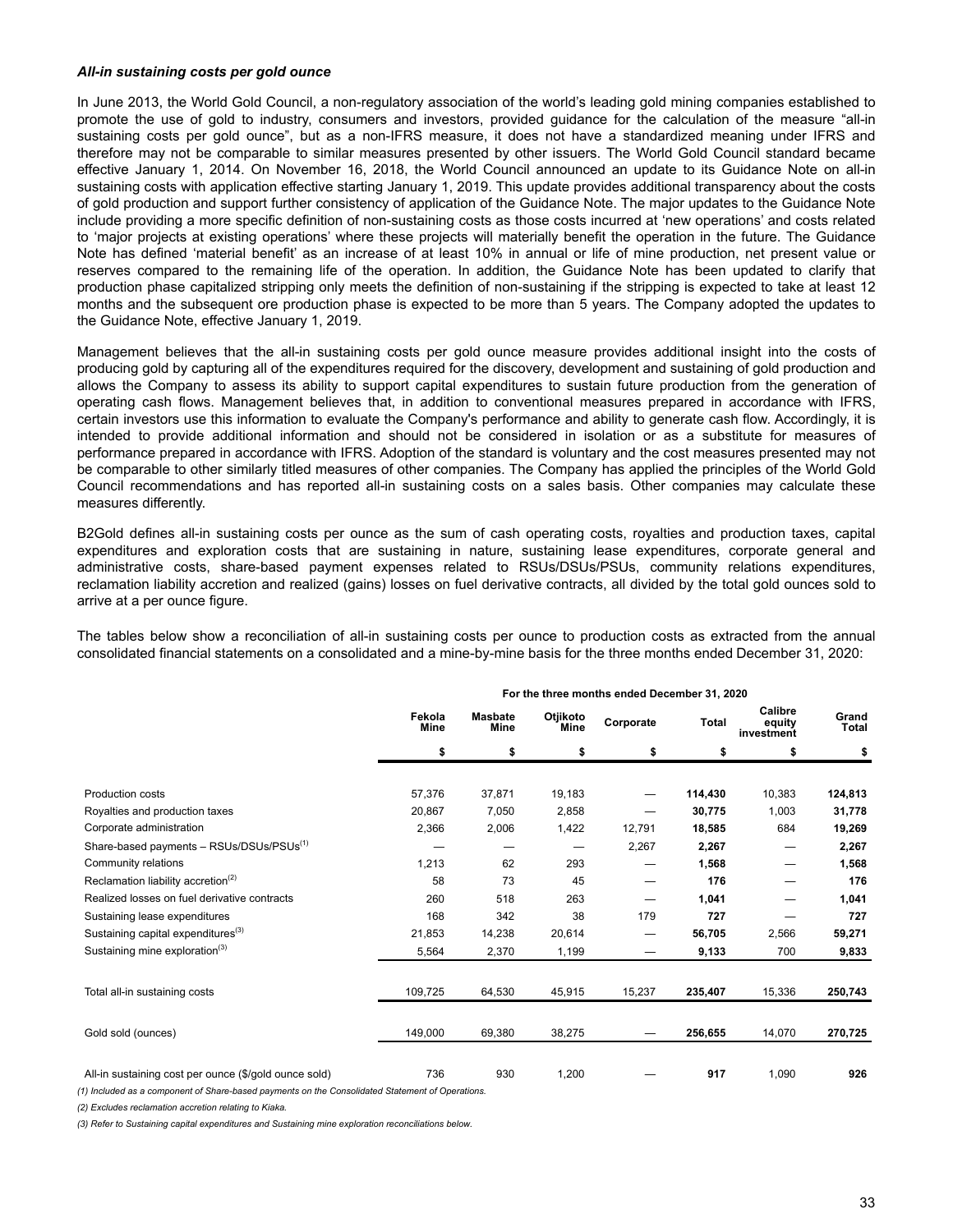### *All-in sustaining costs per gold ounce*

In June 2013, the World Gold Council, a non-regulatory association of the world's leading gold mining companies established to promote the use of gold to industry, consumers and investors, provided guidance for the calculation of the measure "all-in sustaining costs per gold ounce", but as a non-IFRS measure, it does not have a standardized meaning under IFRS and therefore may not be comparable to similar measures presented by other issuers. The World Gold Council standard became effective January 1, 2014. On November 16, 2018, the World Council announced an update to its Guidance Note on all-in sustaining costs with application effective starting January 1, 2019. This update provides additional transparency about the costs of gold production and support further consistency of application of the Guidance Note. The major updates to the Guidance Note include providing a more specific definition of non-sustaining costs as those costs incurred at 'new operations' and costs related to 'major projects at existing operations' where these projects will materially benefit the operation in the future. The Guidance Note has defined 'material benefit' as an increase of at least 10% in annual or life of mine production, net present value or reserves compared to the remaining life of the operation. In addition, the Guidance Note has been updated to clarify that production phase capitalized stripping only meets the definition of non-sustaining if the stripping is expected to take at least 12 months and the subsequent ore production phase is expected to be more than 5 years. The Company adopted the updates to the Guidance Note, effective January 1, 2019.

Management believes that the all-in sustaining costs per gold ounce measure provides additional insight into the costs of producing gold by capturing all of the expenditures required for the discovery, development and sustaining of gold production and allows the Company to assess its ability to support capital expenditures to sustain future production from the generation of operating cash flows. Management believes that, in addition to conventional measures prepared in accordance with IFRS, certain investors use this information to evaluate the Company's performance and ability to generate cash flow. Accordingly, it is intended to provide additional information and should not be considered in isolation or as a substitute for measures of performance prepared in accordance with IFRS. Adoption of the standard is voluntary and the cost measures presented may not be comparable to other similarly titled measures of other companies. The Company has applied the principles of the World Gold Council recommendations and has reported all-in sustaining costs on a sales basis. Other companies may calculate these measures differently.

B2Gold defines all-in sustaining costs per ounce as the sum of cash operating costs, royalties and production taxes, capital expenditures and exploration costs that are sustaining in nature, sustaining lease expenditures, corporate general and administrative costs, share-based payment expenses related to RSUs/DSUs/PSUs, community relations expenditures, reclamation liability accretion and realized (gains) losses on fuel derivative contracts, all divided by the total gold ounces sold to arrive at a per ounce figure.

The tables below show a reconciliation of all-in sustaining costs per ounce to production costs as extracted from the annual consolidated financial statements on a consolidated and a mine-by-mine basis for the three months ended December 31, 2020:

| | For the three months ended December 31, 2020 | | | | | | |
|---|---|---|---|---|---|---|---|
| | Fekola Mine | Masbate Mine | Otjikoto Mine | Corporate | Total | Calibre equity investment | Grand Total |
| | $ | $ | $ | $ | $ | $ | $ |
| Production costs | 57,376 | 37,871 | 19,183 | — | **114,430** | 10,383 | **124,813** |
| Royalties and production taxes | 20,867 | 7,050 | 2,858 | — | **30,775** | 1,003 | **31,778** |
| Corporate administration | 2,366 | 2,006 | 1,422 | 12,791 | **18,585** | 684 | **19,269** |
| Share-based payments – RSUs/DSUs/PSUs[(1)] | — | — | — | 2,267 | **2,267** | — | **2,267** |
| Community relations | 1,213 | 62 | 293 | — | **1,568** | — | **1,568** |
| Reclamation liability accretion[(2)] | 58 | 73 | 45 | — | **176** | — | **176** |
| Realized losses on fuel derivative contracts | 260 | 518 | 263 | — | **1,041** | — | **1,041** |
| Sustaining lease expenditures | 168 | 342 | 38 | 179 | **727** | — | **727** |
| Sustaining capital expenditures[(3)] | 21,853 | 14,238 | 20,614 | — | **56,705** | 2,566 | **59,271** |
| Sustaining mine exploration[(3)] | 5,564 | 2,370 | 1,199 | — | **9,133** | 700 | **9,833** |
| Total all-in sustaining costs | 109,725 | 64,530 | 45,915 | 15,237 | **235,407** | 15,336 | **250,743** |
| Gold sold (ounces) | 149,000 | 69,380 | 38,275 | — | **256,655** | 14,070 | **270,725** |
| All-in sustaining cost per ounce ($/gold ounce sold) | 736 | 930 | 1,200 | — | **917** | 1,090 | **926** |

*(1) Included as a component of Share-based payments on the Consolidated Statement of Operations.*

*(2) Excludes reclamation accretion relating to Kiaka.*

*(3) Refer to Sustaining capital expenditures and Sustaining mine exploration reconciliations below.*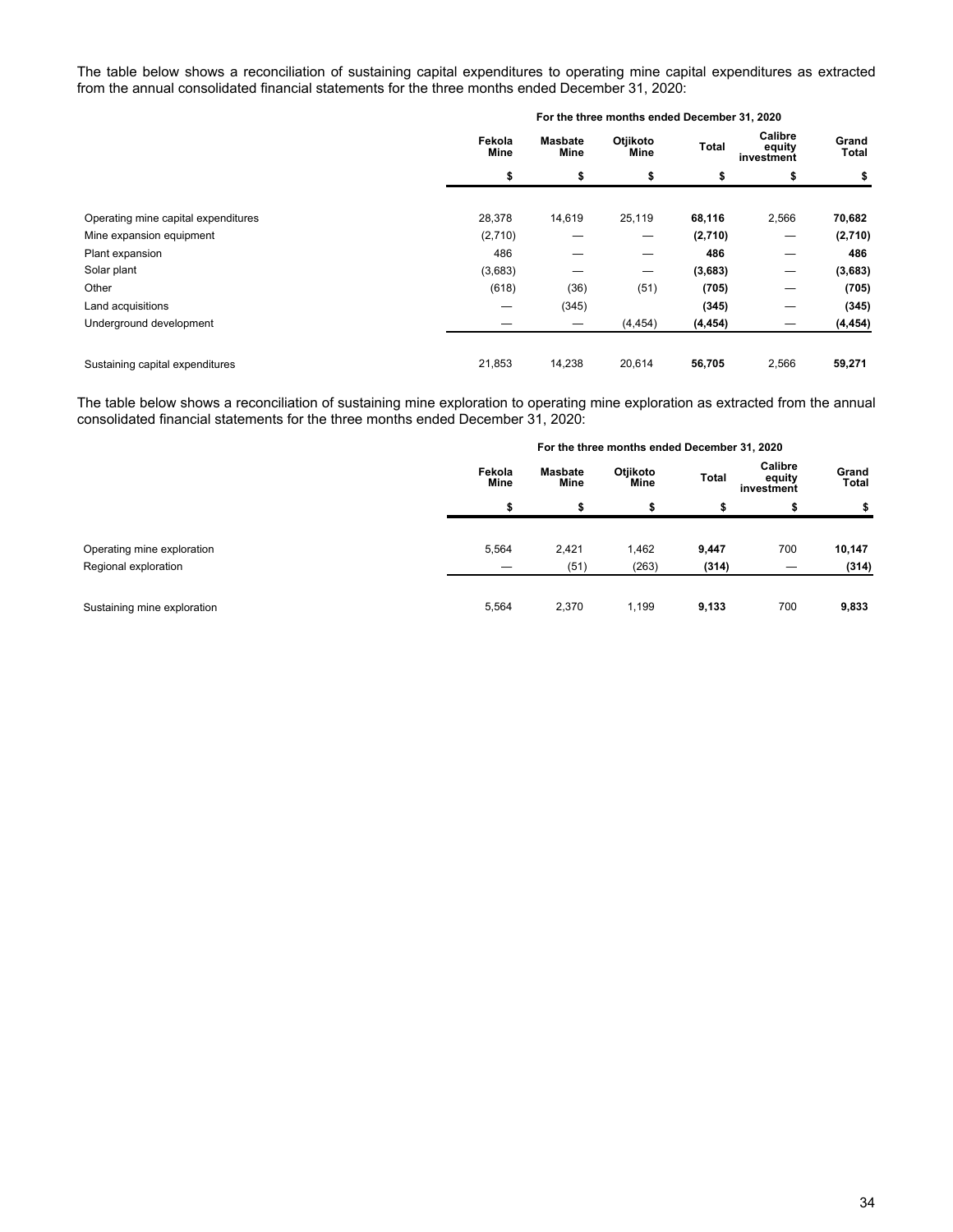The table below shows a reconciliation of sustaining capital expenditures to operating mine capital expenditures as extracted from the annual consolidated financial statements for the three months ended December 31, 2020:

| | For the three months ended December 31, 2020 | | | | | |
|---|---|---|---|---|---|---|
| | Fekola Mine | Masbate Mine | Otjikoto Mine | Total | Calibre equity investment | Grand Total |
| | $ | $ | $ | $ | $ | $ |
| Operating mine capital expenditures | 28,378 | 14,619 | 25,119 | **68,116** | 2,566 | **70,682** |
| Mine expansion equipment | (2,710) | — | — | **(2,710)** | — | **(2,710)** |
| Plant expansion | 486 | — | — | **486** | — | **486** |
| Solar plant | (3,683) | — | — | **(3,683)** | — | **(3,683)** |
| Other | (618) | (36) | (51) | **(705)** | — | **(705)** |
| Land acquisitions | — | (345) | | **(345)** | — | **(345)** |
| Underground development | — | — | (4,454) | **(4,454)** | — | **(4,454)** |
| Sustaining capital expenditures | 21,853 | 14,238 | 20,614 | **56,705** | 2,566 | **59,271** |

The table below shows a reconciliation of sustaining mine exploration to operating mine exploration as extracted from the annual consolidated financial statements for the three months ended December 31, 2020:

| | For the three months ended December 31, 2020 | | | | | |
|---|---|---|---|---|---|---|
| | Fekola Mine | Masbate Mine | Otjikoto Mine | Total | Calibre equity investment | Grand Total |
| | $ | $ | $ | $ | $ | $ |
| Operating mine exploration | 5,564 | 2,421 | 1,462 | **9,447** | 700 | **10,147** |
| Regional exploration | — | (51) | (263) | **(314)** | — | **(314)** |
| Sustaining mine exploration | 5,564 | 2,370 | 1,199 | **9,133** | 700 | **9,833** |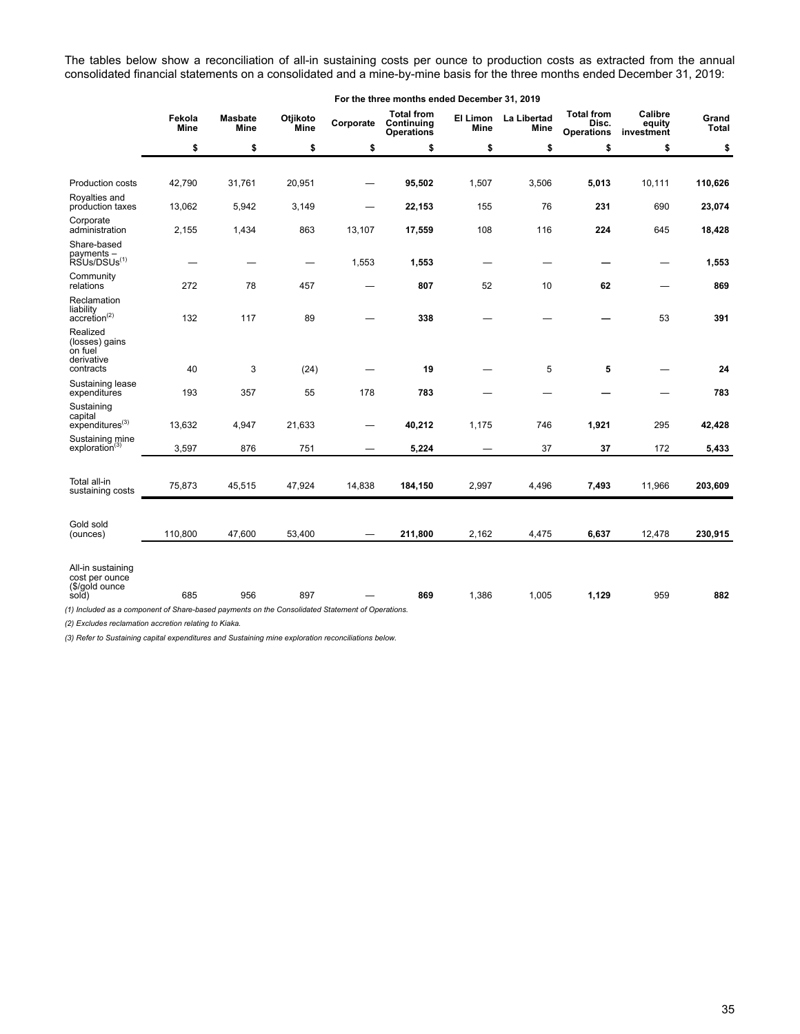The tables below show a reconciliation of all-in sustaining costs per ounce to production costs as extracted from the annual consolidated financial statements on a consolidated and a mine-by-mine basis for the three months ended December 31, 2019:

| | For the three months ended December 31, 2019 | | | | | | | | | |
|---|---|---|---|---|---|---|---|---|---|---|
| | Fekola Mine | Masbate Mine | Otjikoto Mine | Corporate | Total from Continuing Operations | El Limon Mine | La Libertad Mine | Total from Disc. Operations | Calibre equity investment | Grand Total |
| | $ | $ | $ | $ | $ | $ | $ | $ | $ | $ |
| Production costs | 42,790 | 31,761 | 20,951 | — | **95,502** | 1,507 | 3,506 | **5,013** | 10,111 | **110,626** |
| Royalties and production taxes | 13,062 | 5,942 | 3,149 | — | **22,153** | 155 | 76 | **231** | 690 | **23,074** |
| Corporate administration | 2,155 | 1,434 | 863 | 13,107 | **17,559** | 108 | 116 | **224** | 645 | **18,428** |
| Share-based payments – RSUs/DSUs[1] | — | — | — | 1,553 | **1,553** | — | — | **—** | — | **1,553** |
| Community relations | 272 | 78 | 457 | — | **807** | 52 | 10 | **62** | — | **869** |
| Reclamation liability accretion[2] | 132 | 117 | 89 | — | **338** | — | — | **—** | 53 | **391** |
| Realized (losses) gains on fuel derivative contracts | 40 | 3 | (24) | — | **19** | — | 5 | **5** | — | **24** |
| Sustaining lease expenditures | 193 | 357 | 55 | 178 | **783** | — | — | **—** | — | **783** |
| Sustaining capital expenditures[3] | 13,632 | 4,947 | 21,633 | — | **40,212** | 1,175 | 746 | **1,921** | 295 | **42,428** |
| Sustaining mine exploration[3] | 3,597 | 876 | 751 | — | **5,224** | — | 37 | **37** | 172 | **5,433** |
| Total all-in sustaining costs | 75,873 | 45,515 | 47,924 | 14,838 | **184,150** | 2,997 | 4,496 | **7,493** | 11,966 | **203,609** |
| Gold sold (ounces) | 110,800 | 47,600 | 53,400 | — | **211,800** | 2,162 | 4,475 | **6,637** | 12,478 | **230,915** |
| All-in sustaining cost per ounce ($/gold ounce sold) | 685 | 956 | 897 | — | **869** | 1,386 | 1,005 | **1,129** | 959 | **882** |

*(1) Included as a component of Share-based payments on the Consolidated Statement of Operations.*

*(2) Excludes reclamation accretion relating to Kiaka.*

*(3) Refer to Sustaining capital expenditures and Sustaining mine exploration reconciliations below.*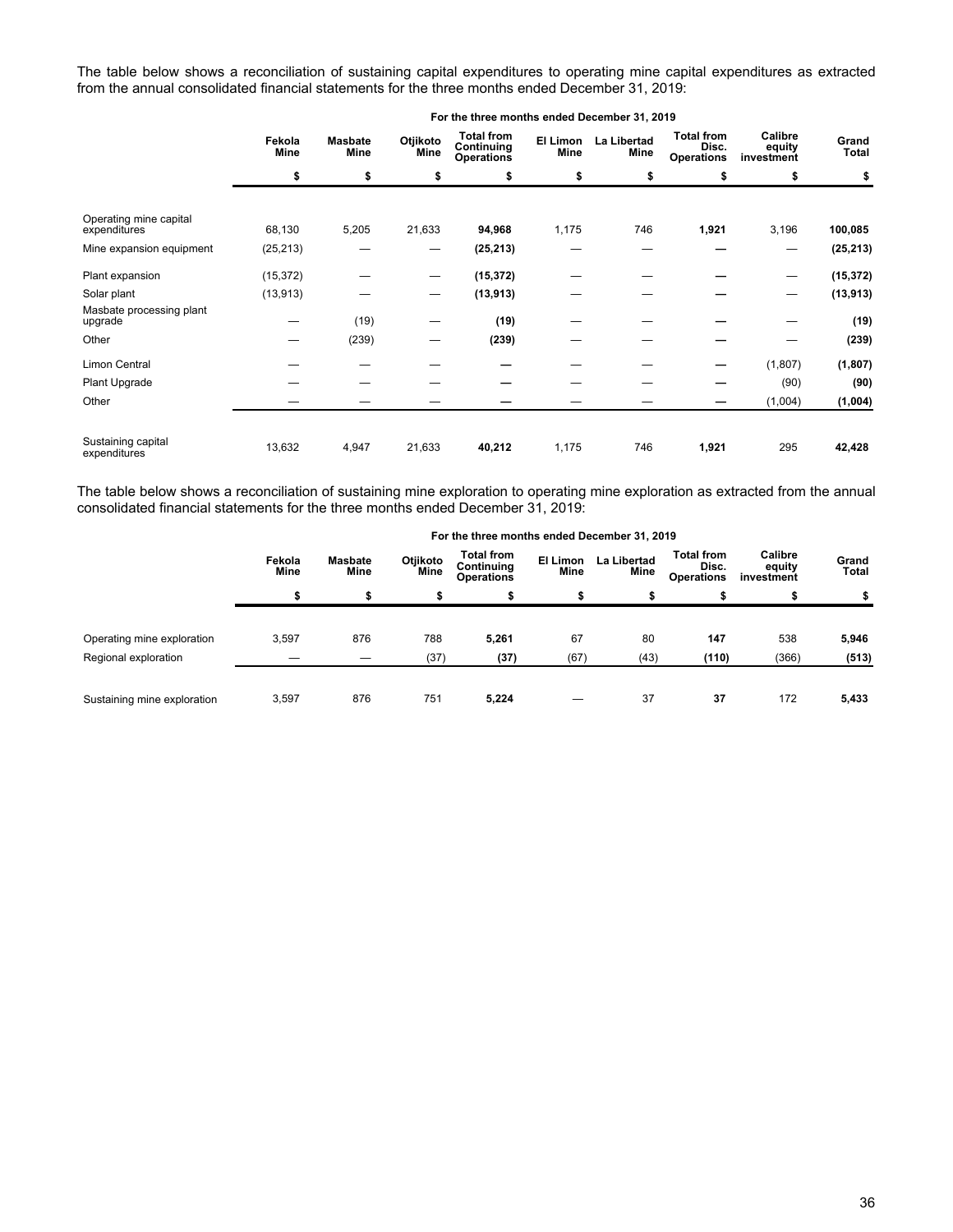The table below shows a reconciliation of sustaining capital expenditures to operating mine capital expenditures as extracted from the annual consolidated financial statements for the three months ended December 31, 2019:

| | For the three months ended December 31, 2019 | | | | | | | | |
|---|---|---|---|---|---|---|---|---|---|
| | Fekola Mine | Masbate Mine | Otjikoto Mine | Total from Continuing Operations | El Limon Mine | La Libertad Mine | Total from Disc. Operations | Calibre equity investment | Grand Total |
| | $ | $ | $ | $ | $ | $ | $ | $ | $ |
| Operating mine capital expenditures | 68,130 | 5,205 | 21,633 | **94,968** | 1,175 | 746 | **1,921** | 3,196 | **100,085** |
| Mine expansion equipment | (25,213) | — | — | **(25,213)** | — | — | **—** | — | **(25,213)** |
| Plant expansion | (15,372) | — | — | **(15,372)** | — | — | **—** | — | **(15,372)** |
| Solar plant | (13,913) | — | — | **(13,913)** | — | — | **—** | — | **(13,913)** |
| Masbate processing plant upgrade | — | (19) | — | **(19)** | — | — | **—** | — | **(19)** |
| Other | — | (239) | — | **(239)** | — | — | **—** | — | **(239)** |
| Limon Central | — | — | — | **—** | — | — | **—** | (1,807) | **(1,807)** |
| Plant Upgrade | — | — | — | **—** | — | — | **—** | (90) | **(90)** |
| Other | — | — | — | **—** | — | — | **—** | (1,004) | **(1,004)** |
| Sustaining capital expenditures | 13,632 | 4,947 | 21,633 | **40,212** | 1,175 | 746 | **1,921** | 295 | **42,428** |

The table below shows a reconciliation of sustaining mine exploration to operating mine exploration as extracted from the annual consolidated financial statements for the three months ended December 31, 2019:

| | For the three months ended December 31, 2019 | | | | | | | | |
|---|---|---|---|---|---|---|---|---|---|
| | Fekola Mine | Masbate Mine | Otjikoto Mine | Total from Continuing Operations | El Limon Mine | La Libertad Mine | Total from Disc. Operations | Calibre equity investment | Grand Total |
| | $ | $ | $ | $ | $ | $ | $ | $ | $ |
| Operating mine exploration | 3,597 | 876 | 788 | **5,261** | 67 | 80 | **147** | 538 | **5,946** |
| Regional exploration | — | — | (37) | **(37)** | (67) | (43) | **(110)** | (366) | **(513)** |
| Sustaining mine exploration | 3,597 | 876 | 751 | **5,224** | — | 37 | **37** | 172 | **5,433** |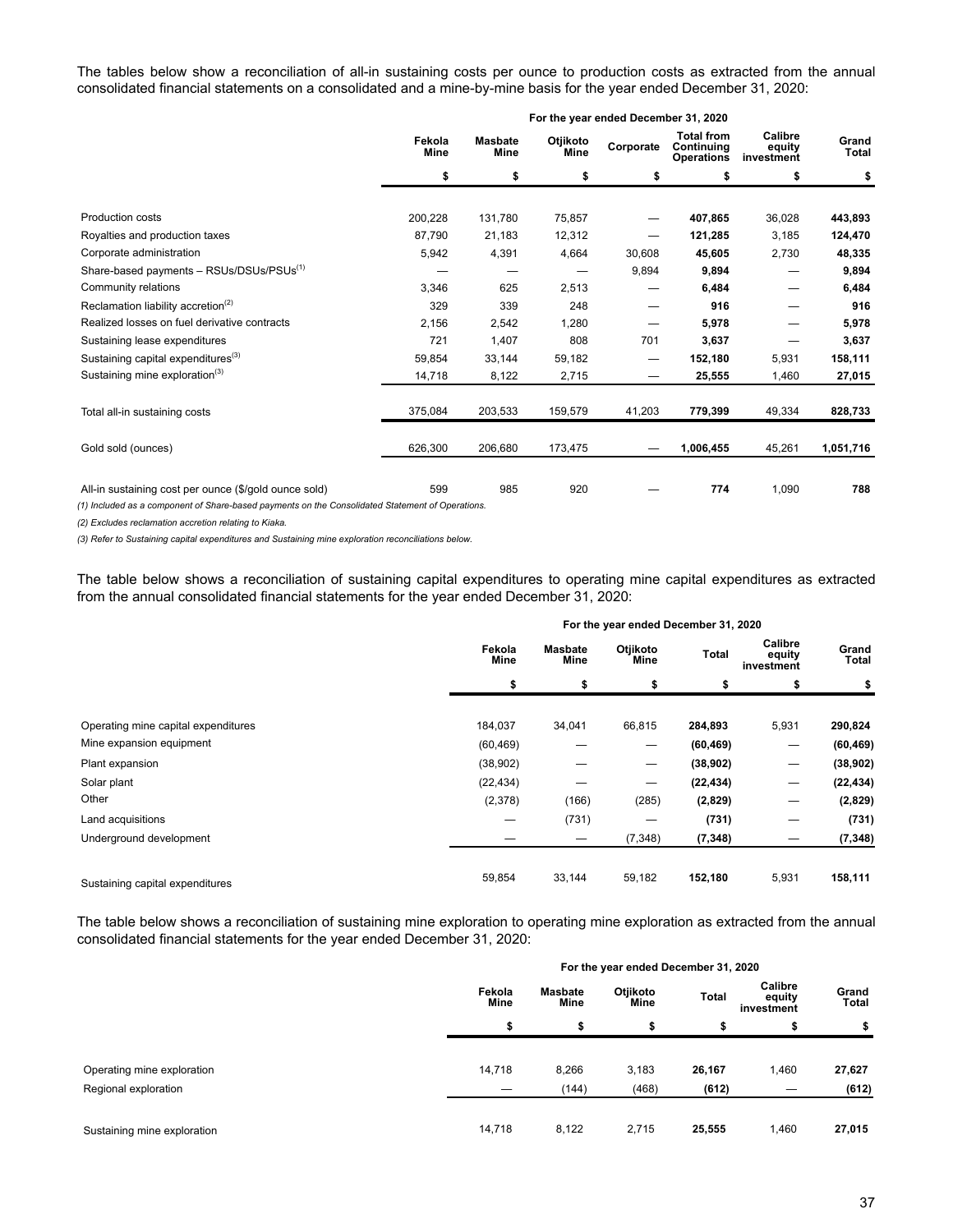The tables below show a reconciliation of all-in sustaining costs per ounce to production costs as extracted from the annual consolidated financial statements on a consolidated and a mine-by-mine basis for the year ended December 31, 2020:

| | For the year ended December 31, 2020 | | | | | | |
|---|---|---|---|---|---|---|---|
| | Fekola Mine | Masbate Mine | Otjikoto Mine | Corporate | Total from Continuing Operations | Calibre equity investment | Grand Total |
| | $ | $ | $ | $ | $ | $ | $ |
| Production costs | 200,228 | 131,780 | 75,857 | — | **407,865** | 36,028 | **443,893** |
| Royalties and production taxes | 87,790 | 21,183 | 12,312 | — | **121,285** | 3,185 | **124,470** |
| Corporate administration | 5,942 | 4,391 | 4,664 | 30,608 | **45,605** | 2,730 | **48,335** |
| Share-based payments – RSUs/DSUs/PSUs[(1)] | — | — | — | 9,894 | **9,894** | — | **9,894** |
| Community relations | 3,346 | 625 | 2,513 | — | **6,484** | — | **6,484** |
| Reclamation liability accretion[(2)] | 329 | 339 | 248 | — | **916** | — | **916** |
| Realized losses on fuel derivative contracts | 2,156 | 2,542 | 1,280 | — | **5,978** | — | **5,978** |
| Sustaining lease expenditures | 721 | 1,407 | 808 | 701 | **3,637** | — | **3,637** |
| Sustaining capital expenditures[(3)] | 59,854 | 33,144 | 59,182 | — | **152,180** | 5,931 | **158,111** |
| Sustaining mine exploration[(3)] | 14,718 | 8,122 | 2,715 | — | **25,555** | 1,460 | **27,015** |
| Total all-in sustaining costs | 375,084 | 203,533 | 159,579 | 41,203 | **779,399** | 49,334 | **828,733** |
| Gold sold (ounces) | 626,300 | 206,680 | 173,475 | — | **1,006,455** | 45,261 | **1,051,716** |
| All-in sustaining cost per ounce ($/gold ounce sold) | 599 | 985 | 920 | — | **774** | 1,090 | **788** |

*(1) Included as a component of Share-based payments on the Consolidated Statement of Operations.*

*(2) Excludes reclamation accretion relating to Kiaka.*

*(3) Refer to Sustaining capital expenditures and Sustaining mine exploration reconciliations below.*

The table below shows a reconciliation of sustaining capital expenditures to operating mine capital expenditures as extracted from the annual consolidated financial statements for the year ended December 31, 2020:

| | For the year ended December 31, 2020 | | | | | |
|---|---|---|---|---|---|---|
| | Fekola Mine | Masbate Mine | Otjikoto Mine | Total | Calibre equity investment | Grand Total |
| | $ | $ | $ | $ | $ | $ |
| Operating mine capital expenditures | 184,037 | 34,041 | 66,815 | **284,893** | 5,931 | **290,824** |
| Mine expansion equipment | (60,469) | — | — | **(60,469)** | — | **(60,469)** |
| Plant expansion | (38,902) | — | — | **(38,902)** | — | **(38,902)** |
| Solar plant | (22,434) | — | — | **(22,434)** | — | **(22,434)** |
| Other | (2,378) | (166) | (285) | **(2,829)** | — | **(2,829)** |
| Land acquisitions | — | (731) | — | **(731)** | — | **(731)** |
| Underground development | — | — | (7,348) | **(7,348)** | — | **(7,348)** |
| Sustaining capital expenditures | 59,854 | 33,144 | 59,182 | **152,180** | 5,931 | **158,111** |

The table below shows a reconciliation of sustaining mine exploration to operating mine exploration as extracted from the annual consolidated financial statements for the year ended December 31, 2020:

| | For the year ended December 31, 2020 | | | | | |
|---|---|---|---|---|---|---|
| | Fekola Mine | Masbate Mine | Otjikoto Mine | Total | Calibre equity investment | Grand Total |
| | $ | $ | $ | $ | $ | $ |
| Operating mine exploration | 14,718 | 8,266 | 3,183 | **26,167** | 1,460 | **27,627** |
| Regional exploration | — | (144) | (468) | **(612)** | — | **(612)** |
| Sustaining mine exploration | 14,718 | 8,122 | 2,715 | **25,555** | 1,460 | **27,015** |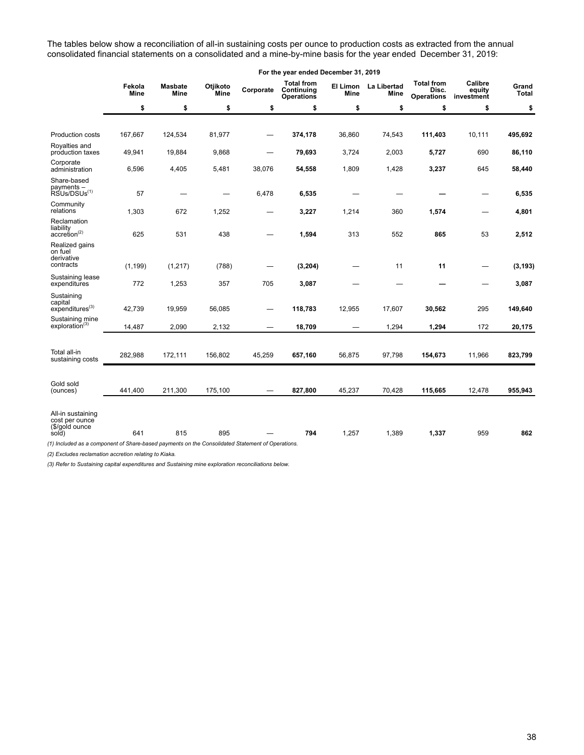The tables below show a reconciliation of all-in sustaining costs per ounce to production costs as extracted from the annual consolidated financial statements on a consolidated and a mine-by-mine basis for the year ended December 31, 2019:

| | For the year ended December 31, 2019 | | | | | | | | | |
|---|---|---|---|---|---|---|---|---|---|---|
| | Fekola Mine | Masbate Mine | Otjikoto Mine | Corporate | Total from Continuing Operations | El Limon Mine | La Libertad Mine | Total from Disc. Operations | Calibre equity investment | Grand Total |
| | $ | $ | $ | $ | $ | $ | $ | $ | $ | $ |
| Production costs | 167,667 | 124,534 | 81,977 | — | **374,178** | 36,860 | 74,543 | **111,403** | 10,111 | **495,692** |
| Royalties and production taxes | 49,941 | 19,884 | 9,868 | — | **79,693** | 3,724 | 2,003 | **5,727** | 690 | **86,110** |
| Corporate administration | 6,596 | 4,405 | 5,481 | 38,076 | **54,558** | 1,809 | 1,428 | **3,237** | 645 | **58,440** |
| Share-based payments – RSUs/DSUs[(1)] | 57 | — | — | 6,478 | **6,535** | — | — | **—** | — | **6,535** |
| Community relations | 1,303 | 672 | 1,252 | — | **3,227** | 1,214 | 360 | **1,574** | — | **4,801** |
| Reclamation liability accretion[(2)] | 625 | 531 | 438 | — | **1,594** | 313 | 552 | **865** | 53 | **2,512** |
| Realized gains on fuel derivative contracts | (1,199) | (1,217) | (788) | — | **(3,204)** | — | 11 | **11** | — | **(3,193)** |
| Sustaining lease expenditures | 772 | 1,253 | 357 | 705 | **3,087** | — | — | **—** | — | **3,087** |
| Sustaining capital expenditures[(3)] | 42,739 | 19,959 | 56,085 | — | **118,783** | 12,955 | 17,607 | **30,562** | 295 | **149,640** |
| Sustaining mine exploration[(3)] | 14,487 | 2,090 | 2,132 | — | **18,709** | — | 1,294 | **1,294** | 172 | **20,175** |
| Total all-in sustaining costs | 282,988 | 172,111 | 156,802 | 45,259 | **657,160** | 56,875 | 97,798 | **154,673** | 11,966 | **823,799** |
| Gold sold (ounces) | 441,400 | 211,300 | 175,100 | — | **827,800** | 45,237 | 70,428 | **115,665** | 12,478 | **955,943** |
| All-in sustaining cost per ounce ($/gold ounce sold) | 641 | 815 | 895 | — | **794** | 1,257 | 1,389 | **1,337** | 959 | **862** |

*(1) Included as a component of Share-based payments on the Consolidated Statement of Operations.*

*(2) Excludes reclamation accretion relating to Kiaka.*

*(3) Refer to Sustaining capital expenditures and Sustaining mine exploration reconciliations below.*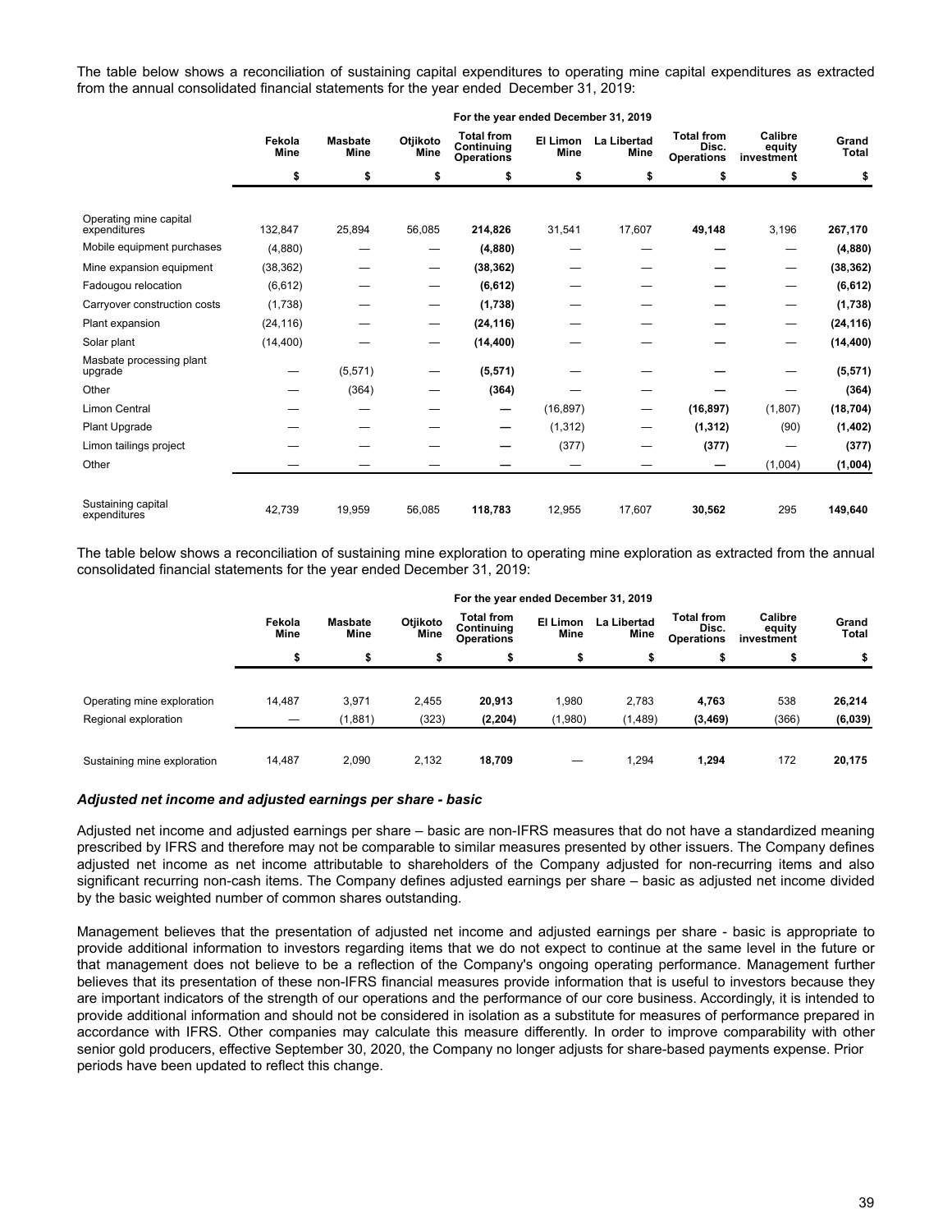The table below shows a reconciliation of sustaining capital expenditures to operating mine capital expenditures as extracted from the annual consolidated financial statements for the year ended December 31, 2019:

| | For the year ended December 31, 2019 | | | | | | | | |
|---|---|---|---|---|---|---|---|---|---|
| | Fekola Mine | Masbate Mine | Otjikoto Mine | Total from Continuing Operations | El Limon Mine | La Libertad Mine | Total from Disc. Operations | Calibre equity investment | Grand Total |
| | $ | $ | $ | $ | $ | $ | $ | $ | $ |
| Operating mine capital expenditures | 132,847 | 25,894 | 56,085 | **214,826** | 31,541 | 17,607 | **49,148** | 3,196 | **267,170** |
| Mobile equipment purchases | (4,880) | — | — | **(4,880)** | — | — | **—** | — | **(4,880)** |
| Mine expansion equipment | (38,362) | — | — | **(38,362)** | — | — | **—** | — | **(38,362)** |
| Fadougou relocation | (6,612) | — | — | **(6,612)** | — | — | **—** | — | **(6,612)** |
| Carryover construction costs | (1,738) | — | — | **(1,738)** | — | — | **—** | — | **(1,738)** |
| Plant expansion | (24,116) | — | — | **(24,116)** | — | — | **—** | — | **(24,116)** |
| Solar plant | (14,400) | — | — | **(14,400)** | — | — | **—** | — | **(14,400)** |
| Masbate processing plant upgrade | — | (5,571) | — | **(5,571)** | — | — | **—** | — | **(5,571)** |
| Other | — | (364) | — | **(364)** | — | — | **—** | — | **(364)** |
| Limon Central | — | — | — | **—** | (16,897) | — | **(16,897)** | (1,807) | **(18,704)** |
| Plant Upgrade | — | — | — | **—** | (1,312) | — | **(1,312)** | (90) | **(1,402)** |
| Limon tailings project | — | — | — | **—** | (377) | — | **(377)** | — | **(377)** |
| Other | — | — | — | **—** | — | — | **—** | (1,004) | **(1,004)** |
| Sustaining capital expenditures | 42,739 | 19,959 | 56,085 | **118,783** | 12,955 | 17,607 | **30,562** | 295 | **149,640** |

The table below shows a reconciliation of sustaining mine exploration to operating mine exploration as extracted from the annual consolidated financial statements for the year ended December 31, 2019:

| | For the year ended December 31, 2019 | | | | | | | | |
|---|---|---|---|---|---|---|---|---|---|
| | Fekola Mine | Masbate Mine | Otjikoto Mine | Total from Continuing Operations | El Limon Mine | La Libertad Mine | Total from Disc. Operations | Calibre equity investment | Grand Total |
| | $ | $ | $ | $ | $ | $ | $ | $ | $ |
| Operating mine exploration | 14,487 | 3,971 | 2,455 | **20,913** | 1,980 | 2,783 | **4,763** | 538 | **26,214** |
| Regional exploration | — | (1,881) | (323) | **(2,204)** | (1,980) | (1,489) | **(3,469)** | (366) | **(6,039)** |
| Sustaining mine exploration | 14,487 | 2,090 | 2,132 | **18,709** | — | 1,294 | **1,294** | 172 | **20,175** |

### *Adjusted net income and adjusted earnings per share - basic*

Adjusted net income and adjusted earnings per share – basic are non-IFRS measures that do not have a standardized meaning prescribed by IFRS and therefore may not be comparable to similar measures presented by other issuers. The Company defines adjusted net income as net income attributable to shareholders of the Company adjusted for non-recurring items and also significant recurring non-cash items. The Company defines adjusted earnings per share – basic as adjusted net income divided by the basic weighted number of common shares outstanding.

Management believes that the presentation of adjusted net income and adjusted earnings per share - basic is appropriate to provide additional information to investors regarding items that we do not expect to continue at the same level in the future or that management does not believe to be a reflection of the Company's ongoing operating performance. Management further believes that its presentation of these non-IFRS financial measures provide information that is useful to investors because they are important indicators of the strength of our operations and the performance of our core business. Accordingly, it is intended to provide additional information and should not be considered in isolation as a substitute for measures of performance prepared in accordance with IFRS. Other companies may calculate this measure differently. In order to improve comparability with other senior gold producers, effective September 30, 2020, the Company no longer adjusts for share-based payments expense. Prior periods have been updated to reflect this change.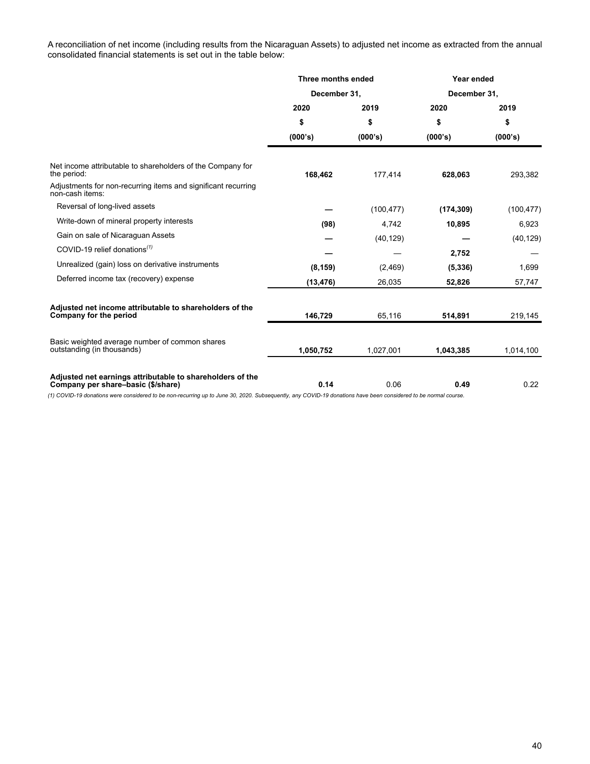A reconciliation of net income (including results from the Nicaraguan Assets) to adjusted net income as extracted from the annual consolidated financial statements is set out in the table below:

| | Three months ended December 31, | | Year ended December 31, | |
|---|---|---|---|---|
| | 2020 | 2019 | 2020 | 2019 |
| | $ | $ | $ | $ |
| | (000's) | (000's) | (000's) | (000's) |
| Net income attributable to shareholders of the Company for the period: | **168,462** | 177,414 | **628,063** | 293,382 |
| Adjustments for non-recurring items and significant recurring non-cash items: | | | | |
| Reversal of long-lived assets | **—** | (100,477) | **(174,309)** | (100,477) |
| Write-down of mineral property interests | **(98)** | 4,742 | **10,895** | 6,923 |
| Gain on sale of Nicaraguan Assets | **—** | (40,129) | **—** | (40,129) |
| COVID-19 relief donations[(1)] | **—** | — | **2,752** | — |
| Unrealized (gain) loss on derivative instruments | **(8,159)** | (2,469) | **(5,336)** | 1,699 |
| Deferred income tax (recovery) expense | **(13,476)** | 26,035 | **52,826** | 57,747 |
| **Adjusted net income attributable to shareholders of the Company for the period** | **146,729** | 65,116 | **514,891** | 219,145 |
| Basic weighted average number of common shares outstanding (in thousands) | **1,050,752** | 1,027,001 | **1,043,385** | 1,014,100 |
| **Adjusted net earnings attributable to shareholders of the Company per share–basic ($/share)** | **0.14** | 0.06 | **0.49** | 0.22 |

*(1) COVID-19 donations were considered to be non-recurring up to June 30, 2020. Subsequently, any COVID-19 donations have been considered to be normal course.*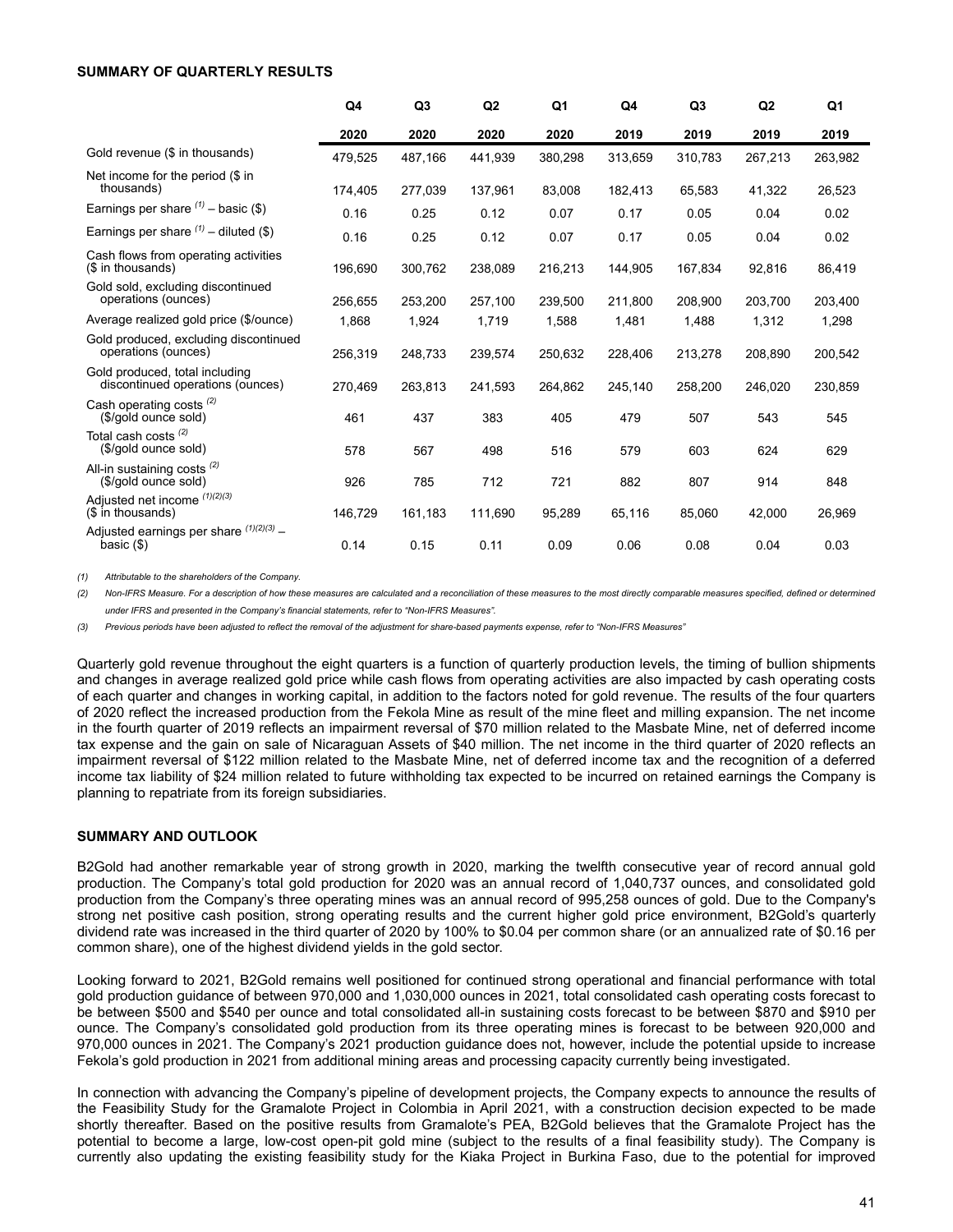**SUMMARY OF QUARTERLY RESULTS**

| | Q4 2020 | Q3 2020 | Q2 2020 | Q1 2020 | Q4 2019 | Q3 2019 | Q2 2019 | Q1 2019 |
|---|---|---|---|---|---|---|---|---|
| Gold revenue ($ in thousands) | 479,525 | 487,166 | 441,939 | 380,298 | 313,659 | 310,783 | 267,213 | 263,982 |
| Net income for the period ($ in thousands) | 174,405 | 277,039 | 137,961 | 83,008 | 182,413 | 65,583 | 41,322 | 26,523 |
| Earnings per share [(1)] – basic ($) | 0.16 | 0.25 | 0.12 | 0.07 | 0.17 | 0.05 | 0.04 | 0.02 |
| Earnings per share [(1)] – diluted ($) | 0.16 | 0.25 | 0.12 | 0.07 | 0.17 | 0.05 | 0.04 | 0.02 |
| Cash flows from operating activities ($ in thousands) | 196,690 | 300,762 | 238,089 | 216,213 | 144,905 | 167,834 | 92,816 | 86,419 |
| Gold sold, excluding discontinued operations (ounces) | 256,655 | 253,200 | 257,100 | 239,500 | 211,800 | 208,900 | 203,700 | 203,400 |
| Average realized gold price ($/ounce) | 1,868 | 1,924 | 1,719 | 1,588 | 1,481 | 1,488 | 1,312 | 1,298 |
| Gold produced, excluding discontinued operations (ounces) | 256,319 | 248,733 | 239,574 | 250,632 | 228,406 | 213,278 | 208,890 | 200,542 |
| Gold produced, total including discontinued operations (ounces) | 270,469 | 263,813 | 241,593 | 264,862 | 245,140 | 258,200 | 246,020 | 230,859 |
| Cash operating costs [(2)] ($/gold ounce sold) | 461 | 437 | 383 | 405 | 479 | 507 | 543 | 545 |
| Total cash costs [(2)] ($/gold ounce sold) | 578 | 567 | 498 | 516 | 579 | 603 | 624 | 629 |
| All-in sustaining costs [(2)] ($/gold ounce sold) | 926 | 785 | 712 | 721 | 882 | 807 | 914 | 848 |
| Adjusted net income [(1)(2)(3)] ($ in thousands) | 146,729 | 161,183 | 111,690 | 95,289 | 65,116 | 85,060 | 42,000 | 26,969 |
| Adjusted earnings per share [(1)(2)(3)] – basic ($) | 0.14 | 0.15 | 0.11 | 0.09 | 0.06 | 0.08 | 0.04 | 0.03 |

*(1) Attributable to the shareholders of the Company.*

*(2) Non-IFRS Measure. For a description of how these measures are calculated and a reconciliation of these measures to the most directly comparable measures specified, defined or determined under IFRS and presented in the Company's financial statements, refer to "Non-IFRS Measures".*

*(3) Previous periods have been adjusted to reflect the removal of the adjustment for share-based payments expense, refer to "Non-IFRS Measures"*

Quarterly gold revenue throughout the eight quarters is a function of quarterly production levels, the timing of bullion shipments and changes in average realized gold price while cash flows from operating activities are also impacted by cash operating costs of each quarter and changes in working capital, in addition to the factors noted for gold revenue. The results of the four quarters of 2020 reflect the increased production from the Fekola Mine as result of the mine fleet and milling expansion. The net income in the fourth quarter of 2019 reflects an impairment reversal of $70 million related to the Masbate Mine, net of deferred income tax expense and the gain on sale of Nicaraguan Assets of $40 million. The net income in the third quarter of 2020 reflects an impairment reversal of $122 million related to the Masbate Mine, net of deferred income tax and the recognition of a deferred income tax liability of $24 million related to future withholding tax expected to be incurred on retained earnings the Company is planning to repatriate from its foreign subsidiaries.

**SUMMARY AND OUTLOOK**

B2Gold had another remarkable year of strong growth in 2020, marking the twelfth consecutive year of record annual gold production. The Company's total gold production for 2020 was an annual record of 1,040,737 ounces, and consolidated gold production from the Company's three operating mines was an annual record of 995,258 ounces of gold. Due to the Company's strong net positive cash position, strong operating results and the current higher gold price environment, B2Gold's quarterly dividend rate was increased in the third quarter of 2020 by 100% to $0.04 per common share (or an annualized rate of $0.16 per common share), one of the highest dividend yields in the gold sector.

Looking forward to 2021, B2Gold remains well positioned for continued strong operational and financial performance with total gold production guidance of between 970,000 and 1,030,000 ounces in 2021, total consolidated cash operating costs forecast to be between $500 and $540 per ounce and total consolidated all-in sustaining costs forecast to be between $870 and $910 per ounce. The Company's consolidated gold production from its three operating mines is forecast to be between 920,000 and 970,000 ounces in 2021. The Company's 2021 production guidance does not, however, include the potential upside to increase Fekola's gold production in 2021 from additional mining areas and processing capacity currently being investigated.

In connection with advancing the Company's pipeline of development projects, the Company expects to announce the results of the Feasibility Study for the Gramalote Project in Colombia in April 2021, with a construction decision expected to be made shortly thereafter. Based on the positive results from Gramalote's PEA, B2Gold believes that the Gramalote Project has the potential to become a large, low-cost open-pit gold mine (subject to the results of a final feasibility study). The Company is currently also updating the existing feasibility study for the Kiaka Project in Burkina Faso, due to the potential for improved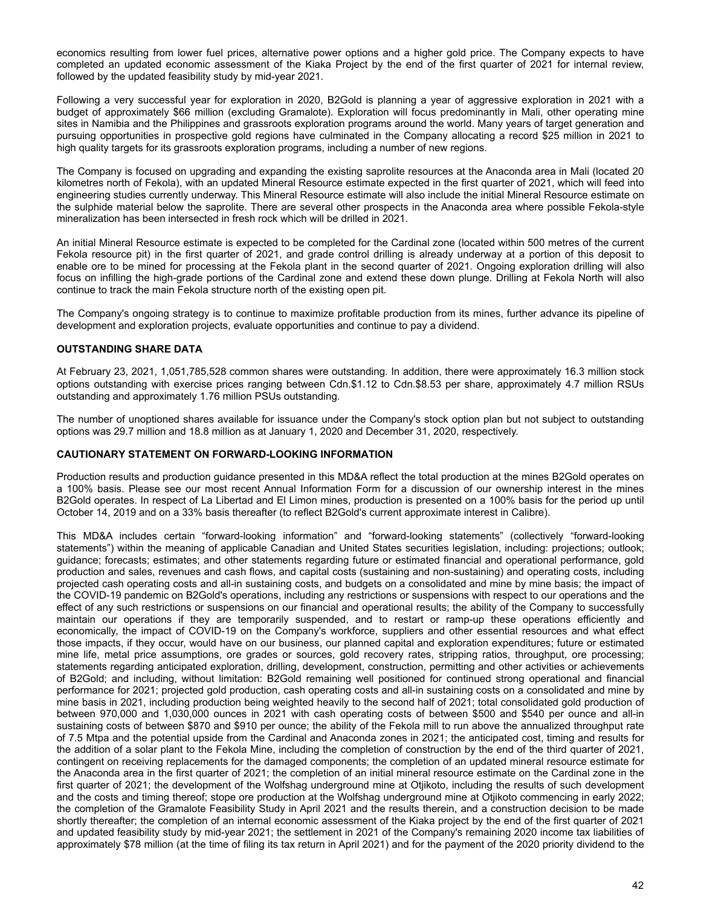economics resulting from lower fuel prices, alternative power options and a higher gold price. The Company expects to have completed an updated economic assessment of the Kiaka Project by the end of the first quarter of 2021 for internal review, followed by the updated feasibility study by mid-year 2021.

Following a very successful year for exploration in 2020, B2Gold is planning a year of aggressive exploration in 2021 with a budget of approximately $66 million (excluding Gramalote). Exploration will focus predominantly in Mali, other operating mine sites in Namibia and the Philippines and grassroots exploration programs around the world. Many years of target generation and pursuing opportunities in prospective gold regions have culminated in the Company allocating a record $25 million in 2021 to high quality targets for its grassroots exploration programs, including a number of new regions.

The Company is focused on upgrading and expanding the existing saprolite resources at the Anaconda area in Mali (located 20 kilometres north of Fekola), with an updated Mineral Resource estimate expected in the first quarter of 2021, which will feed into engineering studies currently underway. This Mineral Resource estimate will also include the initial Mineral Resource estimate on the sulphide material below the saprolite. There are several other prospects in the Anaconda area where possible Fekola-style mineralization has been intersected in fresh rock which will be drilled in 2021.

An initial Mineral Resource estimate is expected to be completed for the Cardinal zone (located within 500 metres of the current Fekola resource pit) in the first quarter of 2021, and grade control drilling is already underway at a portion of this deposit to enable ore to be mined for processing at the Fekola plant in the second quarter of 2021. Ongoing exploration drilling will also focus on infilling the high-grade portions of the Cardinal zone and extend these down plunge. Drilling at Fekola North will also continue to track the main Fekola structure north of the existing open pit.

The Company's ongoing strategy is to continue to maximize profitable production from its mines, further advance its pipeline of development and exploration projects, evaluate opportunities and continue to pay a dividend.

## OUTSTANDING SHARE DATA

At February 23, 2021, 1,051,785,528 common shares were outstanding. In addition, there were approximately 16.3 million stock options outstanding with exercise prices ranging between Cdn.$1.12 to Cdn.$8.53 per share, approximately 4.7 million RSUs outstanding and approximately 1.76 million PSUs outstanding.

The number of unoptioned shares available for issuance under the Company's stock option plan but not subject to outstanding options was 29.7 million and 18.8 million as at January 1, 2020 and December 31, 2020, respectively.

## CAUTIONARY STATEMENT ON FORWARD-LOOKING INFORMATION

Production results and production guidance presented in this MD&A reflect the total production at the mines B2Gold operates on a 100% basis. Please see our most recent Annual Information Form for a discussion of our ownership interest in the mines B2Gold operates. In respect of La Libertad and El Limon mines, production is presented on a 100% basis for the period up until October 14, 2019 and on a 33% basis thereafter (to reflect B2Gold's current approximate interest in Calibre).

This MD&A includes certain "forward-looking information" and "forward-looking statements" (collectively "forward-looking statements") within the meaning of applicable Canadian and United States securities legislation, including: projections; outlook; guidance; forecasts; estimates; and other statements regarding future or estimated financial and operational performance, gold production and sales, revenues and cash flows, and capital costs (sustaining and non-sustaining) and operating costs, including projected cash operating costs and all-in sustaining costs, and budgets on a consolidated and mine by mine basis; the impact of the COVID-19 pandemic on B2Gold's operations, including any restrictions or suspensions with respect to our operations and the effect of any such restrictions or suspensions on our financial and operational results; the ability of the Company to successfully maintain our operations if they are temporarily suspended, and to restart or ramp-up these operations efficiently and economically, the impact of COVID-19 on the Company's workforce, suppliers and other essential resources and what effect those impacts, if they occur, would have on our business, our planned capital and exploration expenditures; future or estimated mine life, metal price assumptions, ore grades or sources, gold recovery rates, stripping ratios, throughput, ore processing; statements regarding anticipated exploration, drilling, development, construction, permitting and other activities or achievements of B2Gold; and including, without limitation: B2Gold remaining well positioned for continued strong operational and financial performance for 2021; projected gold production, cash operating costs and all-in sustaining costs on a consolidated and mine by mine basis in 2021, including production being weighted heavily to the second half of 2021; total consolidated gold production of between 970,000 and 1,030,000 ounces in 2021 with cash operating costs of between $500 and $540 per ounce and all-in sustaining costs of between $870 and $910 per ounce; the ability of the Fekola mill to run above the annualized throughput rate of 7.5 Mtpa and the potential upside from the Cardinal and Anaconda zones in 2021; the anticipated cost, timing and results for the addition of a solar plant to the Fekola Mine, including the completion of construction by the end of the third quarter of 2021, contingent on receiving replacements for the damaged components; the completion of an updated mineral resource estimate for the Anaconda area in the first quarter of 2021; the completion of an initial mineral resource estimate on the Cardinal zone in the first quarter of 2021; the development of the Wolfshag underground mine at Otjikoto, including the results of such development and the costs and timing thereof; stope ore production at the Wolfshag underground mine at Otjikoto commencing in early 2022; the completion of the Gramalote Feasibility Study in April 2021 and the results therein, and a construction decision to be made shortly thereafter; the completion of an internal economic assessment of the Kiaka project by the end of the first quarter of 2021 and updated feasibility study by mid-year 2021; the settlement in 2021 of the Company's remaining 2020 income tax liabilities of approximately $78 million (at the time of filing its tax return in April 2021) and for the payment of the 2020 priority dividend to the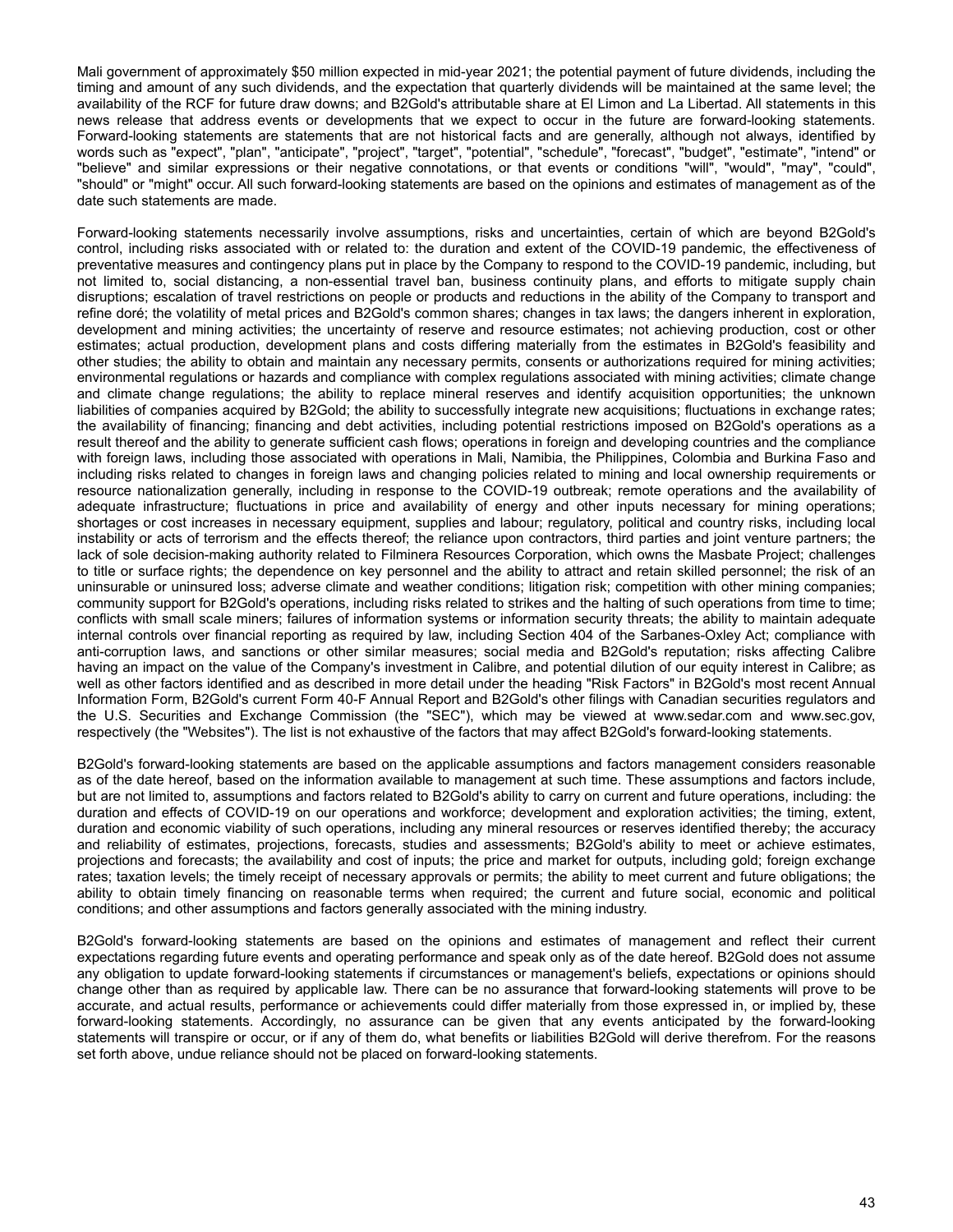Mali government of approximately $50 million expected in mid-year 2021; the potential payment of future dividends, including the timing and amount of any such dividends, and the expectation that quarterly dividends will be maintained at the same level; the availability of the RCF for future draw downs; and B2Gold's attributable share at El Limon and La Libertad. All statements in this news release that address events or developments that we expect to occur in the future are forward-looking statements. Forward-looking statements are statements that are not historical facts and are generally, although not always, identified by words such as "expect", "plan", "anticipate", "project", "target", "potential", "schedule", "forecast", "budget", "estimate", "intend" or "believe" and similar expressions or their negative connotations, or that events or conditions "will", "would", "may", "could", "should" or "might" occur. All such forward-looking statements are based on the opinions and estimates of management as of the date such statements are made.

Forward-looking statements necessarily involve assumptions, risks and uncertainties, certain of which are beyond B2Gold's control, including risks associated with or related to: the duration and extent of the COVID-19 pandemic, the effectiveness of preventative measures and contingency plans put in place by the Company to respond to the COVID-19 pandemic, including, but not limited to, social distancing, a non-essential travel ban, business continuity plans, and efforts to mitigate supply chain disruptions; escalation of travel restrictions on people or products and reductions in the ability of the Company to transport and refine doré; the volatility of metal prices and B2Gold's common shares; changes in tax laws; the dangers inherent in exploration, development and mining activities; the uncertainty of reserve and resource estimates; not achieving production, cost or other estimates; actual production, development plans and costs differing materially from the estimates in B2Gold's feasibility and other studies; the ability to obtain and maintain any necessary permits, consents or authorizations required for mining activities; environmental regulations or hazards and compliance with complex regulations associated with mining activities; climate change and climate change regulations; the ability to replace mineral reserves and identify acquisition opportunities; the unknown liabilities of companies acquired by B2Gold; the ability to successfully integrate new acquisitions; fluctuations in exchange rates; the availability of financing; financing and debt activities, including potential restrictions imposed on B2Gold's operations as a result thereof and the ability to generate sufficient cash flows; operations in foreign and developing countries and the compliance with foreign laws, including those associated with operations in Mali, Namibia, the Philippines, Colombia and Burkina Faso and including risks related to changes in foreign laws and changing policies related to mining and local ownership requirements or resource nationalization generally, including in response to the COVID-19 outbreak; remote operations and the availability of adequate infrastructure; fluctuations in price and availability of energy and other inputs necessary for mining operations; shortages or cost increases in necessary equipment, supplies and labour; regulatory, political and country risks, including local instability or acts of terrorism and the effects thereof; the reliance upon contractors, third parties and joint venture partners; the lack of sole decision-making authority related to Filminera Resources Corporation, which owns the Masbate Project; challenges to title or surface rights; the dependence on key personnel and the ability to attract and retain skilled personnel; the risk of an uninsurable or uninsured loss; adverse climate and weather conditions; litigation risk; competition with other mining companies; community support for B2Gold's operations, including risks related to strikes and the halting of such operations from time to time; conflicts with small scale miners; failures of information systems or information security threats; the ability to maintain adequate internal controls over financial reporting as required by law, including Section 404 of the Sarbanes-Oxley Act; compliance with anti-corruption laws, and sanctions or other similar measures; social media and B2Gold's reputation; risks affecting Calibre having an impact on the value of the Company's investment in Calibre, and potential dilution of our equity interest in Calibre; as well as other factors identified and as described in more detail under the heading "Risk Factors" in B2Gold's most recent Annual Information Form, B2Gold's current Form 40-F Annual Report and B2Gold's other filings with Canadian securities regulators and the U.S. Securities and Exchange Commission (the "SEC"), which may be viewed at www.sedar.com and www.sec.gov, respectively (the "Websites"). The list is not exhaustive of the factors that may affect B2Gold's forward-looking statements.

B2Gold's forward-looking statements are based on the applicable assumptions and factors management considers reasonable as of the date hereof, based on the information available to management at such time. These assumptions and factors include, but are not limited to, assumptions and factors related to B2Gold's ability to carry on current and future operations, including: the duration and effects of COVID-19 on our operations and workforce; development and exploration activities; the timing, extent, duration and economic viability of such operations, including any mineral resources or reserves identified thereby; the accuracy and reliability of estimates, projections, forecasts, studies and assessments; B2Gold's ability to meet or achieve estimates, projections and forecasts; the availability and cost of inputs; the price and market for outputs, including gold; foreign exchange rates; taxation levels; the timely receipt of necessary approvals or permits; the ability to meet current and future obligations; the ability to obtain timely financing on reasonable terms when required; the current and future social, economic and political conditions; and other assumptions and factors generally associated with the mining industry.

B2Gold's forward-looking statements are based on the opinions and estimates of management and reflect their current expectations regarding future events and operating performance and speak only as of the date hereof. B2Gold does not assume any obligation to update forward-looking statements if circumstances or management's beliefs, expectations or opinions should change other than as required by applicable law. There can be no assurance that forward-looking statements will prove to be accurate, and actual results, performance or achievements could differ materially from those expressed in, or implied by, these forward-looking statements. Accordingly, no assurance can be given that any events anticipated by the forward-looking statements will transpire or occur, or if any of them do, what benefits or liabilities B2Gold will derive therefrom. For the reasons set forth above, undue reliance should not be placed on forward-looking statements.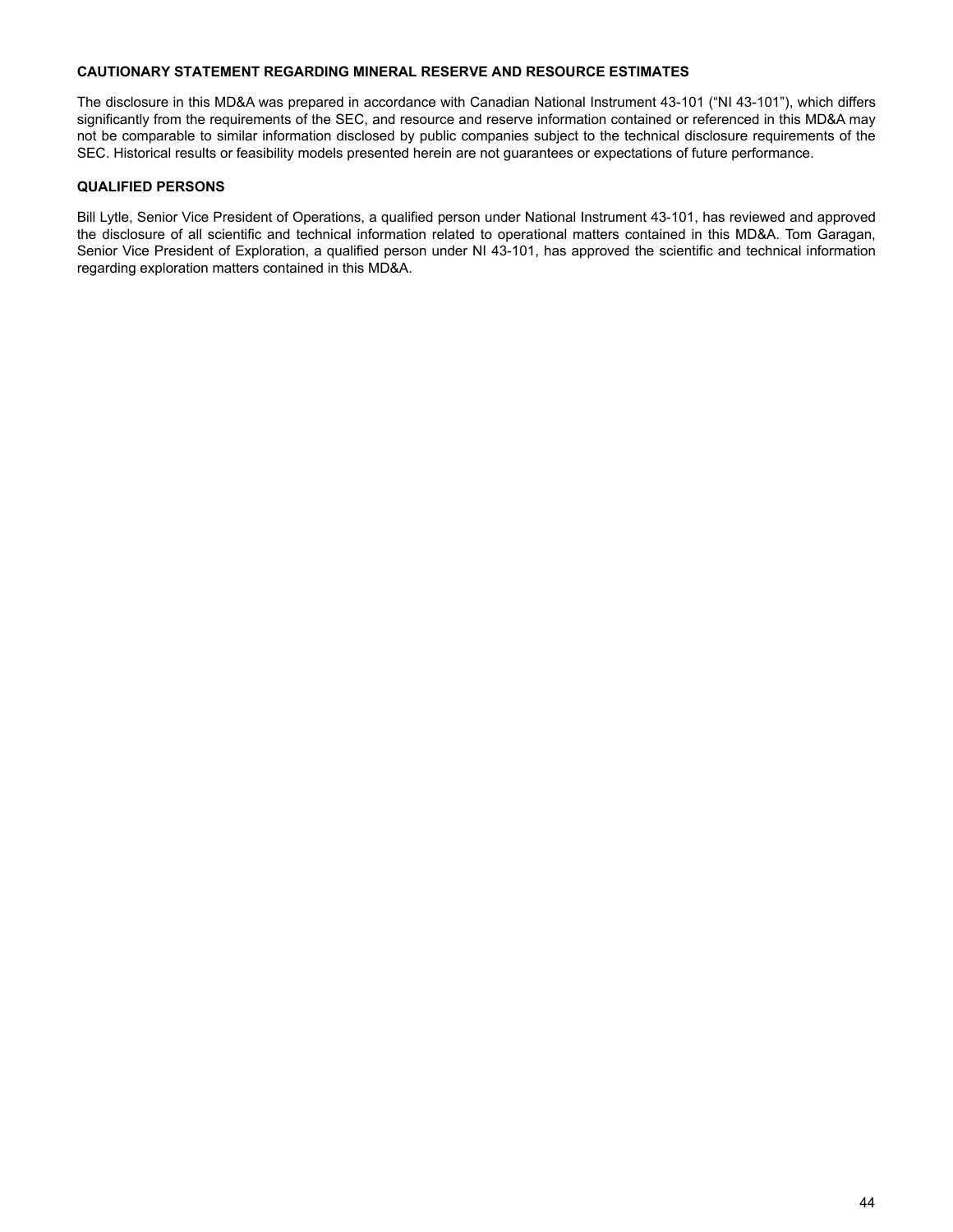## CAUTIONARY STATEMENT REGARDING MINERAL RESERVE AND RESOURCE ESTIMATES

The disclosure in this MD&A was prepared in accordance with Canadian National Instrument 43-101 ("NI 43-101"), which differs significantly from the requirements of the SEC, and resource and reserve information contained or referenced in this MD&A may not be comparable to similar information disclosed by public companies subject to the technical disclosure requirements of the SEC. Historical results or feasibility models presented herein are not guarantees or expectations of future performance.

## QUALIFIED PERSONS

Bill Lytle, Senior Vice President of Operations, a qualified person under National Instrument 43-101, has reviewed and approved the disclosure of all scientific and technical information related to operational matters contained in this MD&A. Tom Garagan, Senior Vice President of Exploration, a qualified person under NI 43-101, has approved the scientific and technical information regarding exploration matters contained in this MD&A.